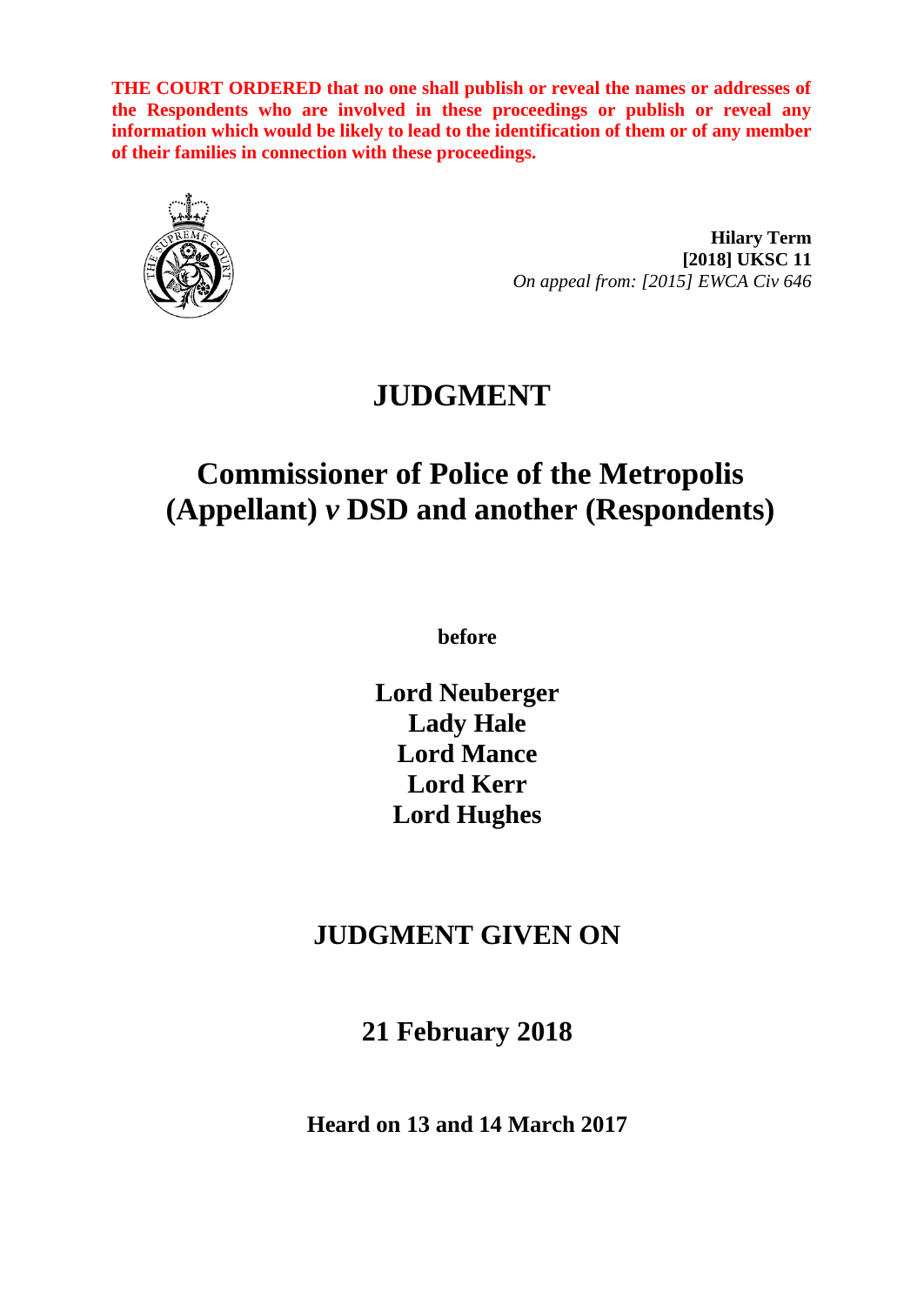**THE COURT ORDERED that no one shall publish or reveal the names or addresses of the Respondents who are involved in these proceedings or publish or reveal any information which would be likely to lead to the identification of them or of any member of their families in connection with these proceedings.**

**Hilary Term**
**[2018] UKSC 11**
*On appeal from: [2015] EWCA Civ 646*

# JUDGMENT

# Commissioner of Police of the Metropolis (Appellant) *v* DSD and another (Respondents)

**before**

**Lord Neuberger**
**Lady Hale**
**Lord Mance**
**Lord Kerr**
**Lord Hughes**

## JUDGMENT GIVEN ON

## 21 February 2018

**Heard on 13 and 14 March 2017**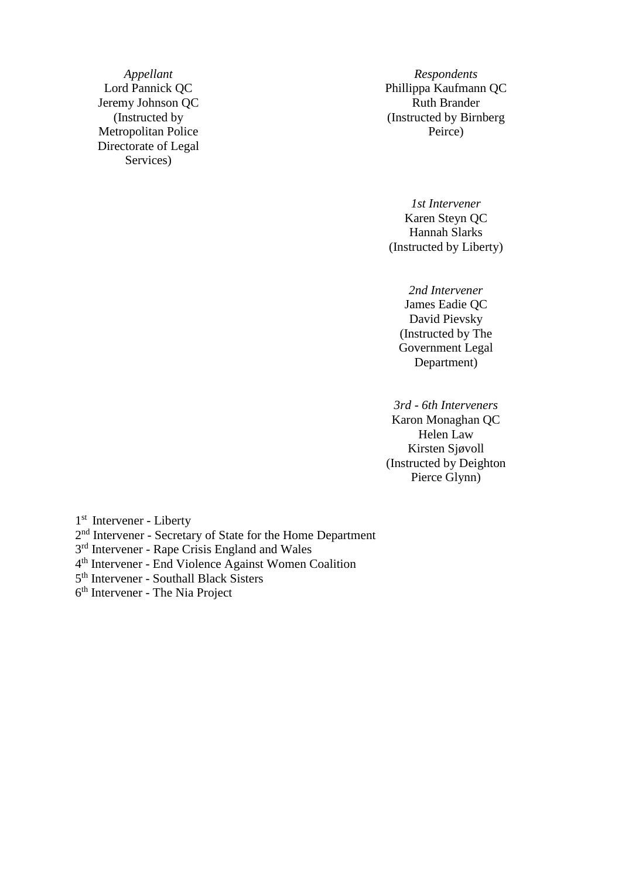| *Appellant* | *Respondents* |
|---|---|
| Lord Pannick QC | Phillippa Kaufmann QC |
| Jeremy Johnson QC | Ruth Brander |
| (Instructed by Metropolitan Police Directorate of Legal Services) | (Instructed by Birnberg Peirce) |

*1st Intervener*
Karen Steyn QC
Hannah Slarks
(Instructed by Liberty)

*2nd Intervener*
James Eadie QC
David Pievsky
(Instructed by The Government Legal Department)

*3rd - 6th Interveners*
Karon Monaghan QC
Helen Law
Kirsten Sjøvoll
(Instructed by Deighton Pierce Glynn)

1st Intervener - Liberty
2nd Intervener - Secretary of State for the Home Department
3rd Intervener - Rape Crisis England and Wales
4th Intervener - End Violence Against Women Coalition
5th Intervener - Southall Black Sisters
6th Intervener - The Nia Project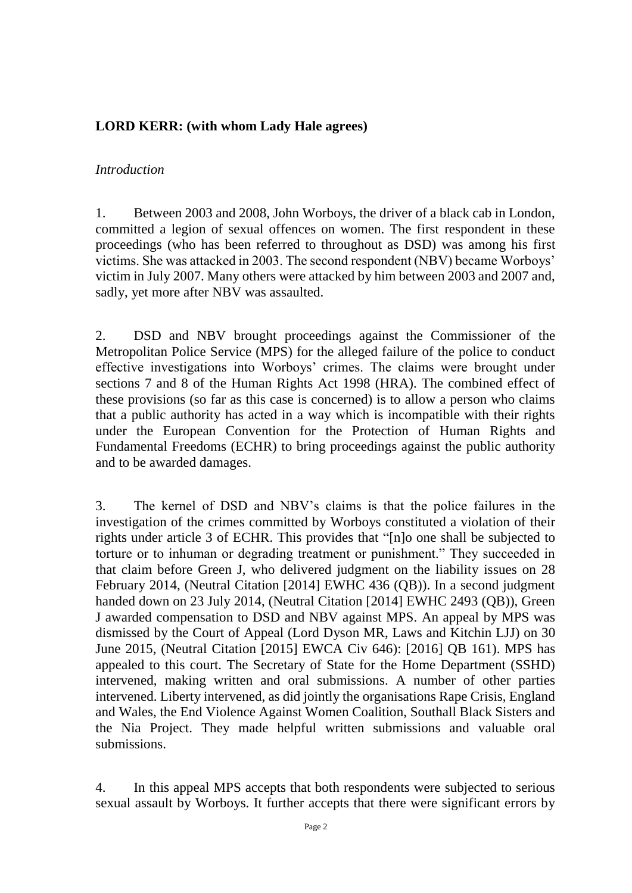**LORD KERR: (with whom Lady Hale agrees)**

*Introduction*

1. Between 2003 and 2008, John Worboys, the driver of a black cab in London, committed a legion of sexual offences on women. The first respondent in these proceedings (who has been referred to throughout as DSD) was among his first victims. She was attacked in 2003. The second respondent (NBV) became Worboys' victim in July 2007. Many others were attacked by him between 2003 and 2007 and, sadly, yet more after NBV was assaulted.

2. DSD and NBV brought proceedings against the Commissioner of the Metropolitan Police Service (MPS) for the alleged failure of the police to conduct effective investigations into Worboys' crimes. The claims were brought under sections 7 and 8 of the Human Rights Act 1998 (HRA). The combined effect of these provisions (so far as this case is concerned) is to allow a person who claims that a public authority has acted in a way which is incompatible with their rights under the European Convention for the Protection of Human Rights and Fundamental Freedoms (ECHR) to bring proceedings against the public authority and to be awarded damages.

3. The kernel of DSD and NBV's claims is that the police failures in the investigation of the crimes committed by Worboys constituted a violation of their rights under article 3 of ECHR. This provides that "[n]o one shall be subjected to torture or to inhuman or degrading treatment or punishment." They succeeded in that claim before Green J, who delivered judgment on the liability issues on 28 February 2014, (Neutral Citation [2014] EWHC 436 (QB)). In a second judgment handed down on 23 July 2014, (Neutral Citation [2014] EWHC 2493 (QB)), Green J awarded compensation to DSD and NBV against MPS. An appeal by MPS was dismissed by the Court of Appeal (Lord Dyson MR, Laws and Kitchin LJJ) on 30 June 2015, (Neutral Citation [2015] EWCA Civ 646): [2016] QB 161). MPS has appealed to this court. The Secretary of State for the Home Department (SSHD) intervened, making written and oral submissions. A number of other parties intervened. Liberty intervened, as did jointly the organisations Rape Crisis, England and Wales, the End Violence Against Women Coalition, Southall Black Sisters and the Nia Project. They made helpful written submissions and valuable oral submissions.

4. In this appeal MPS accepts that both respondents were subjected to serious sexual assault by Worboys. It further accepts that there were significant errors by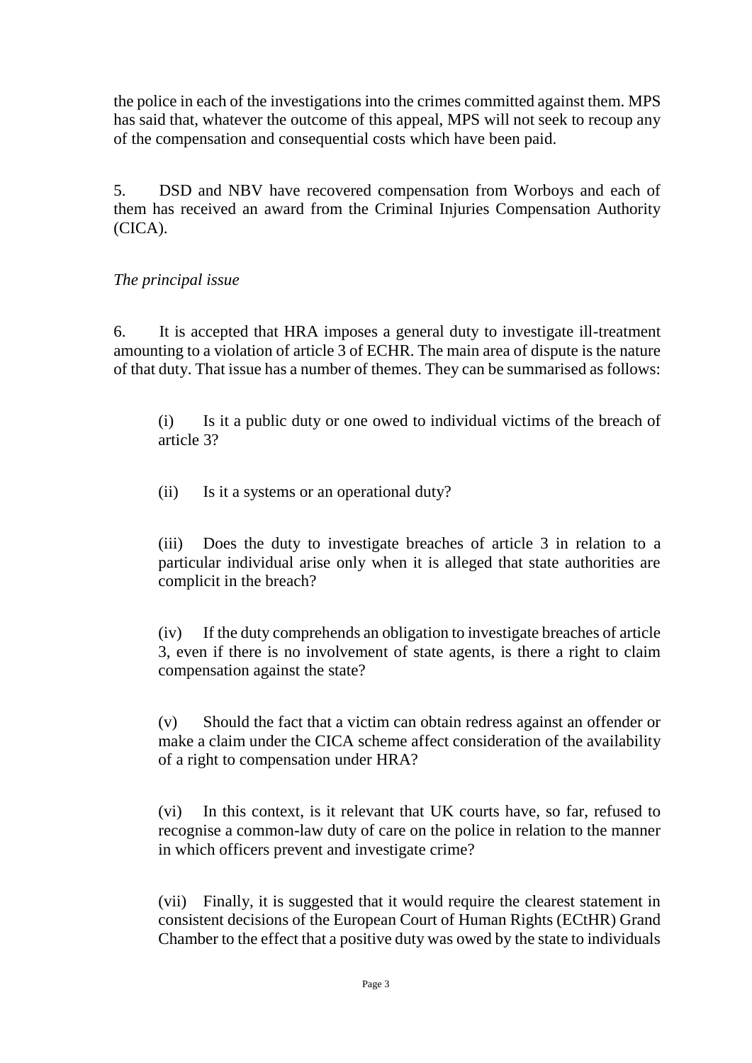the police in each of the investigations into the crimes committed against them. MPS has said that, whatever the outcome of this appeal, MPS will not seek to recoup any of the compensation and consequential costs which have been paid.

5. DSD and NBV have recovered compensation from Worboys and each of them has received an award from the Criminal Injuries Compensation Authority (CICA).

*The principal issue*

6. It is accepted that HRA imposes a general duty to investigate ill-treatment amounting to a violation of article 3 of ECHR. The main area of dispute is the nature of that duty. That issue has a number of themes. They can be summarised as follows:

(i) Is it a public duty or one owed to individual victims of the breach of article 3?

(ii) Is it a systems or an operational duty?

(iii) Does the duty to investigate breaches of article 3 in relation to a particular individual arise only when it is alleged that state authorities are complicit in the breach?

(iv) If the duty comprehends an obligation to investigate breaches of article 3, even if there is no involvement of state agents, is there a right to claim compensation against the state?

(v) Should the fact that a victim can obtain redress against an offender or make a claim under the CICA scheme affect consideration of the availability of a right to compensation under HRA?

(vi) In this context, is it relevant that UK courts have, so far, refused to recognise a common-law duty of care on the police in relation to the manner in which officers prevent and investigate crime?

(vii) Finally, it is suggested that it would require the clearest statement in consistent decisions of the European Court of Human Rights (ECtHR) Grand Chamber to the effect that a positive duty was owed by the state to individuals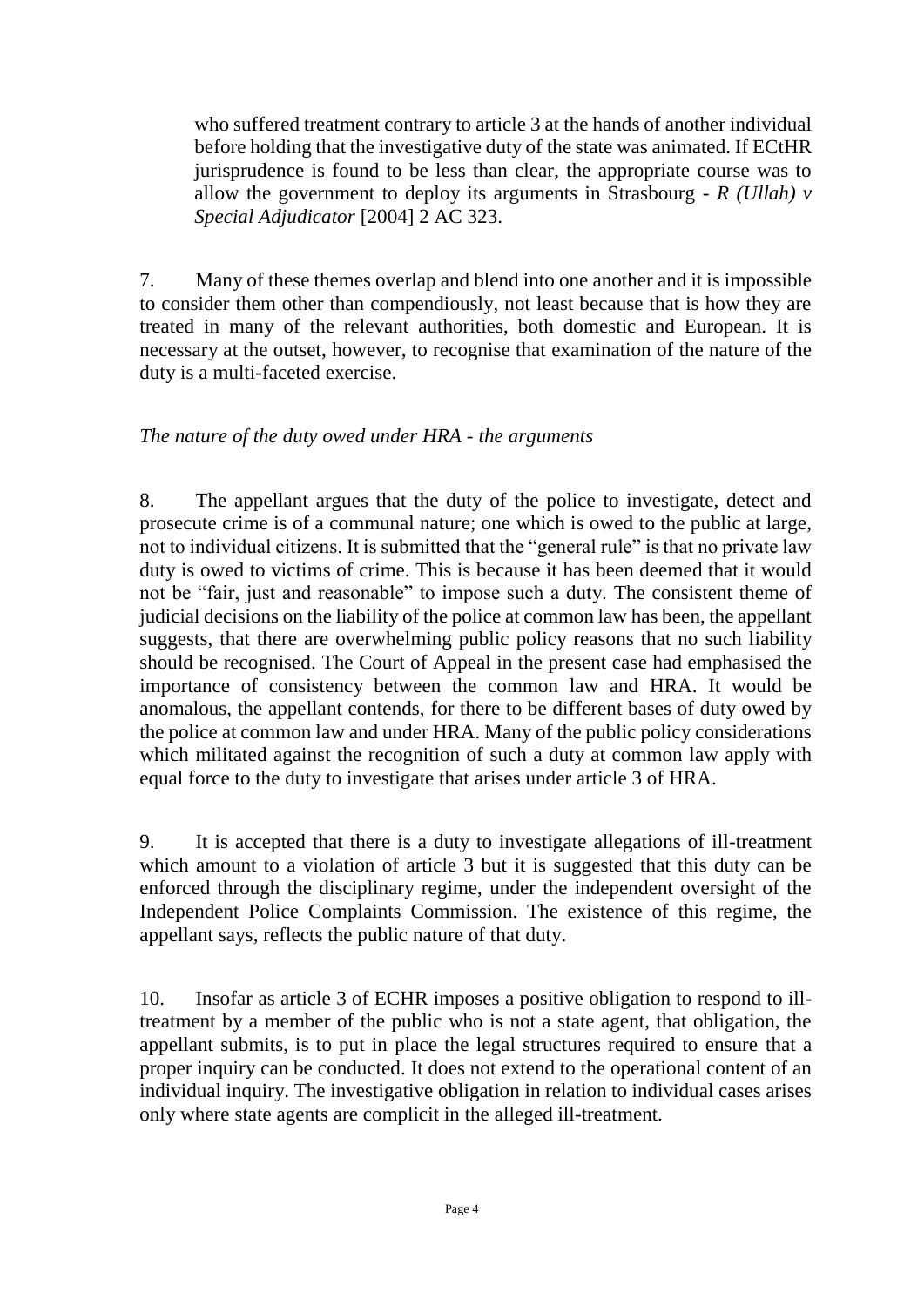who suffered treatment contrary to article 3 at the hands of another individual before holding that the investigative duty of the state was animated. If ECtHR jurisprudence is found to be less than clear, the appropriate course was to allow the government to deploy its arguments in Strasbourg - *R (Ullah) v Special Adjudicator* [2004] 2 AC 323.

7. Many of these themes overlap and blend into one another and it is impossible to consider them other than compendiously, not least because that is how they are treated in many of the relevant authorities, both domestic and European. It is necessary at the outset, however, to recognise that examination of the nature of the duty is a multi-faceted exercise.

*The nature of the duty owed under HRA - the arguments*

8. The appellant argues that the duty of the police to investigate, detect and prosecute crime is of a communal nature; one which is owed to the public at large, not to individual citizens. It is submitted that the "general rule" is that no private law duty is owed to victims of crime. This is because it has been deemed that it would not be "fair, just and reasonable" to impose such a duty. The consistent theme of judicial decisions on the liability of the police at common law has been, the appellant suggests, that there are overwhelming public policy reasons that no such liability should be recognised. The Court of Appeal in the present case had emphasised the importance of consistency between the common law and HRA. It would be anomalous, the appellant contends, for there to be different bases of duty owed by the police at common law and under HRA. Many of the public policy considerations which militated against the recognition of such a duty at common law apply with equal force to the duty to investigate that arises under article 3 of HRA.

9. It is accepted that there is a duty to investigate allegations of ill-treatment which amount to a violation of article 3 but it is suggested that this duty can be enforced through the disciplinary regime, under the independent oversight of the Independent Police Complaints Commission. The existence of this regime, the appellant says, reflects the public nature of that duty.

10. Insofar as article 3 of ECHR imposes a positive obligation to respond to ill-treatment by a member of the public who is not a state agent, that obligation, the appellant submits, is to put in place the legal structures required to ensure that a proper inquiry can be conducted. It does not extend to the operational content of an individual inquiry. The investigative obligation in relation to individual cases arises only where state agents are complicit in the alleged ill-treatment.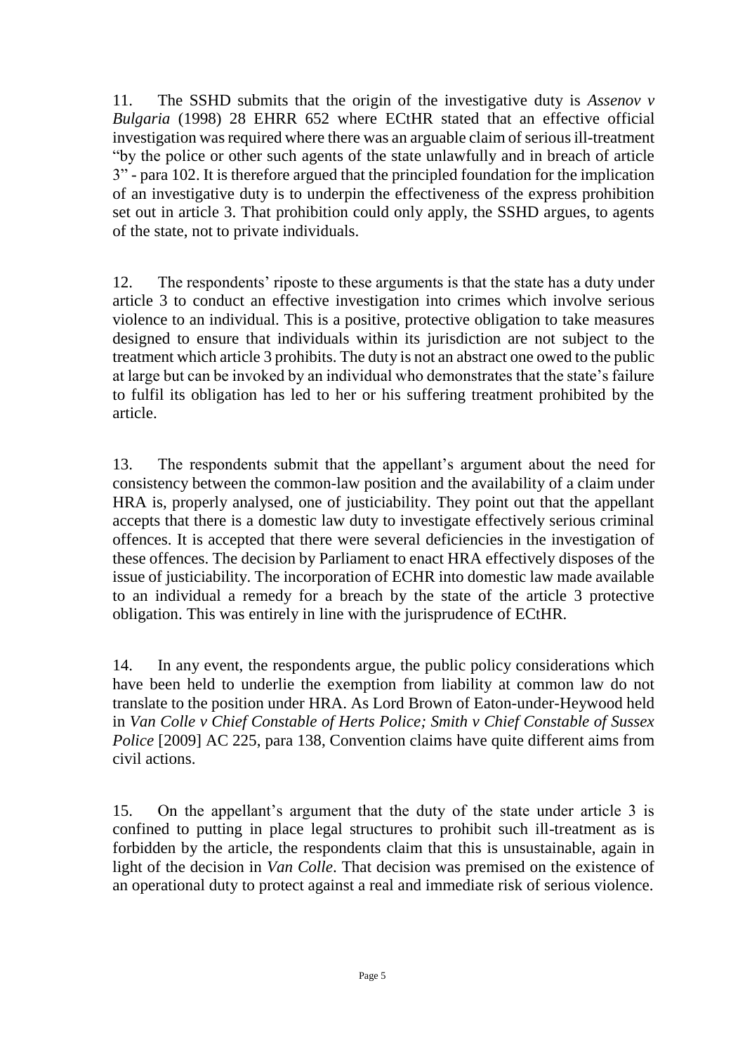11. The SSHD submits that the origin of the investigative duty is *Assenov v Bulgaria* (1998) 28 EHRR 652 where ECtHR stated that an effective official investigation was required where there was an arguable claim of serious ill-treatment "by the police or other such agents of the state unlawfully and in breach of article 3" - para 102. It is therefore argued that the principled foundation for the implication of an investigative duty is to underpin the effectiveness of the express prohibition set out in article 3. That prohibition could only apply, the SSHD argues, to agents of the state, not to private individuals.

12. The respondents' riposte to these arguments is that the state has a duty under article 3 to conduct an effective investigation into crimes which involve serious violence to an individual. This is a positive, protective obligation to take measures designed to ensure that individuals within its jurisdiction are not subject to the treatment which article 3 prohibits. The duty is not an abstract one owed to the public at large but can be invoked by an individual who demonstrates that the state's failure to fulfil its obligation has led to her or his suffering treatment prohibited by the article.

13. The respondents submit that the appellant's argument about the need for consistency between the common-law position and the availability of a claim under HRA is, properly analysed, one of justiciability. They point out that the appellant accepts that there is a domestic law duty to investigate effectively serious criminal offences. It is accepted that there were several deficiencies in the investigation of these offences. The decision by Parliament to enact HRA effectively disposes of the issue of justiciability. The incorporation of ECHR into domestic law made available to an individual a remedy for a breach by the state of the article 3 protective obligation. This was entirely in line with the jurisprudence of ECtHR.

14. In any event, the respondents argue, the public policy considerations which have been held to underlie the exemption from liability at common law do not translate to the position under HRA. As Lord Brown of Eaton-under-Heywood held in *Van Colle v Chief Constable of Herts Police; Smith v Chief Constable of Sussex Police* [2009] AC 225, para 138, Convention claims have quite different aims from civil actions.

15. On the appellant's argument that the duty of the state under article 3 is confined to putting in place legal structures to prohibit such ill-treatment as is forbidden by the article, the respondents claim that this is unsustainable, again in light of the decision in *Van Colle*. That decision was premised on the existence of an operational duty to protect against a real and immediate risk of serious violence.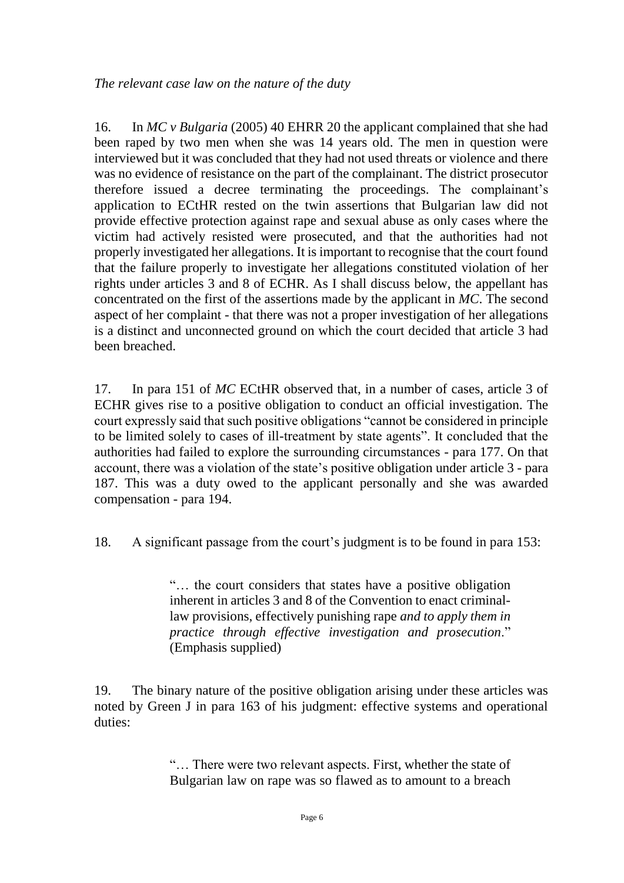*The relevant case law on the nature of the duty*

16. In *MC v Bulgaria* (2005) 40 EHRR 20 the applicant complained that she had been raped by two men when she was 14 years old. The men in question were interviewed but it was concluded that they had not used threats or violence and there was no evidence of resistance on the part of the complainant. The district prosecutor therefore issued a decree terminating the proceedings. The complainant's application to ECtHR rested on the twin assertions that Bulgarian law did not provide effective protection against rape and sexual abuse as only cases where the victim had actively resisted were prosecuted, and that the authorities had not properly investigated her allegations. It is important to recognise that the court found that the failure properly to investigate her allegations constituted violation of her rights under articles 3 and 8 of ECHR. As I shall discuss below, the appellant has concentrated on the first of the assertions made by the applicant in *MC*. The second aspect of her complaint - that there was not a proper investigation of her allegations is a distinct and unconnected ground on which the court decided that article 3 had been breached.

17. In para 151 of *MC* ECtHR observed that, in a number of cases, article 3 of ECHR gives rise to a positive obligation to conduct an official investigation. The court expressly said that such positive obligations "cannot be considered in principle to be limited solely to cases of ill-treatment by state agents". It concluded that the authorities had failed to explore the surrounding circumstances - para 177. On that account, there was a violation of the state's positive obligation under article 3 - para 187. This was a duty owed to the applicant personally and she was awarded compensation - para 194.

18. A significant passage from the court's judgment is to be found in para 153:

> "… the court considers that states have a positive obligation inherent in articles 3 and 8 of the Convention to enact criminal-law provisions, effectively punishing rape *and to apply them in practice through effective investigation and prosecution*." (Emphasis supplied)

19. The binary nature of the positive obligation arising under these articles was noted by Green J in para 163 of his judgment: effective systems and operational duties:

> "… There were two relevant aspects. First, whether the state of Bulgarian law on rape was so flawed as to amount to a breach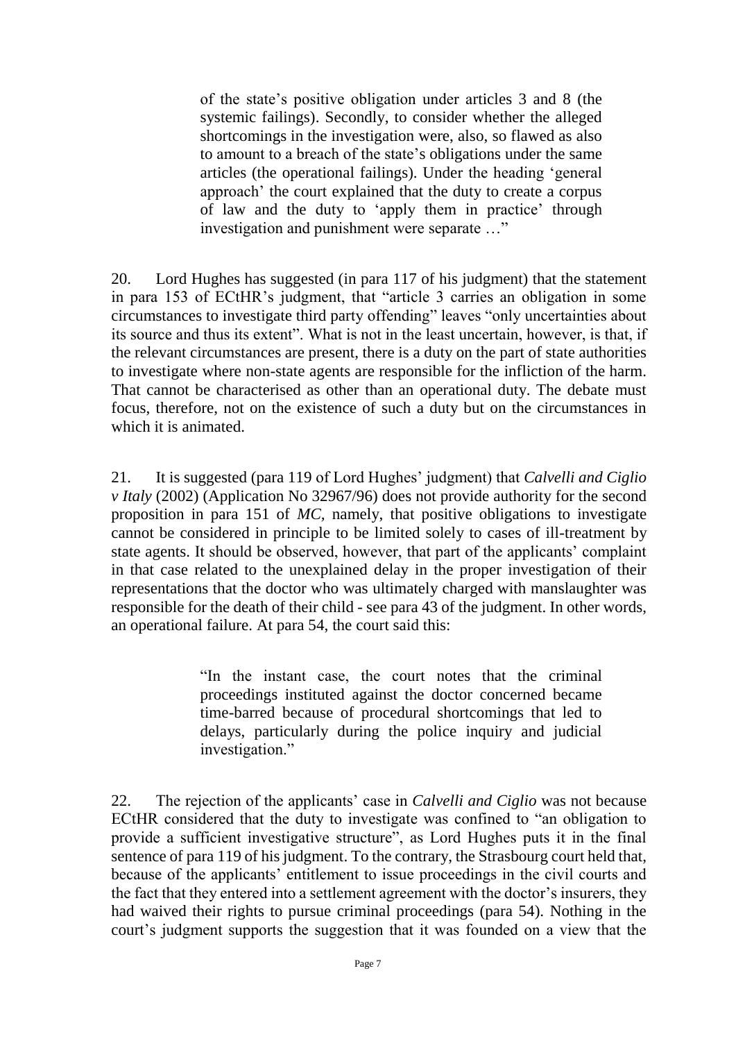> of the state's positive obligation under articles 3 and 8 (the systemic failings). Secondly, to consider whether the alleged shortcomings in the investigation were, also, so flawed as also to amount to a breach of the state's obligations under the same articles (the operational failings). Under the heading 'general approach' the court explained that the duty to create a corpus of law and the duty to 'apply them in practice' through investigation and punishment were separate …"

20. Lord Hughes has suggested (in para 117 of his judgment) that the statement in para 153 of ECtHR's judgment, that "article 3 carries an obligation in some circumstances to investigate third party offending" leaves "only uncertainties about its source and thus its extent". What is not in the least uncertain, however, is that, if the relevant circumstances are present, there is a duty on the part of state authorities to investigate where non-state agents are responsible for the infliction of the harm. That cannot be characterised as other than an operational duty. The debate must focus, therefore, not on the existence of such a duty but on the circumstances in which it is animated.

21. It is suggested (para 119 of Lord Hughes' judgment) that *Calvelli and Ciglio v Italy* (2002) (Application No 32967/96) does not provide authority for the second proposition in para 151 of *MC*, namely, that positive obligations to investigate cannot be considered in principle to be limited solely to cases of ill-treatment by state agents. It should be observed, however, that part of the applicants' complaint in that case related to the unexplained delay in the proper investigation of their representations that the doctor who was ultimately charged with manslaughter was responsible for the death of their child - see para 43 of the judgment. In other words, an operational failure. At para 54, the court said this:

> "In the instant case, the court notes that the criminal proceedings instituted against the doctor concerned became time-barred because of procedural shortcomings that led to delays, particularly during the police inquiry and judicial investigation."

22. The rejection of the applicants' case in *Calvelli and Ciglio* was not because ECtHR considered that the duty to investigate was confined to "an obligation to provide a sufficient investigative structure", as Lord Hughes puts it in the final sentence of para 119 of his judgment. To the contrary, the Strasbourg court held that, because of the applicants' entitlement to issue proceedings in the civil courts and the fact that they entered into a settlement agreement with the doctor's insurers, they had waived their rights to pursue criminal proceedings (para 54). Nothing in the court's judgment supports the suggestion that it was founded on a view that the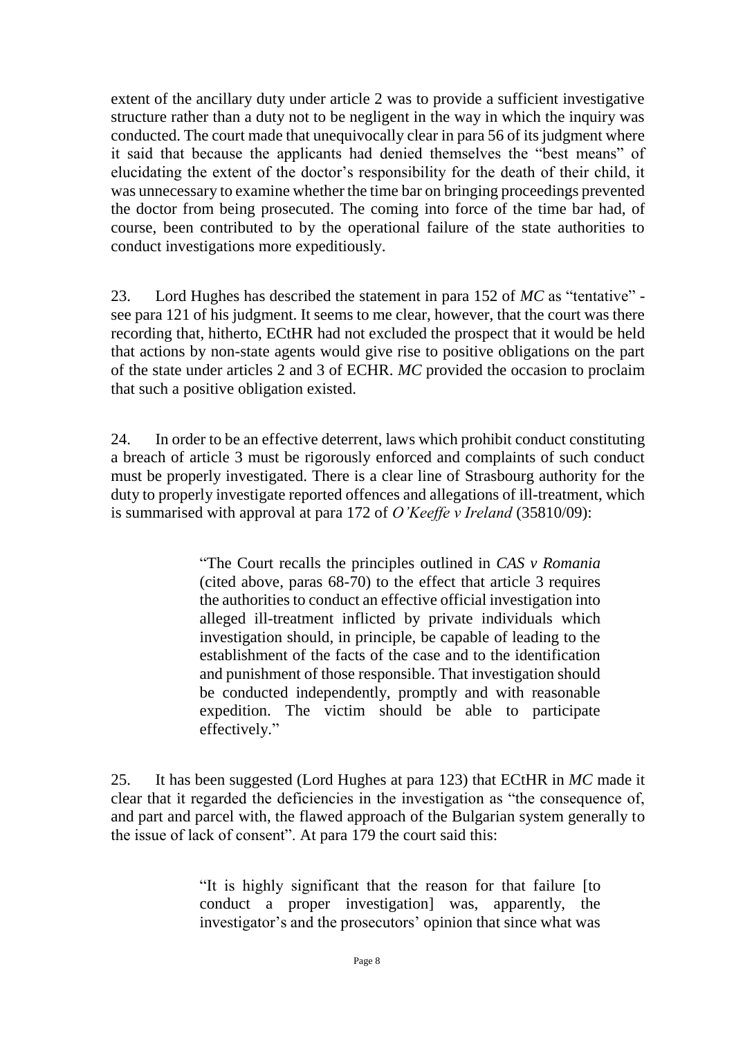extent of the ancillary duty under article 2 was to provide a sufficient investigative structure rather than a duty not to be negligent in the way in which the inquiry was conducted. The court made that unequivocally clear in para 56 of its judgment where it said that because the applicants had denied themselves the "best means" of elucidating the extent of the doctor's responsibility for the death of their child, it was unnecessary to examine whether the time bar on bringing proceedings prevented the doctor from being prosecuted. The coming into force of the time bar had, of course, been contributed to by the operational failure of the state authorities to conduct investigations more expeditiously.

23. Lord Hughes has described the statement in para 152 of *MC* as "tentative" - see para 121 of his judgment. It seems to me clear, however, that the court was there recording that, hitherto, ECtHR had not excluded the prospect that it would be held that actions by non-state agents would give rise to positive obligations on the part of the state under articles 2 and 3 of ECHR. *MC* provided the occasion to proclaim that such a positive obligation existed.

24. In order to be an effective deterrent, laws which prohibit conduct constituting a breach of article 3 must be rigorously enforced and complaints of such conduct must be properly investigated. There is a clear line of Strasbourg authority for the duty to properly investigate reported offences and allegations of ill-treatment, which is summarised with approval at para 172 of *O'Keeffe v Ireland* (35810/09):

> "The Court recalls the principles outlined in *CAS v Romania* (cited above, paras 68-70) to the effect that article 3 requires the authorities to conduct an effective official investigation into alleged ill-treatment inflicted by private individuals which investigation should, in principle, be capable of leading to the establishment of the facts of the case and to the identification and punishment of those responsible. That investigation should be conducted independently, promptly and with reasonable expedition. The victim should be able to participate effectively."

25. It has been suggested (Lord Hughes at para 123) that ECtHR in *MC* made it clear that it regarded the deficiencies in the investigation as "the consequence of, and part and parcel with, the flawed approach of the Bulgarian system generally to the issue of lack of consent". At para 179 the court said this:

> "It is highly significant that the reason for that failure [to conduct a proper investigation] was, apparently, the investigator's and the prosecutors' opinion that since what was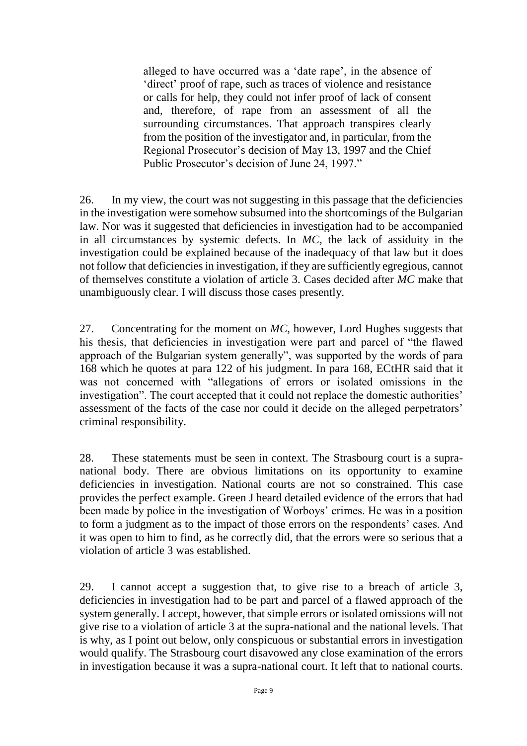> alleged to have occurred was a 'date rape', in the absence of 'direct' proof of rape, such as traces of violence and resistance or calls for help, they could not infer proof of lack of consent and, therefore, of rape from an assessment of all the surrounding circumstances. That approach transpires clearly from the position of the investigator and, in particular, from the Regional Prosecutor's decision of May 13, 1997 and the Chief Public Prosecutor's decision of June 24, 1997."

26. In my view, the court was not suggesting in this passage that the deficiencies in the investigation were somehow subsumed into the shortcomings of the Bulgarian law. Nor was it suggested that deficiencies in investigation had to be accompanied in all circumstances by systemic defects. In *MC*, the lack of assiduity in the investigation could be explained because of the inadequacy of that law but it does not follow that deficiencies in investigation, if they are sufficiently egregious, cannot of themselves constitute a violation of article 3. Cases decided after *MC* make that unambiguously clear. I will discuss those cases presently.

27. Concentrating for the moment on *MC,* however, Lord Hughes suggests that his thesis, that deficiencies in investigation were part and parcel of "the flawed approach of the Bulgarian system generally", was supported by the words of para 168 which he quotes at para 122 of his judgment. In para 168, ECtHR said that it was not concerned with "allegations of errors or isolated omissions in the investigation". The court accepted that it could not replace the domestic authorities' assessment of the facts of the case nor could it decide on the alleged perpetrators' criminal responsibility.

28. These statements must be seen in context. The Strasbourg court is a supra-national body. There are obvious limitations on its opportunity to examine deficiencies in investigation. National courts are not so constrained. This case provides the perfect example. Green J heard detailed evidence of the errors that had been made by police in the investigation of Worboys' crimes. He was in a position to form a judgment as to the impact of those errors on the respondents' cases. And it was open to him to find, as he correctly did, that the errors were so serious that a violation of article 3 was established.

29. I cannot accept a suggestion that, to give rise to a breach of article 3, deficiencies in investigation had to be part and parcel of a flawed approach of the system generally. I accept, however, that simple errors or isolated omissions will not give rise to a violation of article 3 at the supra-national and the national levels. That is why, as I point out below, only conspicuous or substantial errors in investigation would qualify. The Strasbourg court disavowed any close examination of the errors in investigation because it was a supra-national court. It left that to national courts.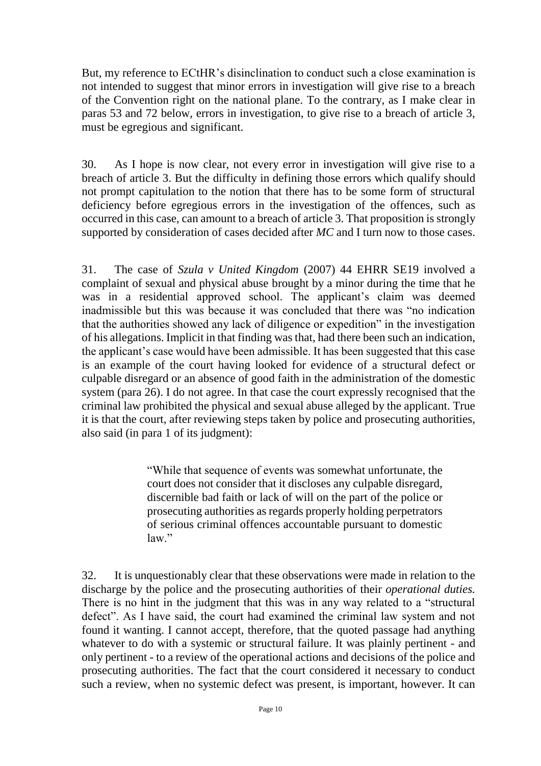But, my reference to ECtHR's disinclination to conduct such a close examination is not intended to suggest that minor errors in investigation will give rise to a breach of the Convention right on the national plane. To the contrary, as I make clear in paras 53 and 72 below, errors in investigation, to give rise to a breach of article 3, must be egregious and significant.

30. As I hope is now clear, not every error in investigation will give rise to a breach of article 3. But the difficulty in defining those errors which qualify should not prompt capitulation to the notion that there has to be some form of structural deficiency before egregious errors in the investigation of the offences, such as occurred in this case, can amount to a breach of article 3. That proposition is strongly supported by consideration of cases decided after *MC* and I turn now to those cases.

31. The case of *Szula v United Kingdom* (2007) 44 EHRR SE19 involved a complaint of sexual and physical abuse brought by a minor during the time that he was in a residential approved school. The applicant's claim was deemed inadmissible but this was because it was concluded that there was "no indication that the authorities showed any lack of diligence or expedition" in the investigation of his allegations. Implicit in that finding was that, had there been such an indication, the applicant's case would have been admissible. It has been suggested that this case is an example of the court having looked for evidence of a structural defect or culpable disregard or an absence of good faith in the administration of the domestic system (para 26). I do not agree. In that case the court expressly recognised that the criminal law prohibited the physical and sexual abuse alleged by the applicant. True it is that the court, after reviewing steps taken by police and prosecuting authorities, also said (in para 1 of its judgment):

> "While that sequence of events was somewhat unfortunate, the court does not consider that it discloses any culpable disregard, discernible bad faith or lack of will on the part of the police or prosecuting authorities as regards properly holding perpetrators of serious criminal offences accountable pursuant to domestic law."

32. It is unquestionably clear that these observations were made in relation to the discharge by the police and the prosecuting authorities of their *operational duties.* There is no hint in the judgment that this was in any way related to a "structural defect". As I have said, the court had examined the criminal law system and not found it wanting. I cannot accept, therefore, that the quoted passage had anything whatever to do with a systemic or structural failure. It was plainly pertinent - and only pertinent - to a review of the operational actions and decisions of the police and prosecuting authorities. The fact that the court considered it necessary to conduct such a review, when no systemic defect was present, is important, however. It can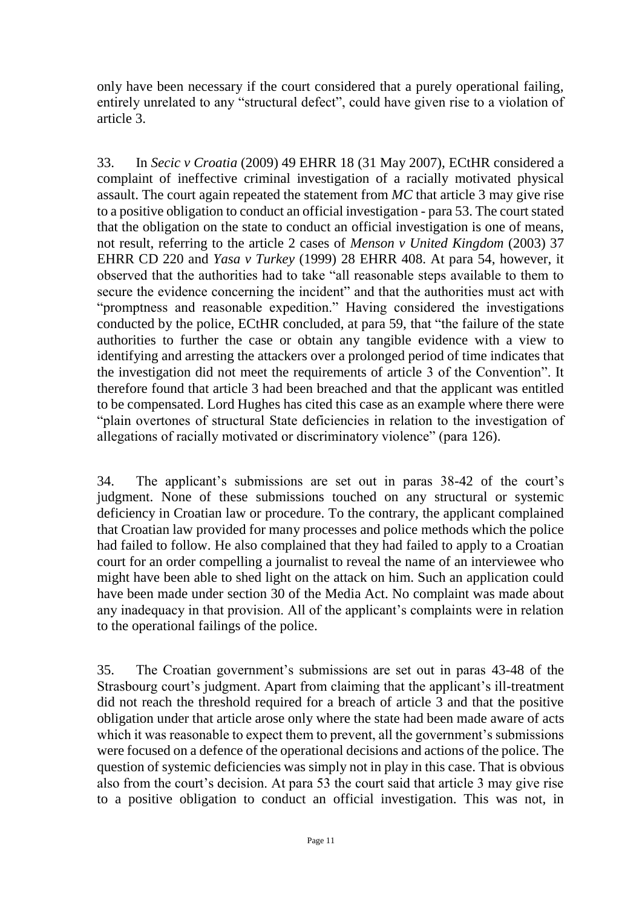only have been necessary if the court considered that a purely operational failing, entirely unrelated to any "structural defect", could have given rise to a violation of article 3.

33. In *Secic v Croatia* (2009) 49 EHRR 18 (31 May 2007), ECtHR considered a complaint of ineffective criminal investigation of a racially motivated physical assault. The court again repeated the statement from *MC* that article 3 may give rise to a positive obligation to conduct an official investigation - para 53. The court stated that the obligation on the state to conduct an official investigation is one of means, not result, referring to the article 2 cases of *Menson v United Kingdom* (2003) 37 EHRR CD 220 and *Yasa v Turkey* (1999) 28 EHRR 408. At para 54, however, it observed that the authorities had to take "all reasonable steps available to them to secure the evidence concerning the incident" and that the authorities must act with "promptness and reasonable expedition." Having considered the investigations conducted by the police, ECtHR concluded, at para 59, that "the failure of the state authorities to further the case or obtain any tangible evidence with a view to identifying and arresting the attackers over a prolonged period of time indicates that the investigation did not meet the requirements of article 3 of the Convention". It therefore found that article 3 had been breached and that the applicant was entitled to be compensated. Lord Hughes has cited this case as an example where there were "plain overtones of structural State deficiencies in relation to the investigation of allegations of racially motivated or discriminatory violence" (para 126).

34. The applicant's submissions are set out in paras 38-42 of the court's judgment. None of these submissions touched on any structural or systemic deficiency in Croatian law or procedure. To the contrary, the applicant complained that Croatian law provided for many processes and police methods which the police had failed to follow. He also complained that they had failed to apply to a Croatian court for an order compelling a journalist to reveal the name of an interviewee who might have been able to shed light on the attack on him. Such an application could have been made under section 30 of the Media Act. No complaint was made about any inadequacy in that provision. All of the applicant's complaints were in relation to the operational failings of the police.

35. The Croatian government's submissions are set out in paras 43-48 of the Strasbourg court's judgment. Apart from claiming that the applicant's ill-treatment did not reach the threshold required for a breach of article 3 and that the positive obligation under that article arose only where the state had been made aware of acts which it was reasonable to expect them to prevent, all the government's submissions were focused on a defence of the operational decisions and actions of the police. The question of systemic deficiencies was simply not in play in this case. That is obvious also from the court's decision. At para 53 the court said that article 3 may give rise to a positive obligation to conduct an official investigation. This was not, in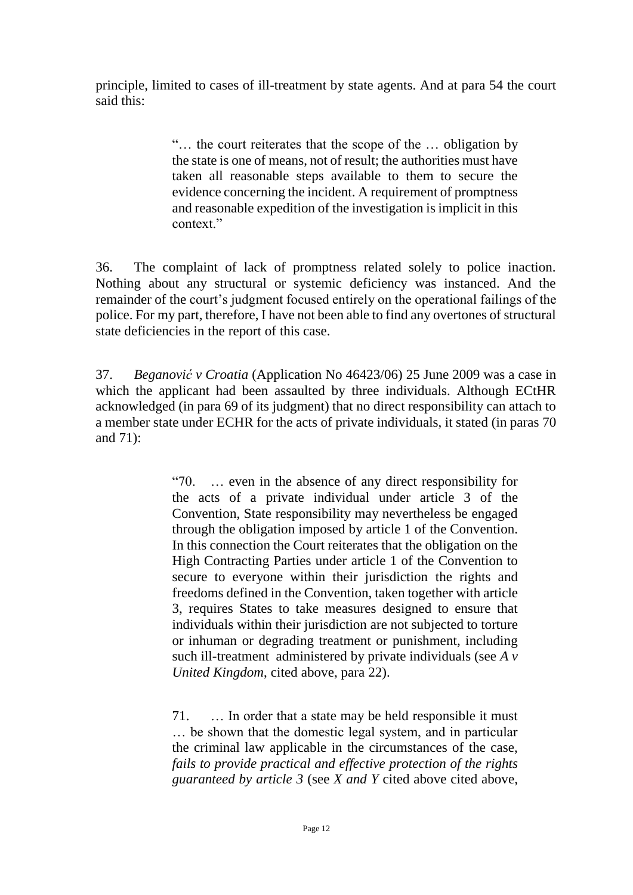principle, limited to cases of ill-treatment by state agents. And at para 54 the court said this:

> "… the court reiterates that the scope of the … obligation by the state is one of means, not of result; the authorities must have taken all reasonable steps available to them to secure the evidence concerning the incident. A requirement of promptness and reasonable expedition of the investigation is implicit in this context."

36. The complaint of lack of promptness related solely to police inaction. Nothing about any structural or systemic deficiency was instanced. And the remainder of the court's judgment focused entirely on the operational failings of the police. For my part, therefore, I have not been able to find any overtones of structural state deficiencies in the report of this case.

37. *Beganović v Croatia* (Application No 46423/06) 25 June 2009 was a case in which the applicant had been assaulted by three individuals. Although ECtHR acknowledged (in para 69 of its judgment) that no direct responsibility can attach to a member state under ECHR for the acts of private individuals, it stated (in paras 70 and 71):

> "70. … even in the absence of any direct responsibility for the acts of a private individual under article 3 of the Convention, State responsibility may nevertheless be engaged through the obligation imposed by article 1 of the Convention. In this connection the Court reiterates that the obligation on the High Contracting Parties under article 1 of the Convention to secure to everyone within their jurisdiction the rights and freedoms defined in the Convention, taken together with article 3, requires States to take measures designed to ensure that individuals within their jurisdiction are not subjected to torture or inhuman or degrading treatment or punishment, including such ill-treatment administered by private individuals (see *A v United Kingdom*, cited above, para 22).
>
> 71. … In order that a state may be held responsible it must … be shown that the domestic legal system, and in particular the criminal law applicable in the circumstances of the case, *fails to provide practical and effective protection of the rights guaranteed by article 3* (see *X and Y* cited above cited above,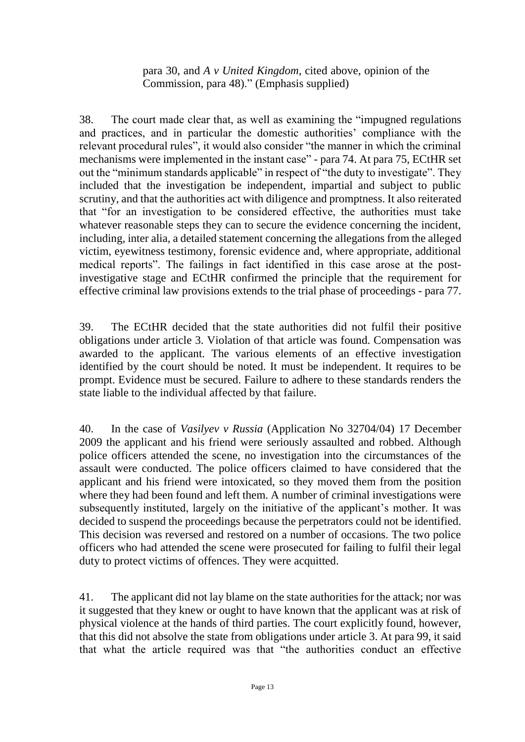para 30, and *A v United Kingdom*, cited above, opinion of the Commission, para 48)." (Emphasis supplied)

38. The court made clear that, as well as examining the "impugned regulations and practices, and in particular the domestic authorities' compliance with the relevant procedural rules", it would also consider "the manner in which the criminal mechanisms were implemented in the instant case" - para 74. At para 75, ECtHR set out the "minimum standards applicable" in respect of "the duty to investigate". They included that the investigation be independent, impartial and subject to public scrutiny, and that the authorities act with diligence and promptness. It also reiterated that "for an investigation to be considered effective, the authorities must take whatever reasonable steps they can to secure the evidence concerning the incident, including, inter alia, a detailed statement concerning the allegations from the alleged victim, eyewitness testimony, forensic evidence and, where appropriate, additional medical reports". The failings in fact identified in this case arose at the post-investigative stage and ECtHR confirmed the principle that the requirement for effective criminal law provisions extends to the trial phase of proceedings - para 77.

39. The ECtHR decided that the state authorities did not fulfil their positive obligations under article 3. Violation of that article was found. Compensation was awarded to the applicant. The various elements of an effective investigation identified by the court should be noted. It must be independent. It requires to be prompt. Evidence must be secured. Failure to adhere to these standards renders the state liable to the individual affected by that failure.

40. In the case of *Vasilyev v Russia* (Application No 32704/04) 17 December 2009 the applicant and his friend were seriously assaulted and robbed. Although police officers attended the scene, no investigation into the circumstances of the assault were conducted. The police officers claimed to have considered that the applicant and his friend were intoxicated, so they moved them from the position where they had been found and left them. A number of criminal investigations were subsequently instituted, largely on the initiative of the applicant's mother. It was decided to suspend the proceedings because the perpetrators could not be identified. This decision was reversed and restored on a number of occasions. The two police officers who had attended the scene were prosecuted for failing to fulfil their legal duty to protect victims of offences. They were acquitted.

41. The applicant did not lay blame on the state authorities for the attack; nor was it suggested that they knew or ought to have known that the applicant was at risk of physical violence at the hands of third parties. The court explicitly found, however, that this did not absolve the state from obligations under article 3. At para 99, it said that what the article required was that "the authorities conduct an effective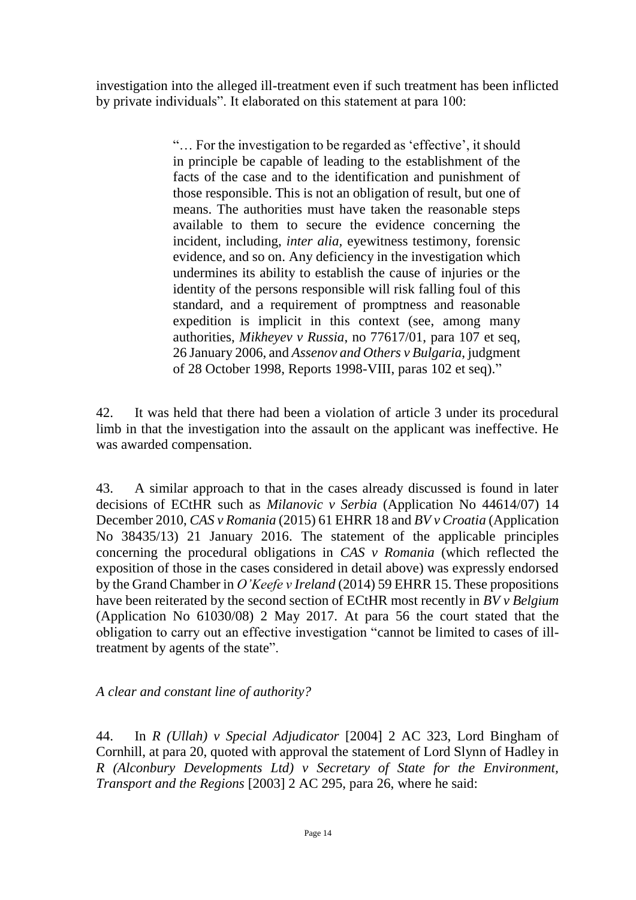investigation into the alleged ill-treatment even if such treatment has been inflicted by private individuals". It elaborated on this statement at para 100:

> "… For the investigation to be regarded as 'effective', it should in principle be capable of leading to the establishment of the facts of the case and to the identification and punishment of those responsible. This is not an obligation of result, but one of means. The authorities must have taken the reasonable steps available to them to secure the evidence concerning the incident, including, *inter alia,* eyewitness testimony, forensic evidence, and so on. Any deficiency in the investigation which undermines its ability to establish the cause of injuries or the identity of the persons responsible will risk falling foul of this standard, and a requirement of promptness and reasonable expedition is implicit in this context (see, among many authorities, *Mikheyev v Russia*, no 77617/01, para 107 et seq, 26 January 2006, and *Assenov and Others v Bulgaria*, judgment of 28 October 1998, Reports 1998-VIII, paras 102 et seq)."

42. It was held that there had been a violation of article 3 under its procedural limb in that the investigation into the assault on the applicant was ineffective. He was awarded compensation.

43. A similar approach to that in the cases already discussed is found in later decisions of ECtHR such as *Milanovic v Serbia* (Application No 44614/07) 14 December 2010, *CAS v Romania* (2015) 61 EHRR 18 and *BV v Croatia* (Application No 38435/13) 21 January 2016. The statement of the applicable principles concerning the procedural obligations in *CAS v Romania* (which reflected the exposition of those in the cases considered in detail above) was expressly endorsed by the Grand Chamber in *O'Keefe v Ireland* (2014) 59 EHRR 15. These propositions have been reiterated by the second section of ECtHR most recently in *BV v Belgium* (Application No 61030/08) 2 May 2017. At para 56 the court stated that the obligation to carry out an effective investigation "cannot be limited to cases of ill-treatment by agents of the state".

*A clear and constant line of authority?*

44. In *R (Ullah) v Special Adjudicator* [2004] 2 AC 323, Lord Bingham of Cornhill, at para 20, quoted with approval the statement of Lord Slynn of Hadley in *R (Alconbury Developments Ltd) v Secretary of State for the Environment, Transport and the Regions* [2003] 2 AC 295, para 26, where he said: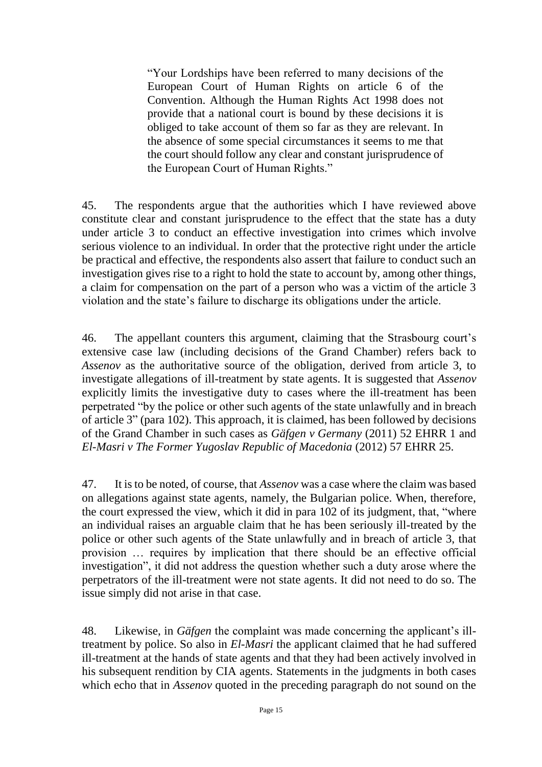> "Your Lordships have been referred to many decisions of the European Court of Human Rights on article 6 of the Convention. Although the Human Rights Act 1998 does not provide that a national court is bound by these decisions it is obliged to take account of them so far as they are relevant. In the absence of some special circumstances it seems to me that the court should follow any clear and constant jurisprudence of the European Court of Human Rights."

45. The respondents argue that the authorities which I have reviewed above constitute clear and constant jurisprudence to the effect that the state has a duty under article 3 to conduct an effective investigation into crimes which involve serious violence to an individual. In order that the protective right under the article be practical and effective, the respondents also assert that failure to conduct such an investigation gives rise to a right to hold the state to account by, among other things, a claim for compensation on the part of a person who was a victim of the article 3 violation and the state's failure to discharge its obligations under the article.

46. The appellant counters this argument, claiming that the Strasbourg court's extensive case law (including decisions of the Grand Chamber) refers back to *Assenov* as the authoritative source of the obligation, derived from article 3, to investigate allegations of ill-treatment by state agents. It is suggested that *Assenov* explicitly limits the investigative duty to cases where the ill-treatment has been perpetrated "by the police or other such agents of the state unlawfully and in breach of article 3" (para 102). This approach, it is claimed, has been followed by decisions of the Grand Chamber in such cases as *Gäfgen v Germany* (2011) 52 EHRR 1 and *El-Masri v The Former Yugoslav Republic of Macedonia* (2012) 57 EHRR 25.

47. It is to be noted, of course, that *Assenov* was a case where the claim was based on allegations against state agents, namely, the Bulgarian police. When, therefore, the court expressed the view, which it did in para 102 of its judgment, that, "where an individual raises an arguable claim that he has been seriously ill-treated by the police or other such agents of the State unlawfully and in breach of article 3, that provision … requires by implication that there should be an effective official investigation", it did not address the question whether such a duty arose where the perpetrators of the ill-treatment were not state agents. It did not need to do so. The issue simply did not arise in that case.

48. Likewise, in *Gäfgen* the complaint was made concerning the applicant's ill-treatment by police. So also in *El-Masri* the applicant claimed that he had suffered ill-treatment at the hands of state agents and that they had been actively involved in his subsequent rendition by CIA agents. Statements in the judgments in both cases which echo that in *Assenov* quoted in the preceding paragraph do not sound on the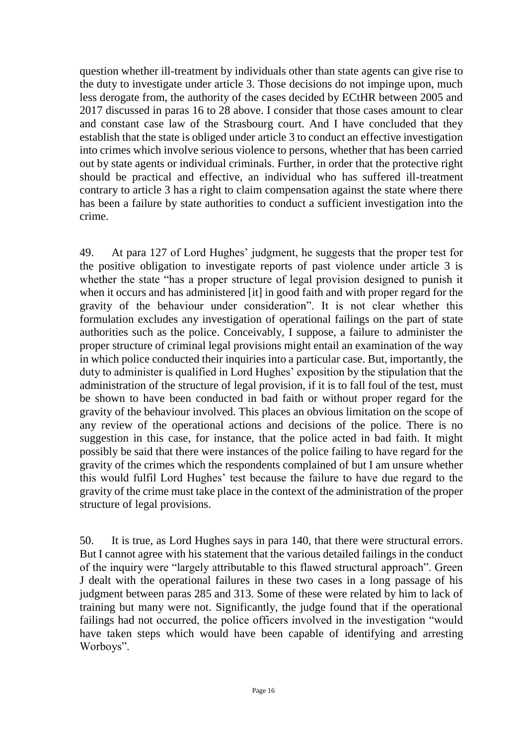question whether ill-treatment by individuals other than state agents can give rise to the duty to investigate under article 3. Those decisions do not impinge upon, much less derogate from, the authority of the cases decided by ECtHR between 2005 and 2017 discussed in paras 16 to 28 above. I consider that those cases amount to clear and constant case law of the Strasbourg court. And I have concluded that they establish that the state is obliged under article 3 to conduct an effective investigation into crimes which involve serious violence to persons, whether that has been carried out by state agents or individual criminals. Further, in order that the protective right should be practical and effective, an individual who has suffered ill-treatment contrary to article 3 has a right to claim compensation against the state where there has been a failure by state authorities to conduct a sufficient investigation into the crime.

49. At para 127 of Lord Hughes' judgment, he suggests that the proper test for the positive obligation to investigate reports of past violence under article 3 is whether the state "has a proper structure of legal provision designed to punish it when it occurs and has administered [it] in good faith and with proper regard for the gravity of the behaviour under consideration". It is not clear whether this formulation excludes any investigation of operational failings on the part of state authorities such as the police. Conceivably, I suppose, a failure to administer the proper structure of criminal legal provisions might entail an examination of the way in which police conducted their inquiries into a particular case. But, importantly, the duty to administer is qualified in Lord Hughes' exposition by the stipulation that the administration of the structure of legal provision, if it is to fall foul of the test, must be shown to have been conducted in bad faith or without proper regard for the gravity of the behaviour involved. This places an obvious limitation on the scope of any review of the operational actions and decisions of the police. There is no suggestion in this case, for instance, that the police acted in bad faith. It might possibly be said that there were instances of the police failing to have regard for the gravity of the crimes which the respondents complained of but I am unsure whether this would fulfil Lord Hughes' test because the failure to have due regard to the gravity of the crime must take place in the context of the administration of the proper structure of legal provisions.

50. It is true, as Lord Hughes says in para 140, that there were structural errors. But I cannot agree with his statement that the various detailed failings in the conduct of the inquiry were "largely attributable to this flawed structural approach". Green J dealt with the operational failures in these two cases in a long passage of his judgment between paras 285 and 313. Some of these were related by him to lack of training but many were not. Significantly, the judge found that if the operational failings had not occurred, the police officers involved in the investigation "would have taken steps which would have been capable of identifying and arresting Worboys".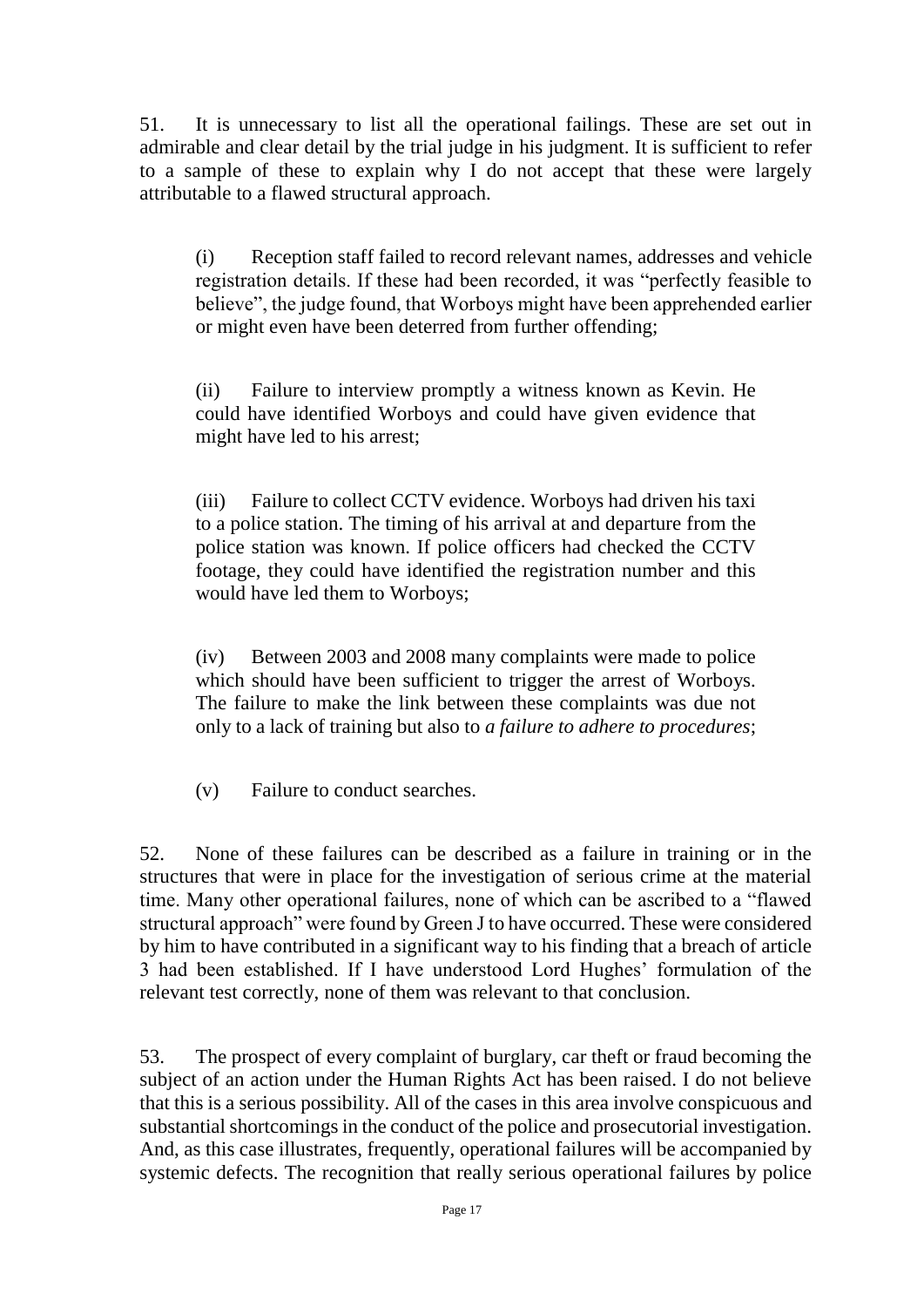51. It is unnecessary to list all the operational failings. These are set out in admirable and clear detail by the trial judge in his judgment. It is sufficient to refer to a sample of these to explain why I do not accept that these were largely attributable to a flawed structural approach.

(i) Reception staff failed to record relevant names, addresses and vehicle registration details. If these had been recorded, it was "perfectly feasible to believe", the judge found, that Worboys might have been apprehended earlier or might even have been deterred from further offending;

(ii) Failure to interview promptly a witness known as Kevin. He could have identified Worboys and could have given evidence that might have led to his arrest;

(iii) Failure to collect CCTV evidence. Worboys had driven his taxi to a police station. The timing of his arrival at and departure from the police station was known. If police officers had checked the CCTV footage, they could have identified the registration number and this would have led them to Worboys;

(iv) Between 2003 and 2008 many complaints were made to police which should have been sufficient to trigger the arrest of Worboys. The failure to make the link between these complaints was due not only to a lack of training but also to *a failure to adhere to procedures*;

(v) Failure to conduct searches.

52. None of these failures can be described as a failure in training or in the structures that were in place for the investigation of serious crime at the material time. Many other operational failures, none of which can be ascribed to a "flawed structural approach" were found by Green J to have occurred. These were considered by him to have contributed in a significant way to his finding that a breach of article 3 had been established. If I have understood Lord Hughes' formulation of the relevant test correctly, none of them was relevant to that conclusion.

53. The prospect of every complaint of burglary, car theft or fraud becoming the subject of an action under the Human Rights Act has been raised. I do not believe that this is a serious possibility. All of the cases in this area involve conspicuous and substantial shortcomings in the conduct of the police and prosecutorial investigation. And, as this case illustrates, frequently, operational failures will be accompanied by systemic defects. The recognition that really serious operational failures by police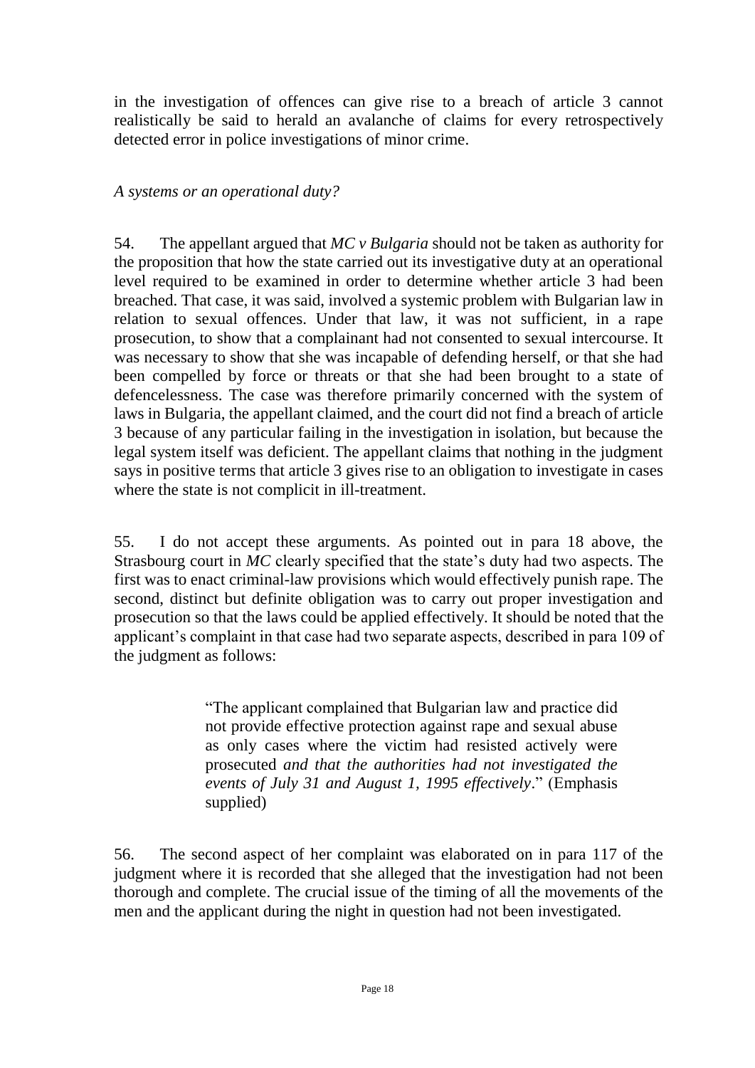in the investigation of offences can give rise to a breach of article 3 cannot realistically be said to herald an avalanche of claims for every retrospectively detected error in police investigations of minor crime.

*A systems or an operational duty?*

54. The appellant argued that *MC v Bulgaria* should not be taken as authority for the proposition that how the state carried out its investigative duty at an operational level required to be examined in order to determine whether article 3 had been breached. That case, it was said, involved a systemic problem with Bulgarian law in relation to sexual offences. Under that law, it was not sufficient, in a rape prosecution, to show that a complainant had not consented to sexual intercourse. It was necessary to show that she was incapable of defending herself, or that she had been compelled by force or threats or that she had been brought to a state of defencelessness. The case was therefore primarily concerned with the system of laws in Bulgaria, the appellant claimed, and the court did not find a breach of article 3 because of any particular failing in the investigation in isolation, but because the legal system itself was deficient. The appellant claims that nothing in the judgment says in positive terms that article 3 gives rise to an obligation to investigate in cases where the state is not complicit in ill-treatment.

55. I do not accept these arguments. As pointed out in para 18 above, the Strasbourg court in *MC* clearly specified that the state's duty had two aspects. The first was to enact criminal-law provisions which would effectively punish rape. The second, distinct but definite obligation was to carry out proper investigation and prosecution so that the laws could be applied effectively. It should be noted that the applicant's complaint in that case had two separate aspects, described in para 109 of the judgment as follows:

> "The applicant complained that Bulgarian law and practice did not provide effective protection against rape and sexual abuse as only cases where the victim had resisted actively were prosecuted *and that the authorities had not investigated the events of July 31 and August 1, 1995 effectively*." (Emphasis supplied)

56. The second aspect of her complaint was elaborated on in para 117 of the judgment where it is recorded that she alleged that the investigation had not been thorough and complete. The crucial issue of the timing of all the movements of the men and the applicant during the night in question had not been investigated.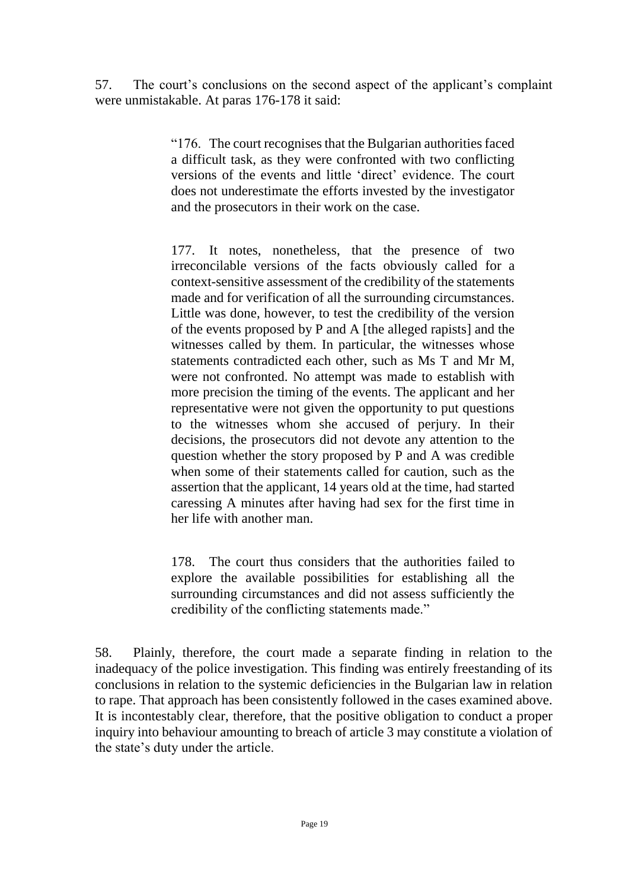57. The court's conclusions on the second aspect of the applicant's complaint were unmistakable. At paras 176-178 it said:

> "176. The court recognises that the Bulgarian authorities faced a difficult task, as they were confronted with two conflicting versions of the events and little 'direct' evidence. The court does not underestimate the efforts invested by the investigator and the prosecutors in their work on the case.
>
> 177. It notes, nonetheless, that the presence of two irreconcilable versions of the facts obviously called for a context-sensitive assessment of the credibility of the statements made and for verification of all the surrounding circumstances. Little was done, however, to test the credibility of the version of the events proposed by P and A [the alleged rapists] and the witnesses called by them. In particular, the witnesses whose statements contradicted each other, such as Ms T and Mr M, were not confronted. No attempt was made to establish with more precision the timing of the events. The applicant and her representative were not given the opportunity to put questions to the witnesses whom she accused of perjury. In their decisions, the prosecutors did not devote any attention to the question whether the story proposed by P and A was credible when some of their statements called for caution, such as the assertion that the applicant, 14 years old at the time, had started caressing A minutes after having had sex for the first time in her life with another man.
>
> 178. The court thus considers that the authorities failed to explore the available possibilities for establishing all the surrounding circumstances and did not assess sufficiently the credibility of the conflicting statements made."

58. Plainly, therefore, the court made a separate finding in relation to the inadequacy of the police investigation. This finding was entirely freestanding of its conclusions in relation to the systemic deficiencies in the Bulgarian law in relation to rape. That approach has been consistently followed in the cases examined above. It is incontestably clear, therefore, that the positive obligation to conduct a proper inquiry into behaviour amounting to breach of article 3 may constitute a violation of the state's duty under the article.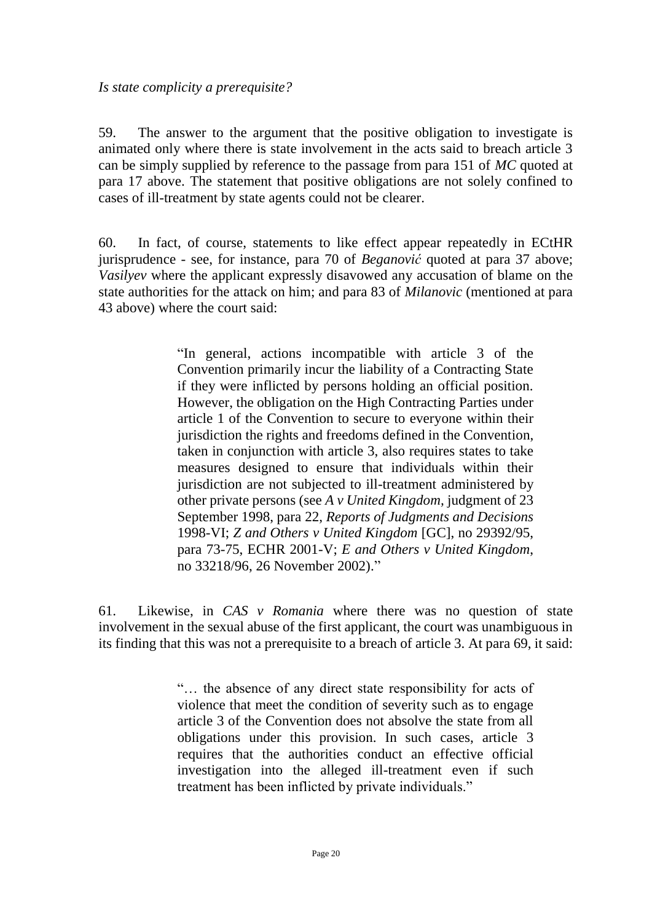*Is state complicity a prerequisite?*

59. The answer to the argument that the positive obligation to investigate is animated only where there is state involvement in the acts said to breach article 3 can be simply supplied by reference to the passage from para 151 of *MC* quoted at para 17 above. The statement that positive obligations are not solely confined to cases of ill-treatment by state agents could not be clearer.

60. In fact, of course, statements to like effect appear repeatedly in ECtHR jurisprudence - see, for instance, para 70 of *Beganović* quoted at para 37 above; *Vasilyev* where the applicant expressly disavowed any accusation of blame on the state authorities for the attack on him; and para 83 of *Milanovic* (mentioned at para 43 above) where the court said:

> "In general, actions incompatible with article 3 of the Convention primarily incur the liability of a Contracting State if they were inflicted by persons holding an official position. However, the obligation on the High Contracting Parties under article 1 of the Convention to secure to everyone within their jurisdiction the rights and freedoms defined in the Convention, taken in conjunction with article 3, also requires states to take measures designed to ensure that individuals within their jurisdiction are not subjected to ill-treatment administered by other private persons (see *A v United Kingdom*, judgment of 23 September 1998, para 22, *Reports of Judgments and Decisions* 1998-VI; *Z and Others v United Kingdom* [GC], no 29392/95, para 73-75, ECHR 2001-V; *E and Others v United Kingdom*, no 33218/96, 26 November 2002)."

61. Likewise, in *CAS v Romania* where there was no question of state involvement in the sexual abuse of the first applicant, the court was unambiguous in its finding that this was not a prerequisite to a breach of article 3. At para 69, it said:

> "… the absence of any direct state responsibility for acts of violence that meet the condition of severity such as to engage article 3 of the Convention does not absolve the state from all obligations under this provision. In such cases, article 3 requires that the authorities conduct an effective official investigation into the alleged ill-treatment even if such treatment has been inflicted by private individuals."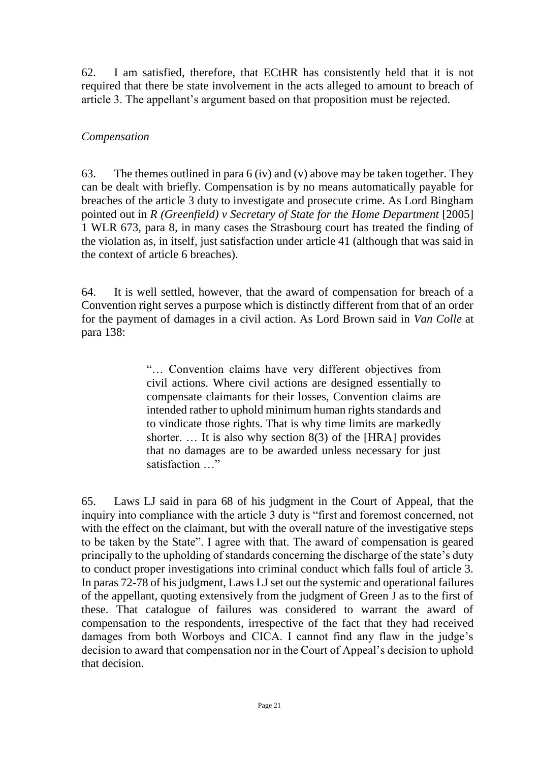62. I am satisfied, therefore, that ECtHR has consistently held that it is not required that there be state involvement in the acts alleged to amount to breach of article 3. The appellant's argument based on that proposition must be rejected.

*Compensation*

63. The themes outlined in para 6 (iv) and (v) above may be taken together. They can be dealt with briefly. Compensation is by no means automatically payable for breaches of the article 3 duty to investigate and prosecute crime. As Lord Bingham pointed out in *R (Greenfield) v Secretary of State for the Home Department* [2005] 1 WLR 673, para 8, in many cases the Strasbourg court has treated the finding of the violation as, in itself, just satisfaction under article 41 (although that was said in the context of article 6 breaches).

64. It is well settled, however, that the award of compensation for breach of a Convention right serves a purpose which is distinctly different from that of an order for the payment of damages in a civil action. As Lord Brown said in *Van Colle* at para 138:

> "… Convention claims have very different objectives from civil actions. Where civil actions are designed essentially to compensate claimants for their losses, Convention claims are intended rather to uphold minimum human rights standards and to vindicate those rights. That is why time limits are markedly shorter. … It is also why section 8(3) of the [HRA] provides that no damages are to be awarded unless necessary for just satisfaction …"

65. Laws LJ said in para 68 of his judgment in the Court of Appeal, that the inquiry into compliance with the article 3 duty is "first and foremost concerned, not with the effect on the claimant, but with the overall nature of the investigative steps to be taken by the State". I agree with that. The award of compensation is geared principally to the upholding of standards concerning the discharge of the state's duty to conduct proper investigations into criminal conduct which falls foul of article 3. In paras 72-78 of his judgment, Laws LJ set out the systemic and operational failures of the appellant, quoting extensively from the judgment of Green J as to the first of these. That catalogue of failures was considered to warrant the award of compensation to the respondents, irrespective of the fact that they had received damages from both Worboys and CICA. I cannot find any flaw in the judge's decision to award that compensation nor in the Court of Appeal's decision to uphold that decision.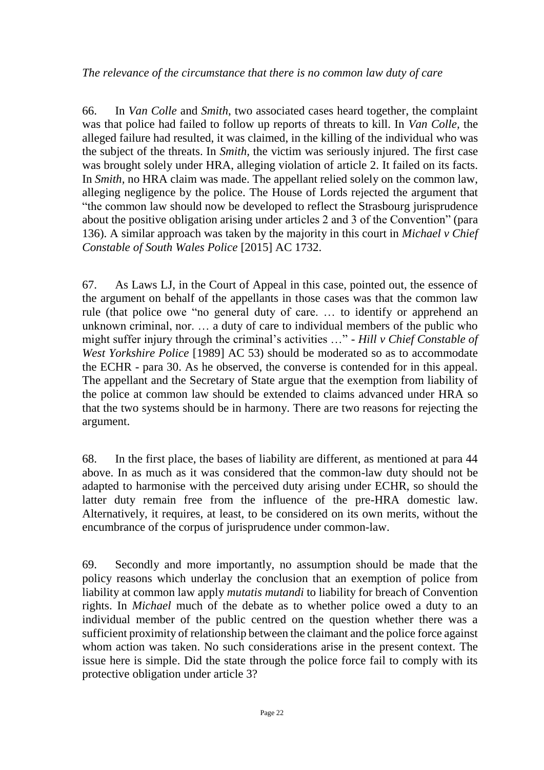*The relevance of the circumstance that there is no common law duty of care*

66. In *Van Colle* and *Smith*, two associated cases heard together, the complaint was that police had failed to follow up reports of threats to kill. In *Van Colle*, the alleged failure had resulted, it was claimed, in the killing of the individual who was the subject of the threats. In *Smith*, the victim was seriously injured. The first case was brought solely under HRA, alleging violation of article 2. It failed on its facts. In *Smith*, no HRA claim was made. The appellant relied solely on the common law, alleging negligence by the police. The House of Lords rejected the argument that "the common law should now be developed to reflect the Strasbourg jurisprudence about the positive obligation arising under articles 2 and 3 of the Convention" (para 136). A similar approach was taken by the majority in this court in *Michael v Chief Constable of South Wales Police* [2015] AC 1732.

67. As Laws LJ, in the Court of Appeal in this case, pointed out, the essence of the argument on behalf of the appellants in those cases was that the common law rule (that police owe "no general duty of care. … to identify or apprehend an unknown criminal, nor. … a duty of care to individual members of the public who might suffer injury through the criminal's activities …" - *Hill v Chief Constable of West Yorkshire Police* [1989] AC 53) should be moderated so as to accommodate the ECHR - para 30. As he observed, the converse is contended for in this appeal. The appellant and the Secretary of State argue that the exemption from liability of the police at common law should be extended to claims advanced under HRA so that the two systems should be in harmony. There are two reasons for rejecting the argument.

68. In the first place, the bases of liability are different, as mentioned at para 44 above. In as much as it was considered that the common-law duty should not be adapted to harmonise with the perceived duty arising under ECHR, so should the latter duty remain free from the influence of the pre-HRA domestic law. Alternatively, it requires, at least, to be considered on its own merits, without the encumbrance of the corpus of jurisprudence under common-law.

69. Secondly and more importantly, no assumption should be made that the policy reasons which underlay the conclusion that an exemption of police from liability at common law apply *mutatis mutandi* to liability for breach of Convention rights. In *Michael* much of the debate as to whether police owed a duty to an individual member of the public centred on the question whether there was a sufficient proximity of relationship between the claimant and the police force against whom action was taken. No such considerations arise in the present context. The issue here is simple. Did the state through the police force fail to comply with its protective obligation under article 3?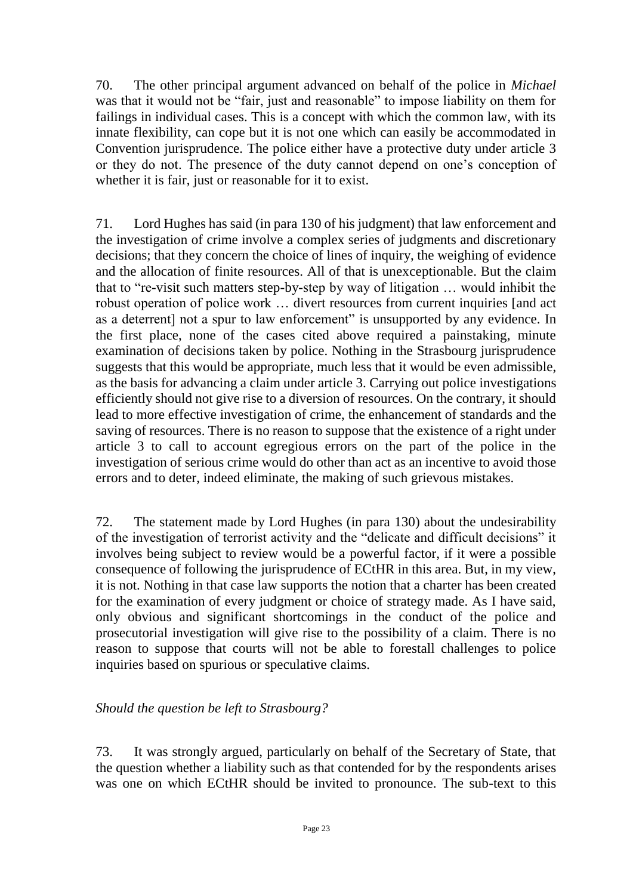70. The other principal argument advanced on behalf of the police in *Michael* was that it would not be "fair, just and reasonable" to impose liability on them for failings in individual cases. This is a concept with which the common law, with its innate flexibility, can cope but it is not one which can easily be accommodated in Convention jurisprudence. The police either have a protective duty under article 3 or they do not. The presence of the duty cannot depend on one's conception of whether it is fair, just or reasonable for it to exist.

71. Lord Hughes has said (in para 130 of his judgment) that law enforcement and the investigation of crime involve a complex series of judgments and discretionary decisions; that they concern the choice of lines of inquiry, the weighing of evidence and the allocation of finite resources. All of that is unexceptionable. But the claim that to "re-visit such matters step-by-step by way of litigation … would inhibit the robust operation of police work … divert resources from current inquiries [and act as a deterrent] not a spur to law enforcement" is unsupported by any evidence. In the first place, none of the cases cited above required a painstaking, minute examination of decisions taken by police. Nothing in the Strasbourg jurisprudence suggests that this would be appropriate, much less that it would be even admissible, as the basis for advancing a claim under article 3. Carrying out police investigations efficiently should not give rise to a diversion of resources. On the contrary, it should lead to more effective investigation of crime, the enhancement of standards and the saving of resources. There is no reason to suppose that the existence of a right under article 3 to call to account egregious errors on the part of the police in the investigation of serious crime would do other than act as an incentive to avoid those errors and to deter, indeed eliminate, the making of such grievous mistakes.

72. The statement made by Lord Hughes (in para 130) about the undesirability of the investigation of terrorist activity and the "delicate and difficult decisions" it involves being subject to review would be a powerful factor, if it were a possible consequence of following the jurisprudence of ECtHR in this area. But, in my view, it is not. Nothing in that case law supports the notion that a charter has been created for the examination of every judgment or choice of strategy made. As I have said, only obvious and significant shortcomings in the conduct of the police and prosecutorial investigation will give rise to the possibility of a claim. There is no reason to suppose that courts will not be able to forestall challenges to police inquiries based on spurious or speculative claims.

*Should the question be left to Strasbourg?*

73. It was strongly argued, particularly on behalf of the Secretary of State, that the question whether a liability such as that contended for by the respondents arises was one on which ECtHR should be invited to pronounce. The sub-text to this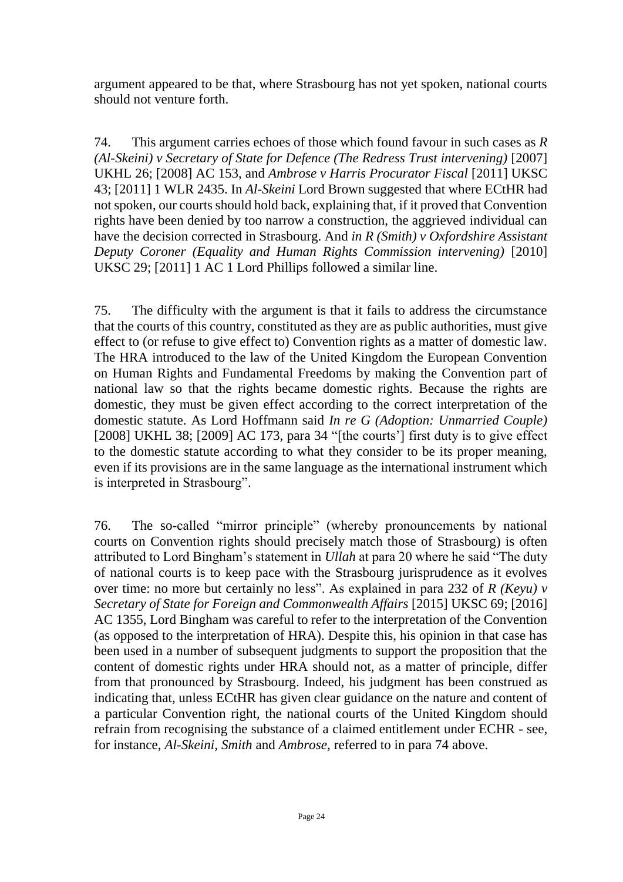argument appeared to be that, where Strasbourg has not yet spoken, national courts should not venture forth.

74. This argument carries echoes of those which found favour in such cases as *R (Al-Skeini) v Secretary of State for Defence (The Redress Trust intervening)* [2007] UKHL 26; [2008] AC 153, and *Ambrose v Harris Procurator Fiscal* [2011] UKSC 43; [2011] 1 WLR 2435. In *Al-Skeini* Lord Brown suggested that where ECtHR had not spoken, our courts should hold back, explaining that, if it proved that Convention rights have been denied by too narrow a construction, the aggrieved individual can have the decision corrected in Strasbourg. And *in R (Smith) v Oxfordshire Assistant Deputy Coroner (Equality and Human Rights Commission intervening)* [2010] UKSC 29; [2011] 1 AC 1 Lord Phillips followed a similar line.

75. The difficulty with the argument is that it fails to address the circumstance that the courts of this country, constituted as they are as public authorities, must give effect to (or refuse to give effect to) Convention rights as a matter of domestic law. The HRA introduced to the law of the United Kingdom the European Convention on Human Rights and Fundamental Freedoms by making the Convention part of national law so that the rights became domestic rights. Because the rights are domestic, they must be given effect according to the correct interpretation of the domestic statute. As Lord Hoffmann said *In re G (Adoption: Unmarried Couple)* [2008] UKHL 38; [2009] AC 173, para 34 "[the courts'] first duty is to give effect to the domestic statute according to what they consider to be its proper meaning, even if its provisions are in the same language as the international instrument which is interpreted in Strasbourg".

76. The so-called "mirror principle" (whereby pronouncements by national courts on Convention rights should precisely match those of Strasbourg) is often attributed to Lord Bingham's statement in *Ullah* at para 20 where he said "The duty of national courts is to keep pace with the Strasbourg jurisprudence as it evolves over time: no more but certainly no less". As explained in para 232 of *R (Keyu) v Secretary of State for Foreign and Commonwealth Affairs* [2015] UKSC 69; [2016] AC 1355, Lord Bingham was careful to refer to the interpretation of the Convention (as opposed to the interpretation of HRA). Despite this, his opinion in that case has been used in a number of subsequent judgments to support the proposition that the content of domestic rights under HRA should not, as a matter of principle, differ from that pronounced by Strasbourg. Indeed, his judgment has been construed as indicating that, unless ECtHR has given clear guidance on the nature and content of a particular Convention right, the national courts of the United Kingdom should refrain from recognising the substance of a claimed entitlement under ECHR - see, for instance, *Al-Skeini*, *Smith* and *Ambrose*, referred to in para 74 above.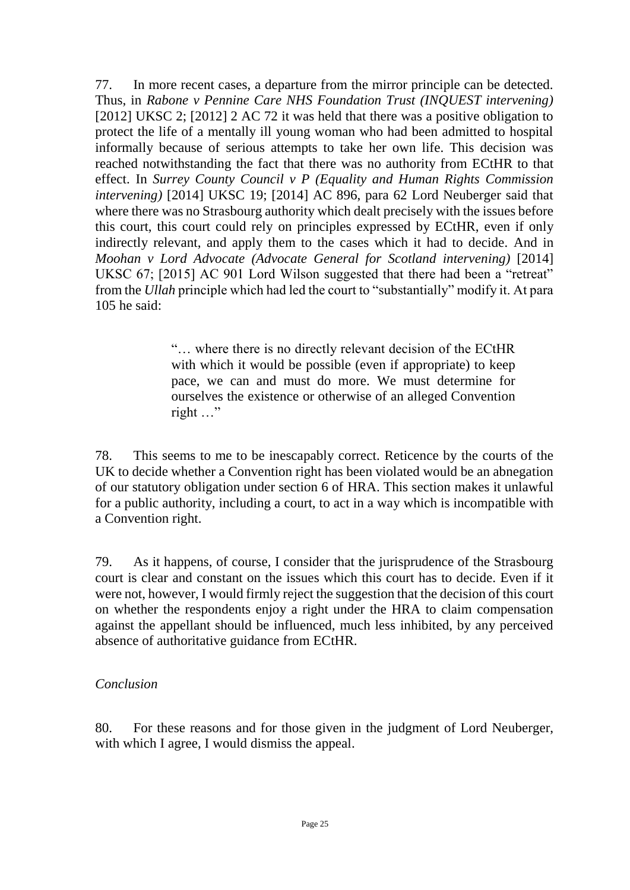77. In more recent cases, a departure from the mirror principle can be detected. Thus, in *Rabone v Pennine Care NHS Foundation Trust (INQUEST intervening)* [2012] UKSC 2; [2012] 2 AC 72 it was held that there was a positive obligation to protect the life of a mentally ill young woman who had been admitted to hospital informally because of serious attempts to take her own life. This decision was reached notwithstanding the fact that there was no authority from ECtHR to that effect. In *Surrey County Council v P (Equality and Human Rights Commission intervening)* [2014] UKSC 19; [2014] AC 896, para 62 Lord Neuberger said that where there was no Strasbourg authority which dealt precisely with the issues before this court, this court could rely on principles expressed by ECtHR, even if only indirectly relevant, and apply them to the cases which it had to decide. And in *Moohan v Lord Advocate (Advocate General for Scotland intervening)* [2014] UKSC 67; [2015] AC 901 Lord Wilson suggested that there had been a "retreat" from the *Ullah* principle which had led the court to "substantially" modify it. At para 105 he said:

> "… where there is no directly relevant decision of the ECtHR with which it would be possible (even if appropriate) to keep pace, we can and must do more. We must determine for ourselves the existence or otherwise of an alleged Convention right …"

78. This seems to me to be inescapably correct. Reticence by the courts of the UK to decide whether a Convention right has been violated would be an abnegation of our statutory obligation under section 6 of HRA. This section makes it unlawful for a public authority, including a court, to act in a way which is incompatible with a Convention right.

79. As it happens, of course, I consider that the jurisprudence of the Strasbourg court is clear and constant on the issues which this court has to decide. Even if it were not, however, I would firmly reject the suggestion that the decision of this court on whether the respondents enjoy a right under the HRA to claim compensation against the appellant should be influenced, much less inhibited, by any perceived absence of authoritative guidance from ECtHR.

*Conclusion*

80. For these reasons and for those given in the judgment of Lord Neuberger, with which I agree, I would dismiss the appeal.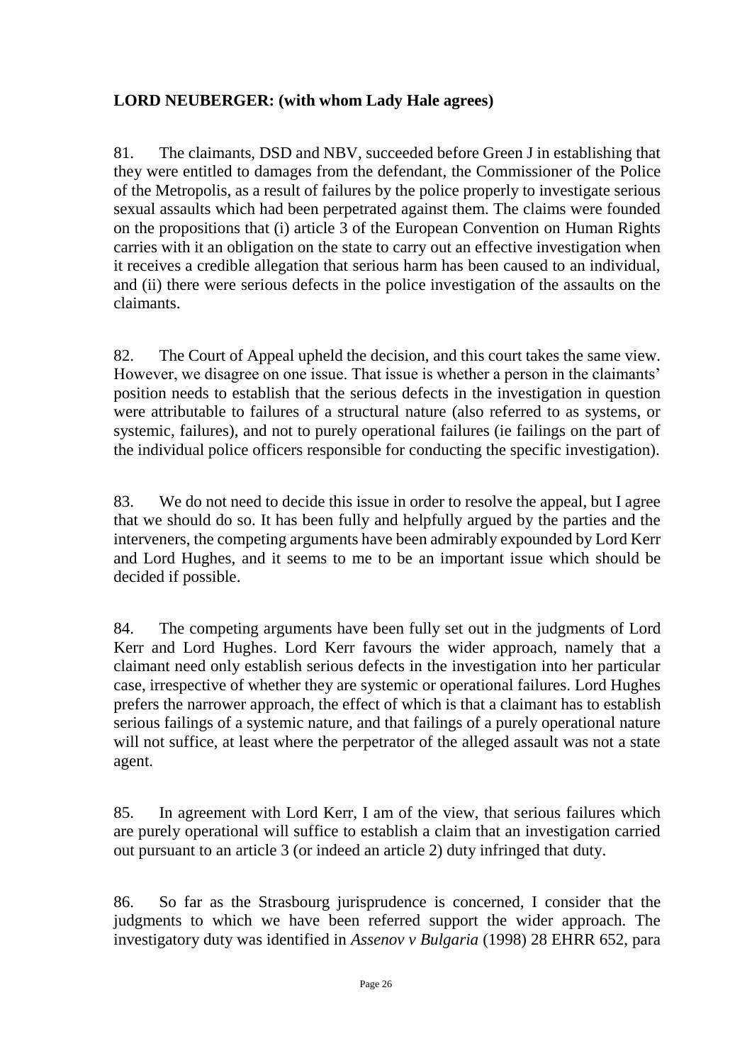**LORD NEUBERGER: (with whom Lady Hale agrees)**

81. The claimants, DSD and NBV, succeeded before Green J in establishing that they were entitled to damages from the defendant, the Commissioner of the Police of the Metropolis, as a result of failures by the police properly to investigate serious sexual assaults which had been perpetrated against them. The claims were founded on the propositions that (i) article 3 of the European Convention on Human Rights carries with it an obligation on the state to carry out an effective investigation when it receives a credible allegation that serious harm has been caused to an individual, and (ii) there were serious defects in the police investigation of the assaults on the claimants.

82. The Court of Appeal upheld the decision, and this court takes the same view. However, we disagree on one issue. That issue is whether a person in the claimants' position needs to establish that the serious defects in the investigation in question were attributable to failures of a structural nature (also referred to as systems, or systemic, failures), and not to purely operational failures (ie failings on the part of the individual police officers responsible for conducting the specific investigation).

83. We do not need to decide this issue in order to resolve the appeal, but I agree that we should do so. It has been fully and helpfully argued by the parties and the interveners, the competing arguments have been admirably expounded by Lord Kerr and Lord Hughes, and it seems to me to be an important issue which should be decided if possible.

84. The competing arguments have been fully set out in the judgments of Lord Kerr and Lord Hughes. Lord Kerr favours the wider approach, namely that a claimant need only establish serious defects in the investigation into her particular case, irrespective of whether they are systemic or operational failures. Lord Hughes prefers the narrower approach, the effect of which is that a claimant has to establish serious failings of a systemic nature, and that failings of a purely operational nature will not suffice, at least where the perpetrator of the alleged assault was not a state agent.

85. In agreement with Lord Kerr, I am of the view, that serious failures which are purely operational will suffice to establish a claim that an investigation carried out pursuant to an article 3 (or indeed an article 2) duty infringed that duty.

86. So far as the Strasbourg jurisprudence is concerned, I consider that the judgments to which we have been referred support the wider approach. The investigatory duty was identified in *Assenov v Bulgaria* (1998) 28 EHRR 652, para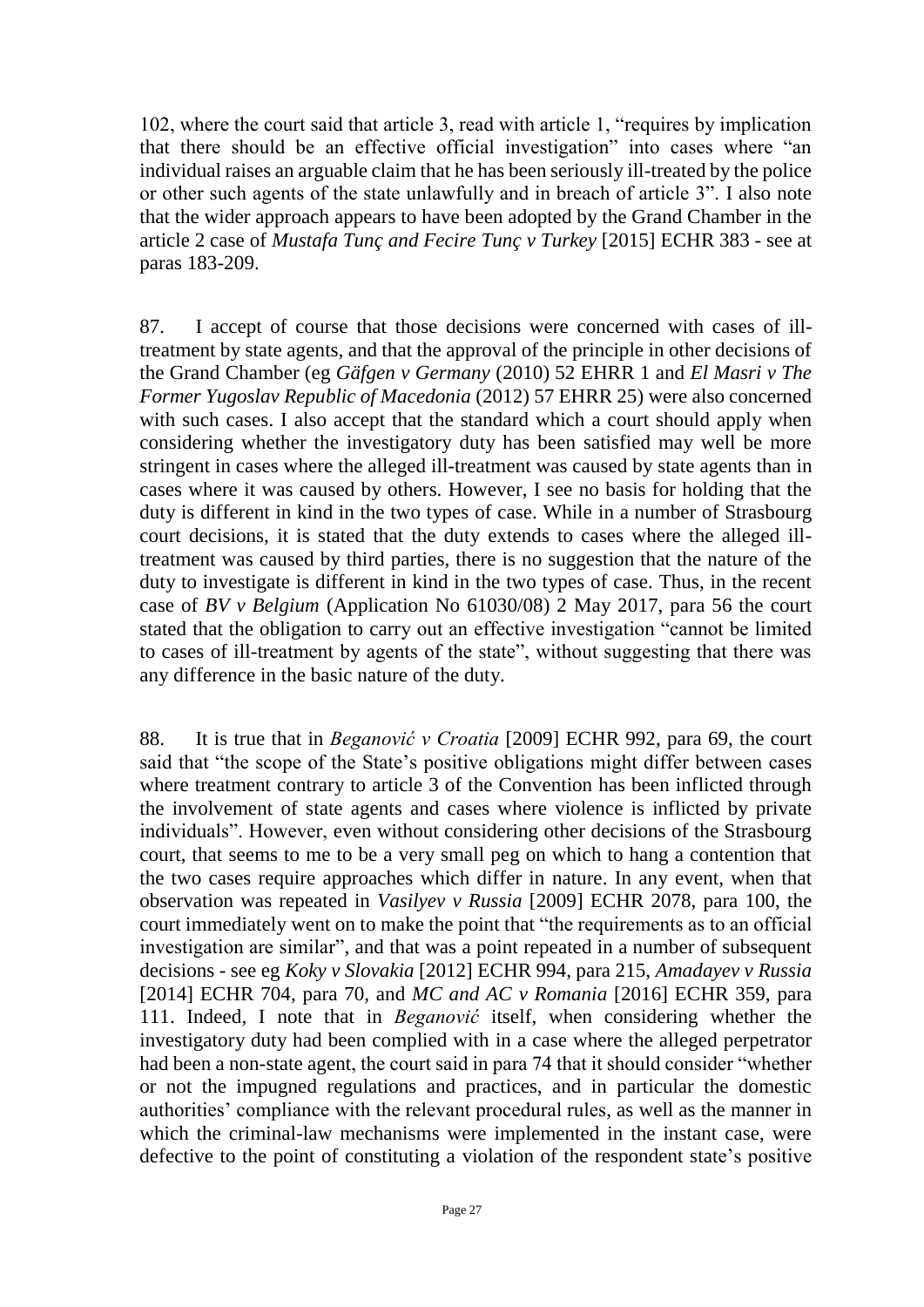102, where the court said that article 3, read with article 1, "requires by implication that there should be an effective official investigation" into cases where "an individual raises an arguable claim that he has been seriously ill-treated by the police or other such agents of the state unlawfully and in breach of article 3". I also note that the wider approach appears to have been adopted by the Grand Chamber in the article 2 case of *Mustafa Tunç and Fecire Tunç v Turkey* [2015] ECHR 383 - see at paras 183-209.

87. I accept of course that those decisions were concerned with cases of ill-treatment by state agents, and that the approval of the principle in other decisions of the Grand Chamber (eg *Gäfgen v Germany* (2010) 52 EHRR 1 and *El Masri v The Former Yugoslav Republic of Macedonia* (2012) 57 EHRR 25) were also concerned with such cases. I also accept that the standard which a court should apply when considering whether the investigatory duty has been satisfied may well be more stringent in cases where the alleged ill-treatment was caused by state agents than in cases where it was caused by others. However, I see no basis for holding that the duty is different in kind in the two types of case. While in a number of Strasbourg court decisions, it is stated that the duty extends to cases where the alleged ill-treatment was caused by third parties, there is no suggestion that the nature of the duty to investigate is different in kind in the two types of case. Thus, in the recent case of *BV v Belgium* (Application No 61030/08) 2 May 2017, para 56 the court stated that the obligation to carry out an effective investigation "cannot be limited to cases of ill-treatment by agents of the state", without suggesting that there was any difference in the basic nature of the duty.

88. It is true that in *Beganović v Croatia* [2009] ECHR 992, para 69, the court said that "the scope of the State's positive obligations might differ between cases where treatment contrary to article 3 of the Convention has been inflicted through the involvement of state agents and cases where violence is inflicted by private individuals". However, even without considering other decisions of the Strasbourg court, that seems to me to be a very small peg on which to hang a contention that the two cases require approaches which differ in nature. In any event, when that observation was repeated in *Vasilyev v Russia* [2009] ECHR 2078, para 100, the court immediately went on to make the point that "the requirements as to an official investigation are similar", and that was a point repeated in a number of subsequent decisions - see eg *Koky v Slovakia* [2012] ECHR 994, para 215, *Amadayev v Russia* [2014] ECHR 704, para 70, and *MC and AC v Romania* [2016] ECHR 359, para 111. Indeed, I note that in *Beganović* itself, when considering whether the investigatory duty had been complied with in a case where the alleged perpetrator had been a non-state agent, the court said in para 74 that it should consider "whether or not the impugned regulations and practices, and in particular the domestic authorities' compliance with the relevant procedural rules, as well as the manner in which the criminal-law mechanisms were implemented in the instant case, were defective to the point of constituting a violation of the respondent state's positive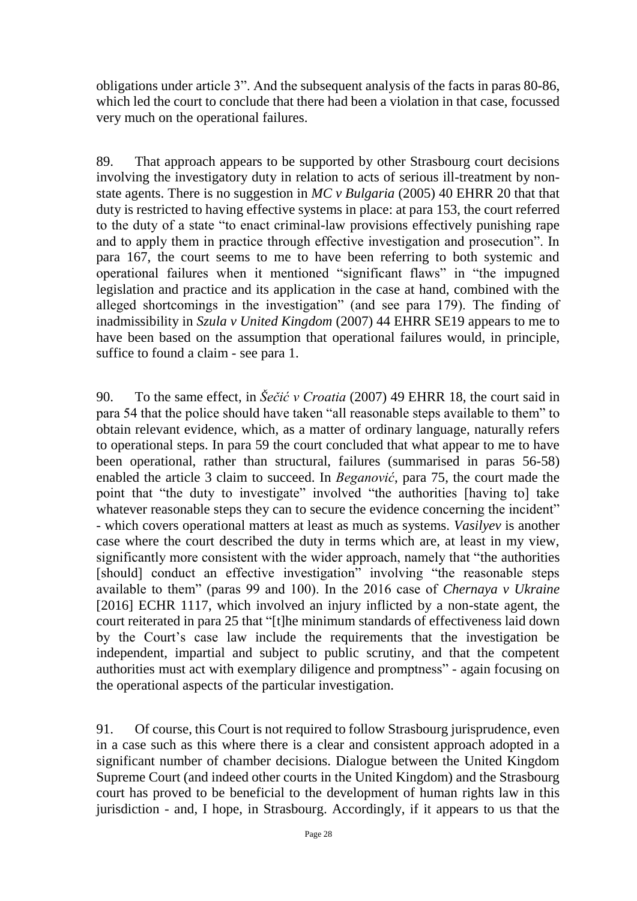obligations under article 3". And the subsequent analysis of the facts in paras 80-86, which led the court to conclude that there had been a violation in that case, focussed very much on the operational failures.

89. That approach appears to be supported by other Strasbourg court decisions involving the investigatory duty in relation to acts of serious ill-treatment by non-state agents. There is no suggestion in *MC v Bulgaria* (2005) 40 EHRR 20 that that duty is restricted to having effective systems in place: at para 153, the court referred to the duty of a state "to enact criminal-law provisions effectively punishing rape and to apply them in practice through effective investigation and prosecution". In para 167, the court seems to me to have been referring to both systemic and operational failures when it mentioned "significant flaws" in "the impugned legislation and practice and its application in the case at hand, combined with the alleged shortcomings in the investigation" (and see para 179). The finding of inadmissibility in *Szula v United Kingdom* (2007) 44 EHRR SE19 appears to me to have been based on the assumption that operational failures would, in principle, suffice to found a claim - see para 1.

90. To the same effect, in *Šečić v Croatia* (2007) 49 EHRR 18, the court said in para 54 that the police should have taken "all reasonable steps available to them" to obtain relevant evidence, which, as a matter of ordinary language, naturally refers to operational steps. In para 59 the court concluded that what appear to me to have been operational, rather than structural, failures (summarised in paras 56-58) enabled the article 3 claim to succeed. In *Beganović*, para 75, the court made the point that "the duty to investigate" involved "the authorities [having to] take whatever reasonable steps they can to secure the evidence concerning the incident" - which covers operational matters at least as much as systems. *Vasilyev* is another case where the court described the duty in terms which are, at least in my view, significantly more consistent with the wider approach, namely that "the authorities [should] conduct an effective investigation" involving "the reasonable steps available to them" (paras 99 and 100). In the 2016 case of *Chernaya v Ukraine* [2016] ECHR 1117, which involved an injury inflicted by a non-state agent, the court reiterated in para 25 that "[t]he minimum standards of effectiveness laid down by the Court's case law include the requirements that the investigation be independent, impartial and subject to public scrutiny, and that the competent authorities must act with exemplary diligence and promptness" - again focusing on the operational aspects of the particular investigation.

91. Of course, this Court is not required to follow Strasbourg jurisprudence, even in a case such as this where there is a clear and consistent approach adopted in a significant number of chamber decisions. Dialogue between the United Kingdom Supreme Court (and indeed other courts in the United Kingdom) and the Strasbourg court has proved to be beneficial to the development of human rights law in this jurisdiction - and, I hope, in Strasbourg. Accordingly, if it appears to us that the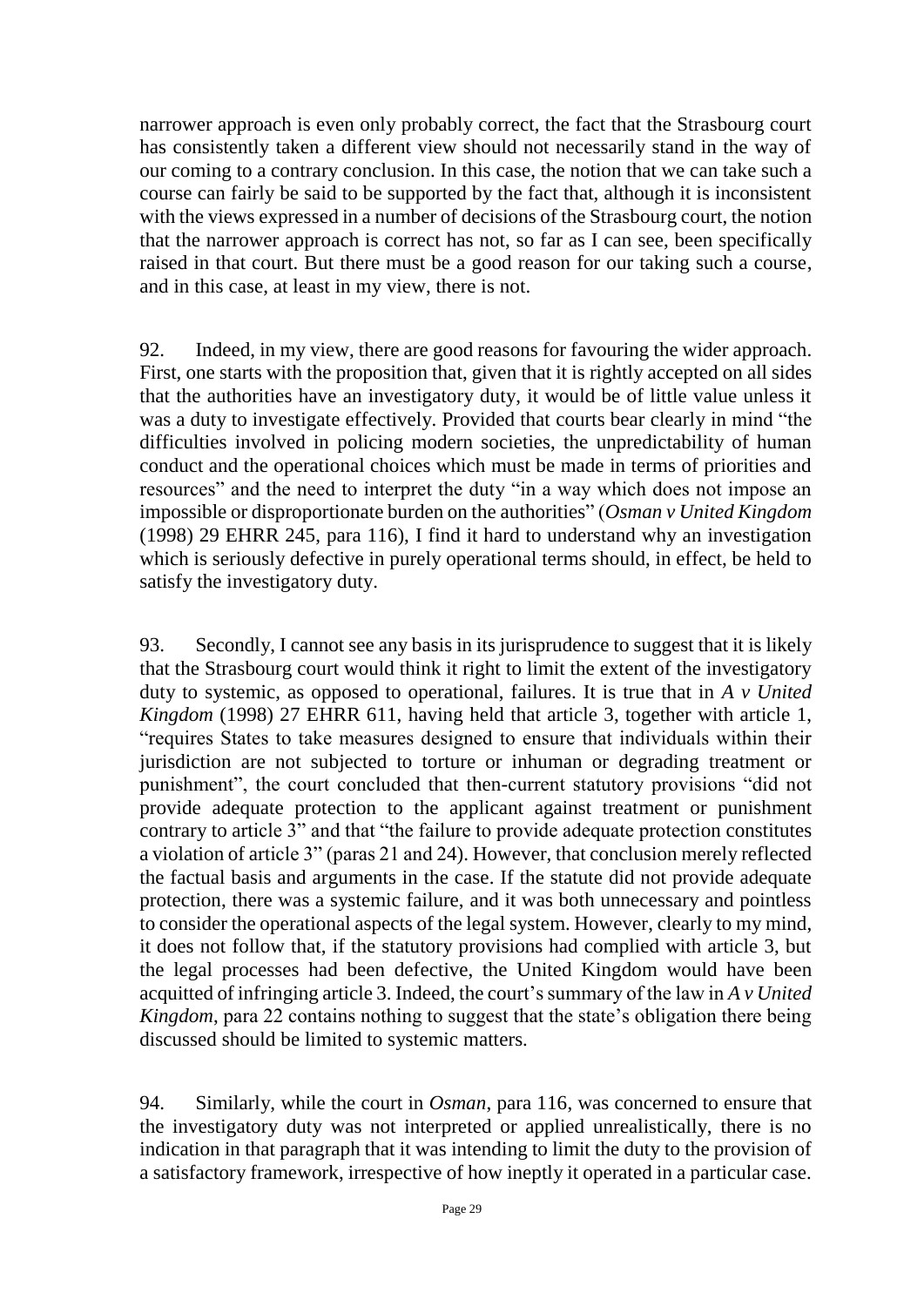narrower approach is even only probably correct, the fact that the Strasbourg court has consistently taken a different view should not necessarily stand in the way of our coming to a contrary conclusion. In this case, the notion that we can take such a course can fairly be said to be supported by the fact that, although it is inconsistent with the views expressed in a number of decisions of the Strasbourg court, the notion that the narrower approach is correct has not, so far as I can see, been specifically raised in that court. But there must be a good reason for our taking such a course, and in this case, at least in my view, there is not.

92. Indeed, in my view, there are good reasons for favouring the wider approach. First, one starts with the proposition that, given that it is rightly accepted on all sides that the authorities have an investigatory duty, it would be of little value unless it was a duty to investigate effectively. Provided that courts bear clearly in mind "the difficulties involved in policing modern societies, the unpredictability of human conduct and the operational choices which must be made in terms of priorities and resources" and the need to interpret the duty "in a way which does not impose an impossible or disproportionate burden on the authorities" (*Osman v United Kingdom* (1998) 29 EHRR 245, para 116), I find it hard to understand why an investigation which is seriously defective in purely operational terms should, in effect, be held to satisfy the investigatory duty.

93. Secondly, I cannot see any basis in its jurisprudence to suggest that it is likely that the Strasbourg court would think it right to limit the extent of the investigatory duty to systemic, as opposed to operational, failures. It is true that in *A v United Kingdom* (1998) 27 EHRR 611, having held that article 3, together with article 1, "requires States to take measures designed to ensure that individuals within their jurisdiction are not subjected to torture or inhuman or degrading treatment or punishment", the court concluded that then-current statutory provisions "did not provide adequate protection to the applicant against treatment or punishment contrary to article 3" and that "the failure to provide adequate protection constitutes a violation of article 3" (paras 21 and 24). However, that conclusion merely reflected the factual basis and arguments in the case. If the statute did not provide adequate protection, there was a systemic failure, and it was both unnecessary and pointless to consider the operational aspects of the legal system. However, clearly to my mind, it does not follow that, if the statutory provisions had complied with article 3, but the legal processes had been defective, the United Kingdom would have been acquitted of infringing article 3. Indeed, the court's summary of the law in *A v United Kingdom*, para 22 contains nothing to suggest that the state's obligation there being discussed should be limited to systemic matters.

94. Similarly, while the court in *Osman*, para 116, was concerned to ensure that the investigatory duty was not interpreted or applied unrealistically, there is no indication in that paragraph that it was intending to limit the duty to the provision of a satisfactory framework, irrespective of how ineptly it operated in a particular case.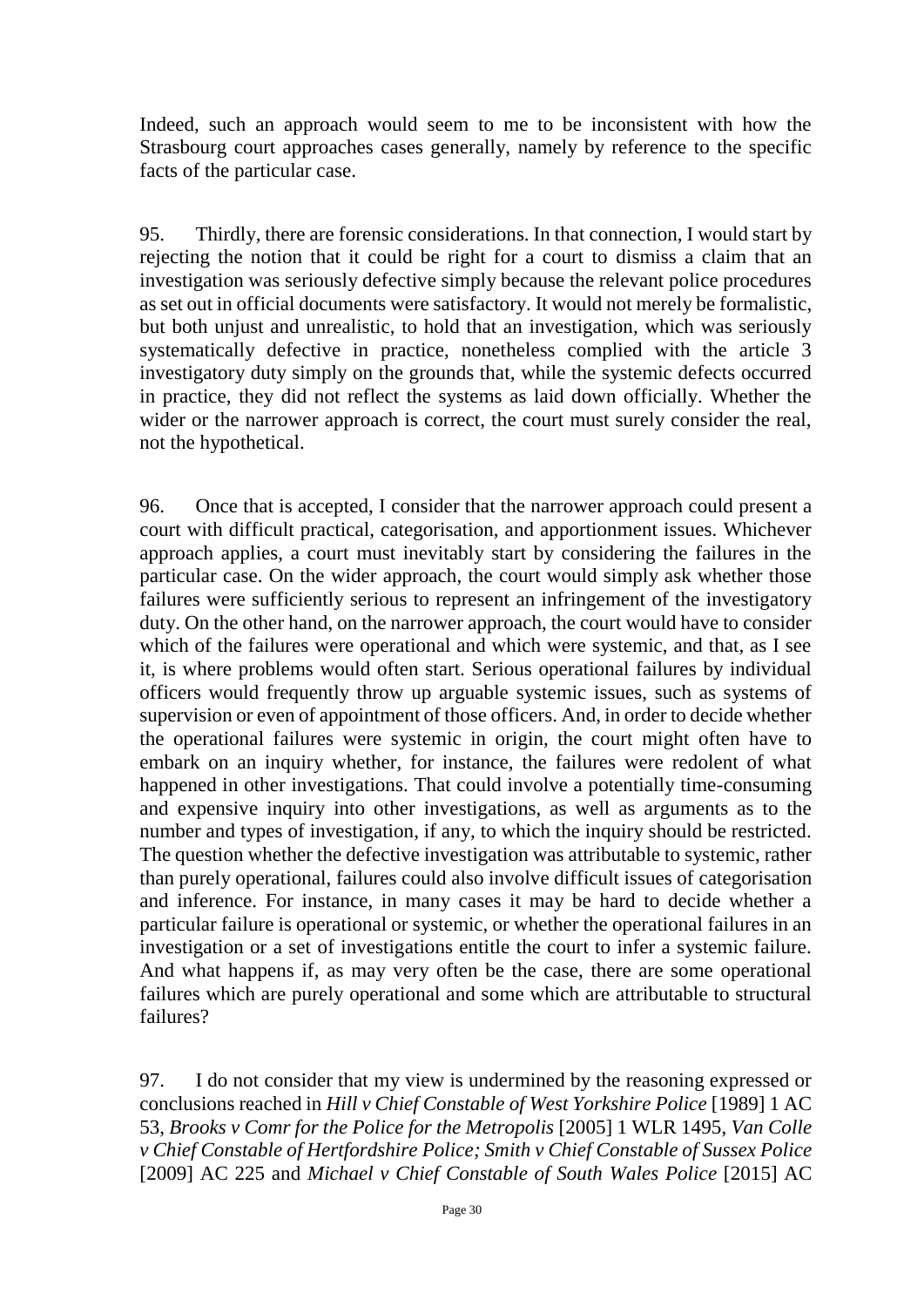Indeed, such an approach would seem to me to be inconsistent with how the Strasbourg court approaches cases generally, namely by reference to the specific facts of the particular case.

95. Thirdly, there are forensic considerations. In that connection, I would start by rejecting the notion that it could be right for a court to dismiss a claim that an investigation was seriously defective simply because the relevant police procedures as set out in official documents were satisfactory. It would not merely be formalistic, but both unjust and unrealistic, to hold that an investigation, which was seriously systematically defective in practice, nonetheless complied with the article 3 investigatory duty simply on the grounds that, while the systemic defects occurred in practice, they did not reflect the systems as laid down officially. Whether the wider or the narrower approach is correct, the court must surely consider the real, not the hypothetical.

96. Once that is accepted, I consider that the narrower approach could present a court with difficult practical, categorisation, and apportionment issues. Whichever approach applies, a court must inevitably start by considering the failures in the particular case. On the wider approach, the court would simply ask whether those failures were sufficiently serious to represent an infringement of the investigatory duty. On the other hand, on the narrower approach, the court would have to consider which of the failures were operational and which were systemic, and that, as I see it, is where problems would often start. Serious operational failures by individual officers would frequently throw up arguable systemic issues, such as systems of supervision or even of appointment of those officers. And, in order to decide whether the operational failures were systemic in origin, the court might often have to embark on an inquiry whether, for instance, the failures were redolent of what happened in other investigations. That could involve a potentially time-consuming and expensive inquiry into other investigations, as well as arguments as to the number and types of investigation, if any, to which the inquiry should be restricted. The question whether the defective investigation was attributable to systemic, rather than purely operational, failures could also involve difficult issues of categorisation and inference. For instance, in many cases it may be hard to decide whether a particular failure is operational or systemic, or whether the operational failures in an investigation or a set of investigations entitle the court to infer a systemic failure. And what happens if, as may very often be the case, there are some operational failures which are purely operational and some which are attributable to structural failures?

97. I do not consider that my view is undermined by the reasoning expressed or conclusions reached in *Hill v Chief Constable of West Yorkshire Police* [1989] 1 AC 53, *Brooks v Comr for the Police for the Metropolis* [2005] 1 WLR 1495, *Van Colle v Chief Constable of Hertfordshire Police; Smith v Chief Constable of Sussex Police* [2009] AC 225 and *Michael v Chief Constable of South Wales Police* [2015] AC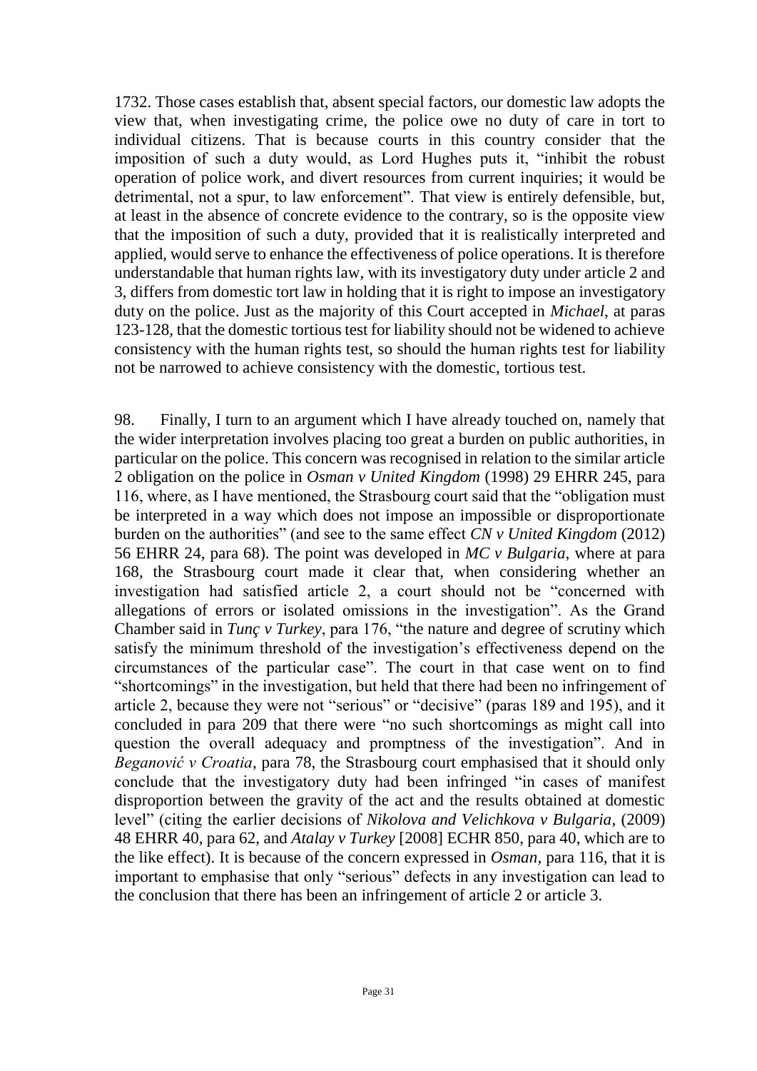1732. Those cases establish that, absent special factors, our domestic law adopts the view that, when investigating crime, the police owe no duty of care in tort to individual citizens. That is because courts in this country consider that the imposition of such a duty would, as Lord Hughes puts it, "inhibit the robust operation of police work, and divert resources from current inquiries; it would be detrimental, not a spur, to law enforcement". That view is entirely defensible, but, at least in the absence of concrete evidence to the contrary, so is the opposite view that the imposition of such a duty, provided that it is realistically interpreted and applied, would serve to enhance the effectiveness of police operations. It is therefore understandable that human rights law, with its investigatory duty under article 2 and 3, differs from domestic tort law in holding that it is right to impose an investigatory duty on the police. Just as the majority of this Court accepted in *Michael*, at paras 123-128, that the domestic tortious test for liability should not be widened to achieve consistency with the human rights test, so should the human rights test for liability not be narrowed to achieve consistency with the domestic, tortious test.

98. Finally, I turn to an argument which I have already touched on, namely that the wider interpretation involves placing too great a burden on public authorities, in particular on the police. This concern was recognised in relation to the similar article 2 obligation on the police in *Osman v United Kingdom* (1998) 29 EHRR 245, para 116, where, as I have mentioned, the Strasbourg court said that the "obligation must be interpreted in a way which does not impose an impossible or disproportionate burden on the authorities" (and see to the same effect *CN v United Kingdom* (2012) 56 EHRR 24, para 68). The point was developed in *MC v Bulgaria*, where at para 168, the Strasbourg court made it clear that, when considering whether an investigation had satisfied article 2, a court should not be "concerned with allegations of errors or isolated omissions in the investigation". As the Grand Chamber said in *Tunç v Turkey*, para 176, "the nature and degree of scrutiny which satisfy the minimum threshold of the investigation's effectiveness depend on the circumstances of the particular case". The court in that case went on to find "shortcomings" in the investigation, but held that there had been no infringement of article 2, because they were not "serious" or "decisive" (paras 189 and 195), and it concluded in para 209 that there were "no such shortcomings as might call into question the overall adequacy and promptness of the investigation". And in *Beganović v Croatia*, para 78, the Strasbourg court emphasised that it should only conclude that the investigatory duty had been infringed "in cases of manifest disproportion between the gravity of the act and the results obtained at domestic level" (citing the earlier decisions of *Nikolova and Velichkova v Bulgaria*, (2009) 48 EHRR 40, para 62, and *Atalay v Turkey* [2008] ECHR 850, para 40, which are to the like effect). It is because of the concern expressed in *Osman*, para 116, that it is important to emphasise that only "serious" defects in any investigation can lead to the conclusion that there has been an infringement of article 2 or article 3.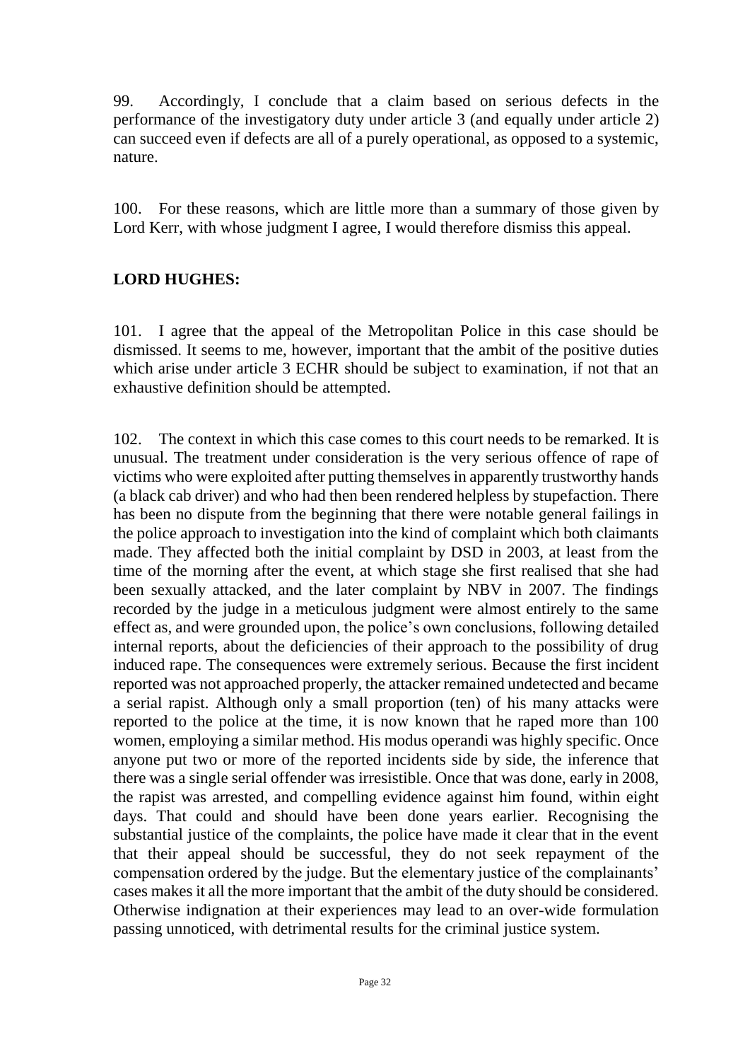99. Accordingly, I conclude that a claim based on serious defects in the performance of the investigatory duty under article 3 (and equally under article 2) can succeed even if defects are all of a purely operational, as opposed to a systemic, nature.

100. For these reasons, which are little more than a summary of those given by Lord Kerr, with whose judgment I agree, I would therefore dismiss this appeal.

## LORD HUGHES:

101. I agree that the appeal of the Metropolitan Police in this case should be dismissed. It seems to me, however, important that the ambit of the positive duties which arise under article 3 ECHR should be subject to examination, if not that an exhaustive definition should be attempted.

102. The context in which this case comes to this court needs to be remarked. It is unusual. The treatment under consideration is the very serious offence of rape of victims who were exploited after putting themselves in apparently trustworthy hands (a black cab driver) and who had then been rendered helpless by stupefaction. There has been no dispute from the beginning that there were notable general failings in the police approach to investigation into the kind of complaint which both claimants made. They affected both the initial complaint by DSD in 2003, at least from the time of the morning after the event, at which stage she first realised that she had been sexually attacked, and the later complaint by NBV in 2007. The findings recorded by the judge in a meticulous judgment were almost entirely to the same effect as, and were grounded upon, the police's own conclusions, following detailed internal reports, about the deficiencies of their approach to the possibility of drug induced rape. The consequences were extremely serious. Because the first incident reported was not approached properly, the attacker remained undetected and became a serial rapist. Although only a small proportion (ten) of his many attacks were reported to the police at the time, it is now known that he raped more than 100 women, employing a similar method. His modus operandi was highly specific. Once anyone put two or more of the reported incidents side by side, the inference that there was a single serial offender was irresistible. Once that was done, early in 2008, the rapist was arrested, and compelling evidence against him found, within eight days. That could and should have been done years earlier. Recognising the substantial justice of the complaints, the police have made it clear that in the event that their appeal should be successful, they do not seek repayment of the compensation ordered by the judge. But the elementary justice of the complainants' cases makes it all the more important that the ambit of the duty should be considered. Otherwise indignation at their experiences may lead to an over-wide formulation passing unnoticed, with detrimental results for the criminal justice system.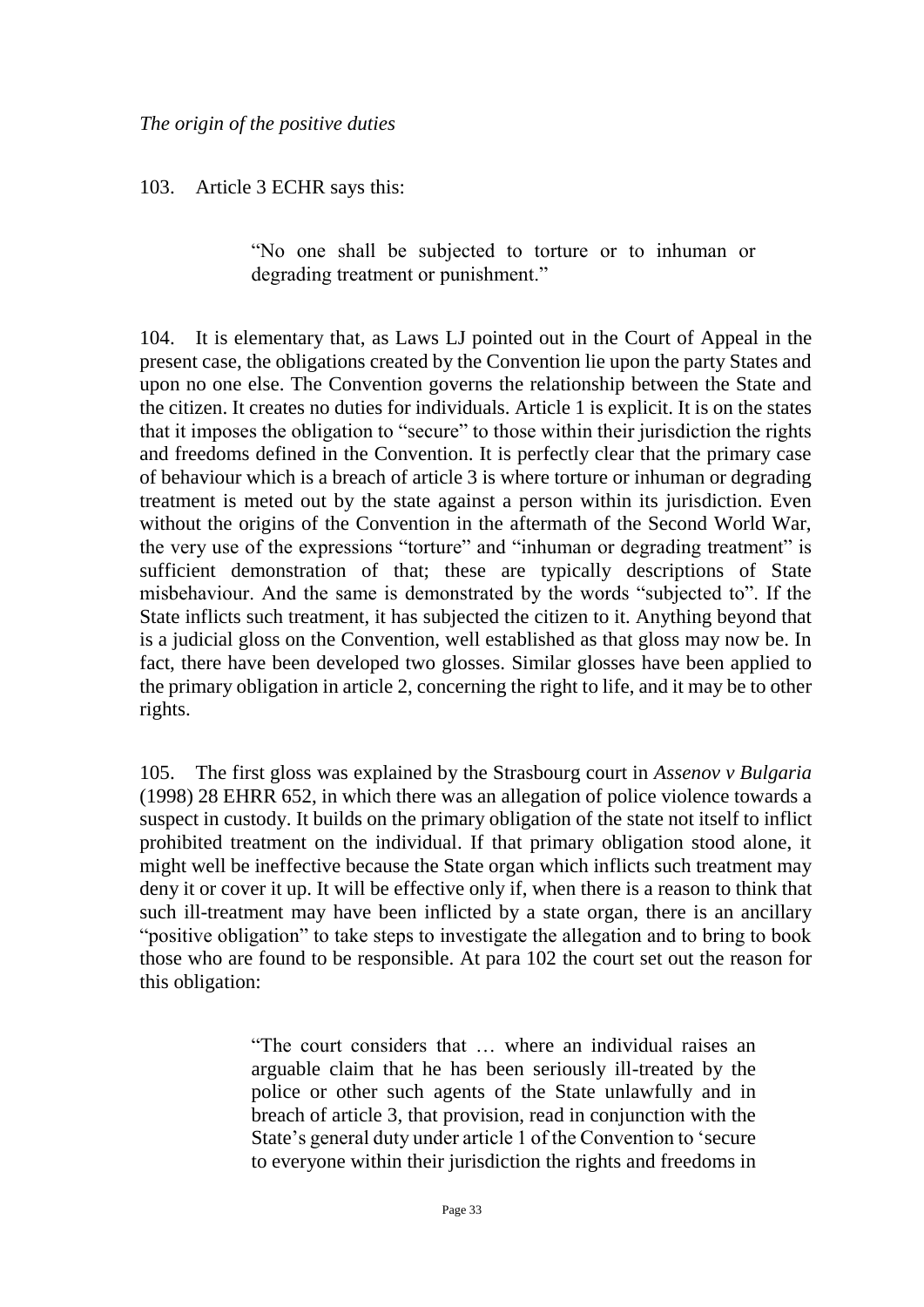*The origin of the positive duties*

103. Article 3 ECHR says this:

> "No one shall be subjected to torture or to inhuman or degrading treatment or punishment."

104. It is elementary that, as Laws LJ pointed out in the Court of Appeal in the present case, the obligations created by the Convention lie upon the party States and upon no one else. The Convention governs the relationship between the State and the citizen. It creates no duties for individuals. Article 1 is explicit. It is on the states that it imposes the obligation to "secure" to those within their jurisdiction the rights and freedoms defined in the Convention. It is perfectly clear that the primary case of behaviour which is a breach of article 3 is where torture or inhuman or degrading treatment is meted out by the state against a person within its jurisdiction. Even without the origins of the Convention in the aftermath of the Second World War, the very use of the expressions "torture" and "inhuman or degrading treatment" is sufficient demonstration of that; these are typically descriptions of State misbehaviour. And the same is demonstrated by the words "subjected to". If the State inflicts such treatment, it has subjected the citizen to it. Anything beyond that is a judicial gloss on the Convention, well established as that gloss may now be. In fact, there have been developed two glosses. Similar glosses have been applied to the primary obligation in article 2, concerning the right to life, and it may be to other rights.

105. The first gloss was explained by the Strasbourg court in *Assenov v Bulgaria* (1998) 28 EHRR 652, in which there was an allegation of police violence towards a suspect in custody. It builds on the primary obligation of the state not itself to inflict prohibited treatment on the individual. If that primary obligation stood alone, it might well be ineffective because the State organ which inflicts such treatment may deny it or cover it up. It will be effective only if, when there is a reason to think that such ill-treatment may have been inflicted by a state organ, there is an ancillary "positive obligation" to take steps to investigate the allegation and to bring to book those who are found to be responsible. At para 102 the court set out the reason for this obligation:

> "The court considers that … where an individual raises an arguable claim that he has been seriously ill-treated by the police or other such agents of the State unlawfully and in breach of article 3, that provision, read in conjunction with the State's general duty under article 1 of the Convention to 'secure to everyone within their jurisdiction the rights and freedoms in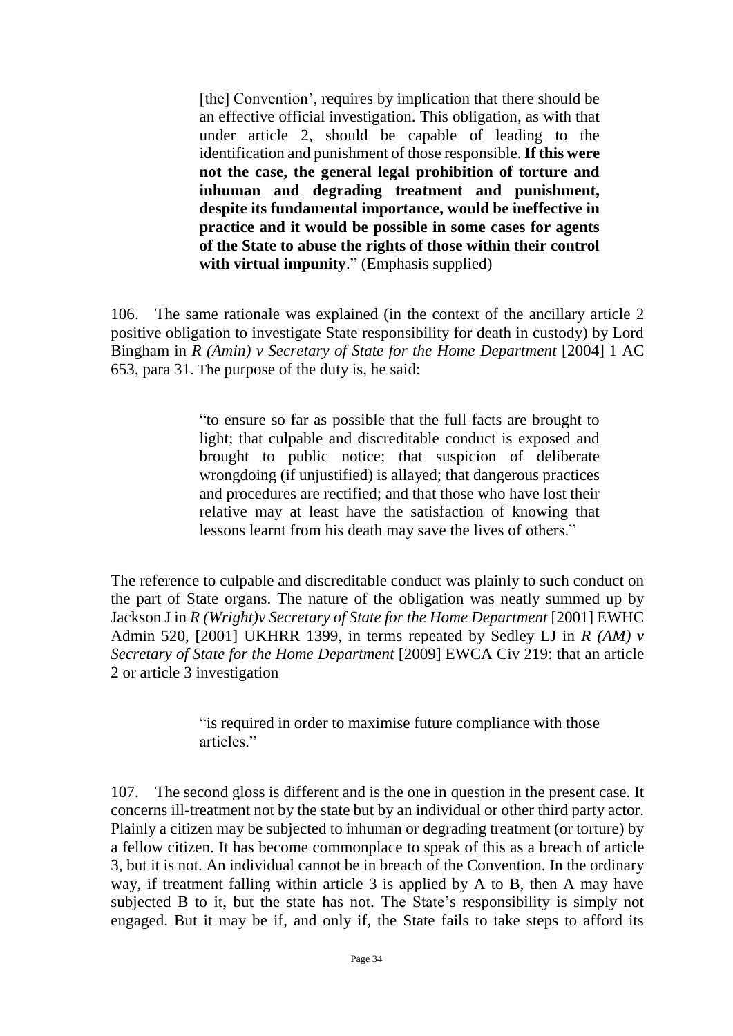> [the] Convention', requires by implication that there should be an effective official investigation. This obligation, as with that under article 2, should be capable of leading to the identification and punishment of those responsible. **If this were not the case, the general legal prohibition of torture and inhuman and degrading treatment and punishment, despite its fundamental importance, would be ineffective in practice and it would be possible in some cases for agents of the State to abuse the rights of those within their control with virtual impunity**." (Emphasis supplied)

106. The same rationale was explained (in the context of the ancillary article 2 positive obligation to investigate State responsibility for death in custody) by Lord Bingham in *R (Amin) v Secretary of State for the Home Department* [2004] 1 AC 653, para 31. The purpose of the duty is, he said:

> "to ensure so far as possible that the full facts are brought to light; that culpable and discreditable conduct is exposed and brought to public notice; that suspicion of deliberate wrongdoing (if unjustified) is allayed; that dangerous practices and procedures are rectified; and that those who have lost their relative may at least have the satisfaction of knowing that lessons learnt from his death may save the lives of others."

The reference to culpable and discreditable conduct was plainly to such conduct on the part of State organs. The nature of the obligation was neatly summed up by Jackson J in *R (Wright)v Secretary of State for the Home Department* [2001] EWHC Admin 520, [2001] UKHRR 1399, in terms repeated by Sedley LJ in *R (AM) v Secretary of State for the Home Department* [2009] EWCA Civ 219: that an article 2 or article 3 investigation

> "is required in order to maximise future compliance with those articles."

107. The second gloss is different and is the one in question in the present case. It concerns ill-treatment not by the state but by an individual or other third party actor. Plainly a citizen may be subjected to inhuman or degrading treatment (or torture) by a fellow citizen. It has become commonplace to speak of this as a breach of article 3, but it is not. An individual cannot be in breach of the Convention. In the ordinary way, if treatment falling within article 3 is applied by A to B, then A may have subjected B to it, but the state has not. The State's responsibility is simply not engaged. But it may be if, and only if, the State fails to take steps to afford its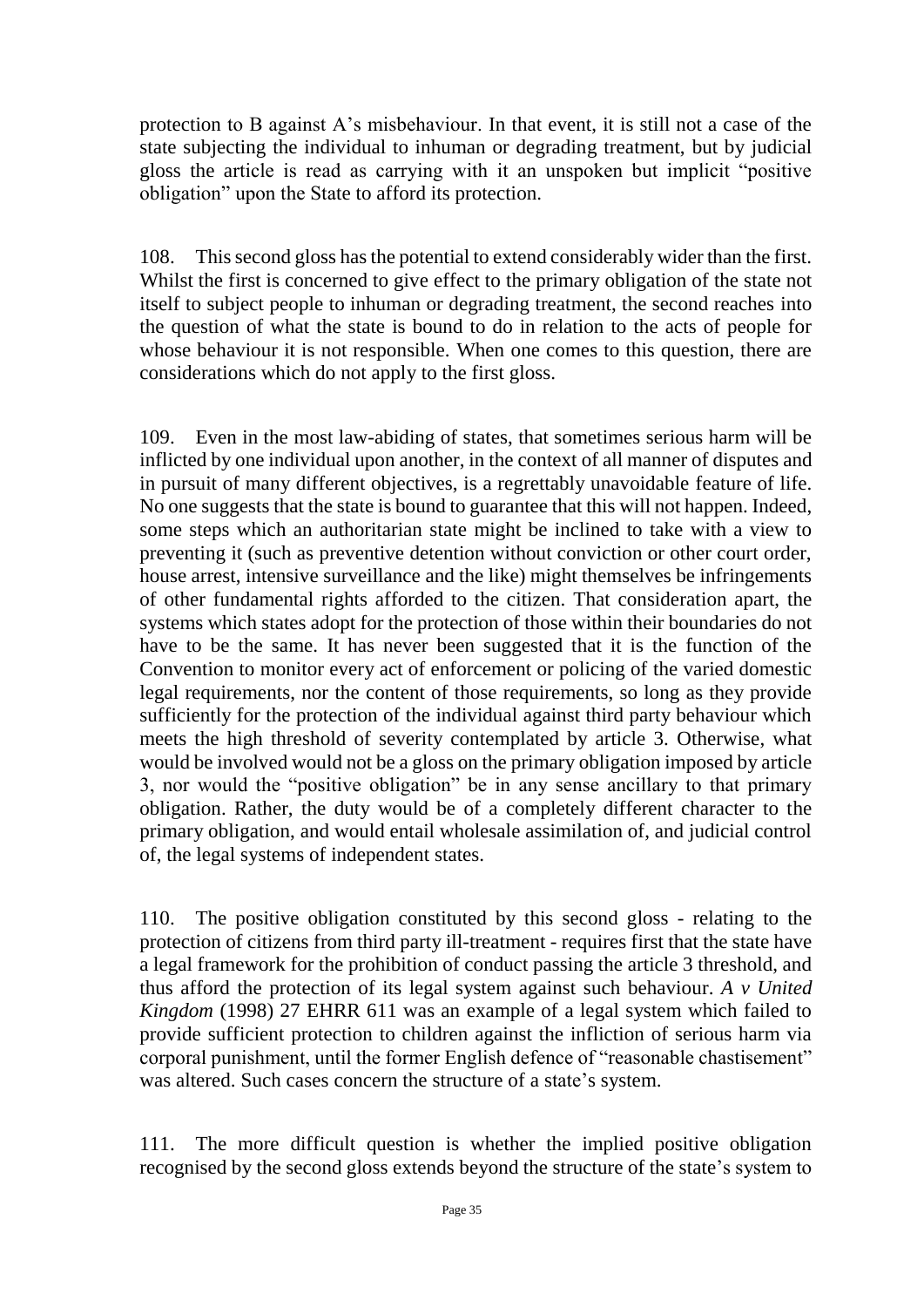protection to B against A's misbehaviour. In that event, it is still not a case of the state subjecting the individual to inhuman or degrading treatment, but by judicial gloss the article is read as carrying with it an unspoken but implicit "positive obligation" upon the State to afford its protection.

108. This second gloss has the potential to extend considerably wider than the first. Whilst the first is concerned to give effect to the primary obligation of the state not itself to subject people to inhuman or degrading treatment, the second reaches into the question of what the state is bound to do in relation to the acts of people for whose behaviour it is not responsible. When one comes to this question, there are considerations which do not apply to the first gloss.

109. Even in the most law-abiding of states, that sometimes serious harm will be inflicted by one individual upon another, in the context of all manner of disputes and in pursuit of many different objectives, is a regrettably unavoidable feature of life. No one suggests that the state is bound to guarantee that this will not happen. Indeed, some steps which an authoritarian state might be inclined to take with a view to preventing it (such as preventive detention without conviction or other court order, house arrest, intensive surveillance and the like) might themselves be infringements of other fundamental rights afforded to the citizen. That consideration apart, the systems which states adopt for the protection of those within their boundaries do not have to be the same. It has never been suggested that it is the function of the Convention to monitor every act of enforcement or policing of the varied domestic legal requirements, nor the content of those requirements, so long as they provide sufficiently for the protection of the individual against third party behaviour which meets the high threshold of severity contemplated by article 3. Otherwise, what would be involved would not be a gloss on the primary obligation imposed by article 3, nor would the "positive obligation" be in any sense ancillary to that primary obligation. Rather, the duty would be of a completely different character to the primary obligation, and would entail wholesale assimilation of, and judicial control of, the legal systems of independent states.

110. The positive obligation constituted by this second gloss - relating to the protection of citizens from third party ill-treatment - requires first that the state have a legal framework for the prohibition of conduct passing the article 3 threshold, and thus afford the protection of its legal system against such behaviour. *A v United Kingdom* (1998) 27 EHRR 611 was an example of a legal system which failed to provide sufficient protection to children against the infliction of serious harm via corporal punishment, until the former English defence of "reasonable chastisement" was altered. Such cases concern the structure of a state's system.

111. The more difficult question is whether the implied positive obligation recognised by the second gloss extends beyond the structure of the state's system to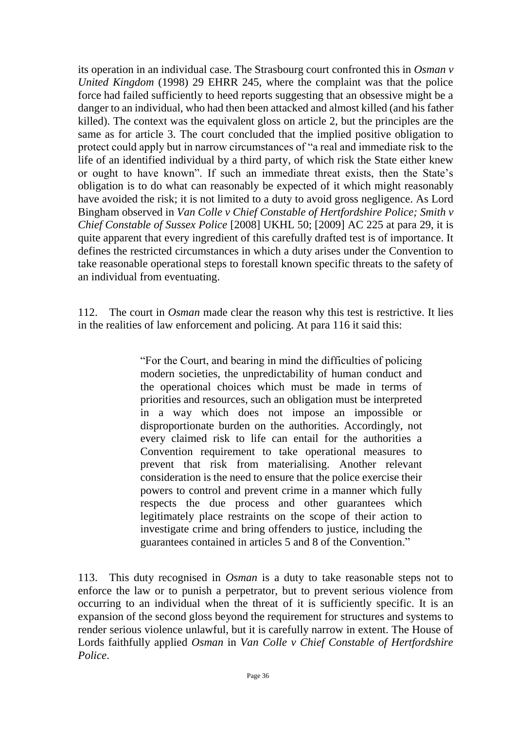its operation in an individual case. The Strasbourg court confronted this in *Osman v United Kingdom* (1998) 29 EHRR 245, where the complaint was that the police force had failed sufficiently to heed reports suggesting that an obsessive might be a danger to an individual, who had then been attacked and almost killed (and his father killed). The context was the equivalent gloss on article 2, but the principles are the same as for article 3. The court concluded that the implied positive obligation to protect could apply but in narrow circumstances of "a real and immediate risk to the life of an identified individual by a third party, of which risk the State either knew or ought to have known". If such an immediate threat exists, then the State's obligation is to do what can reasonably be expected of it which might reasonably have avoided the risk; it is not limited to a duty to avoid gross negligence. As Lord Bingham observed in *Van Colle v Chief Constable of Hertfordshire Police; Smith v Chief Constable of Sussex Police* [2008] UKHL 50; [2009] AC 225 at para 29, it is quite apparent that every ingredient of this carefully drafted test is of importance. It defines the restricted circumstances in which a duty arises under the Convention to take reasonable operational steps to forestall known specific threats to the safety of an individual from eventuating.

112. The court in *Osman* made clear the reason why this test is restrictive. It lies in the realities of law enforcement and policing. At para 116 it said this:

> "For the Court, and bearing in mind the difficulties of policing modern societies, the unpredictability of human conduct and the operational choices which must be made in terms of priorities and resources, such an obligation must be interpreted in a way which does not impose an impossible or disproportionate burden on the authorities. Accordingly, not every claimed risk to life can entail for the authorities a Convention requirement to take operational measures to prevent that risk from materialising. Another relevant consideration is the need to ensure that the police exercise their powers to control and prevent crime in a manner which fully respects the due process and other guarantees which legitimately place restraints on the scope of their action to investigate crime and bring offenders to justice, including the guarantees contained in articles 5 and 8 of the Convention."

113. This duty recognised in *Osman* is a duty to take reasonable steps not to enforce the law or to punish a perpetrator, but to prevent serious violence from occurring to an individual when the threat of it is sufficiently specific. It is an expansion of the second gloss beyond the requirement for structures and systems to render serious violence unlawful, but it is carefully narrow in extent. The House of Lords faithfully applied *Osman* in *Van Colle v Chief Constable of Hertfordshire Police*.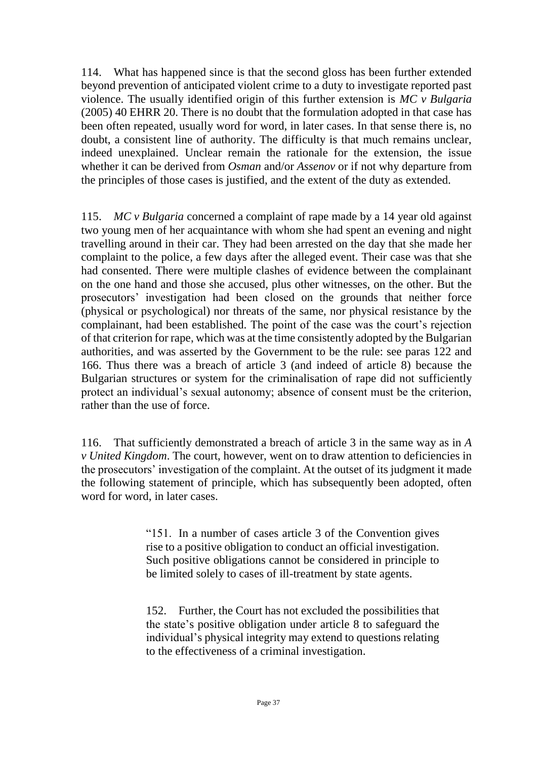114. What has happened since is that the second gloss has been further extended beyond prevention of anticipated violent crime to a duty to investigate reported past violence. The usually identified origin of this further extension is *MC v Bulgaria* (2005) 40 EHRR 20. There is no doubt that the formulation adopted in that case has been often repeated, usually word for word, in later cases. In that sense there is, no doubt, a consistent line of authority. The difficulty is that much remains unclear, indeed unexplained. Unclear remain the rationale for the extension, the issue whether it can be derived from *Osman* and/or *Assenov* or if not why departure from the principles of those cases is justified, and the extent of the duty as extended.

115. *MC v Bulgaria* concerned a complaint of rape made by a 14 year old against two young men of her acquaintance with whom she had spent an evening and night travelling around in their car. They had been arrested on the day that she made her complaint to the police, a few days after the alleged event. Their case was that she had consented. There were multiple clashes of evidence between the complainant on the one hand and those she accused, plus other witnesses, on the other. But the prosecutors' investigation had been closed on the grounds that neither force (physical or psychological) nor threats of the same, nor physical resistance by the complainant, had been established. The point of the case was the court's rejection of that criterion for rape, which was at the time consistently adopted by the Bulgarian authorities, and was asserted by the Government to be the rule: see paras 122 and 166. Thus there was a breach of article 3 (and indeed of article 8) because the Bulgarian structures or system for the criminalisation of rape did not sufficiently protect an individual's sexual autonomy; absence of consent must be the criterion, rather than the use of force.

116. That sufficiently demonstrated a breach of article 3 in the same way as in *A v United Kingdom*. The court, however, went on to draw attention to deficiencies in the prosecutors' investigation of the complaint. At the outset of its judgment it made the following statement of principle, which has subsequently been adopted, often word for word, in later cases.

> "151. In a number of cases article 3 of the Convention gives rise to a positive obligation to conduct an official investigation. Such positive obligations cannot be considered in principle to be limited solely to cases of ill-treatment by state agents.
>
> 152. Further, the Court has not excluded the possibilities that the state's positive obligation under article 8 to safeguard the individual's physical integrity may extend to questions relating to the effectiveness of a criminal investigation.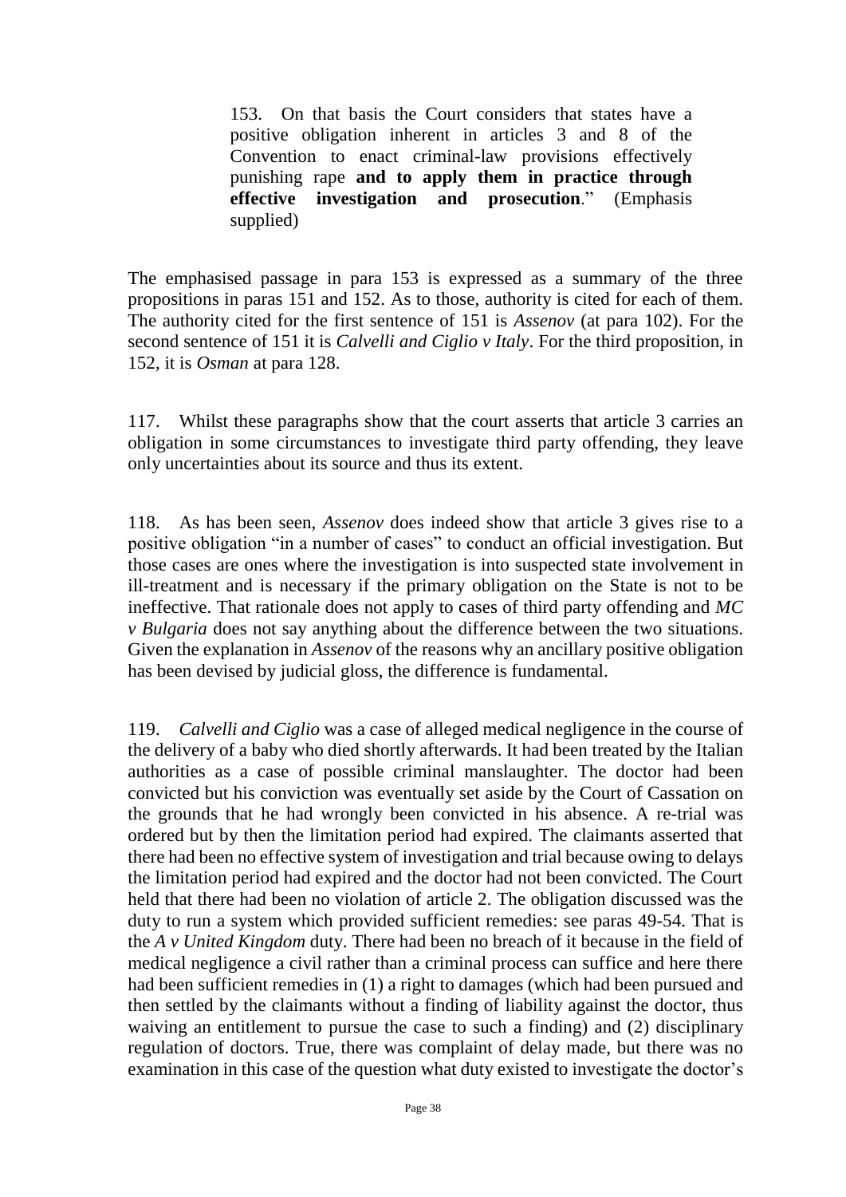> 153. On that basis the Court considers that states have a positive obligation inherent in articles 3 and 8 of the Convention to enact criminal-law provisions effectively punishing rape **and to apply them in practice through effective investigation and prosecution**." (Emphasis supplied)

The emphasised passage in para 153 is expressed as a summary of the three propositions in paras 151 and 152. As to those, authority is cited for each of them. The authority cited for the first sentence of 151 is *Assenov* (at para 102). For the second sentence of 151 it is *Calvelli and Ciglio v Italy*. For the third proposition, in 152, it is *Osman* at para 128.

117. Whilst these paragraphs show that the court asserts that article 3 carries an obligation in some circumstances to investigate third party offending, they leave only uncertainties about its source and thus its extent.

118. As has been seen, *Assenov* does indeed show that article 3 gives rise to a positive obligation "in a number of cases" to conduct an official investigation. But those cases are ones where the investigation is into suspected state involvement in ill-treatment and is necessary if the primary obligation on the State is not to be ineffective. That rationale does not apply to cases of third party offending and *MC v Bulgaria* does not say anything about the difference between the two situations. Given the explanation in *Assenov* of the reasons why an ancillary positive obligation has been devised by judicial gloss, the difference is fundamental.

119. *Calvelli and Ciglio* was a case of alleged medical negligence in the course of the delivery of a baby who died shortly afterwards. It had been treated by the Italian authorities as a case of possible criminal manslaughter. The doctor had been convicted but his conviction was eventually set aside by the Court of Cassation on the grounds that he had wrongly been convicted in his absence. A re-trial was ordered but by then the limitation period had expired. The claimants asserted that there had been no effective system of investigation and trial because owing to delays the limitation period had expired and the doctor had not been convicted. The Court held that there had been no violation of article 2. The obligation discussed was the duty to run a system which provided sufficient remedies: see paras 49-54. That is the *A v United Kingdom* duty. There had been no breach of it because in the field of medical negligence a civil rather than a criminal process can suffice and here there had been sufficient remedies in (1) a right to damages (which had been pursued and then settled by the claimants without a finding of liability against the doctor, thus waiving an entitlement to pursue the case to such a finding) and (2) disciplinary regulation of doctors. True, there was complaint of delay made, but there was no examination in this case of the question what duty existed to investigate the doctor's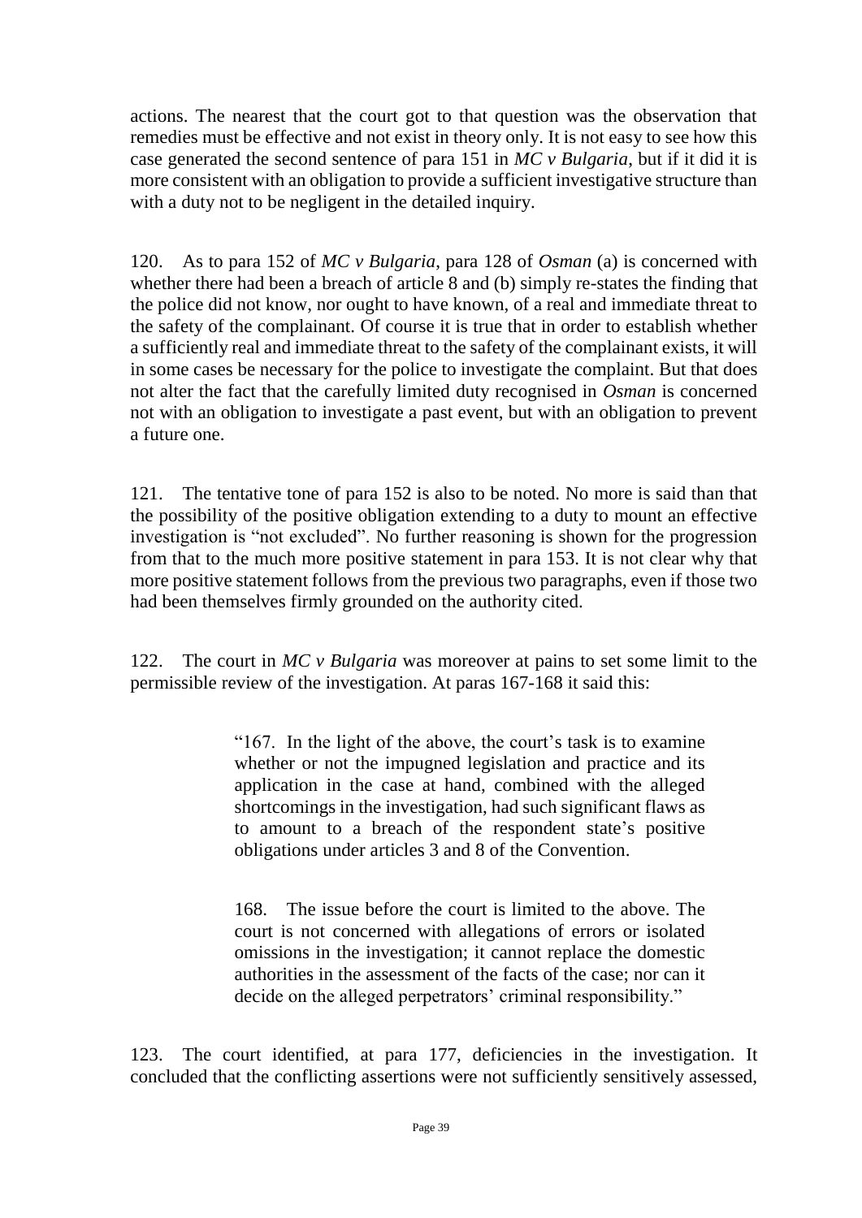actions. The nearest that the court got to that question was the observation that remedies must be effective and not exist in theory only. It is not easy to see how this case generated the second sentence of para 151 in *MC v Bulgaria*, but if it did it is more consistent with an obligation to provide a sufficient investigative structure than with a duty not to be negligent in the detailed inquiry.

120. As to para 152 of *MC v Bulgaria*, para 128 of *Osman* (a) is concerned with whether there had been a breach of article 8 and (b) simply re-states the finding that the police did not know, nor ought to have known, of a real and immediate threat to the safety of the complainant. Of course it is true that in order to establish whether a sufficiently real and immediate threat to the safety of the complainant exists, it will in some cases be necessary for the police to investigate the complaint. But that does not alter the fact that the carefully limited duty recognised in *Osman* is concerned not with an obligation to investigate a past event, but with an obligation to prevent a future one.

121. The tentative tone of para 152 is also to be noted. No more is said than that the possibility of the positive obligation extending to a duty to mount an effective investigation is "not excluded". No further reasoning is shown for the progression from that to the much more positive statement in para 153. It is not clear why that more positive statement follows from the previous two paragraphs, even if those two had been themselves firmly grounded on the authority cited.

122. The court in *MC v Bulgaria* was moreover at pains to set some limit to the permissible review of the investigation. At paras 167-168 it said this:

> "167. In the light of the above, the court's task is to examine whether or not the impugned legislation and practice and its application in the case at hand, combined with the alleged shortcomings in the investigation, had such significant flaws as to amount to a breach of the respondent state's positive obligations under articles 3 and 8 of the Convention.
>
> 168. The issue before the court is limited to the above. The court is not concerned with allegations of errors or isolated omissions in the investigation; it cannot replace the domestic authorities in the assessment of the facts of the case; nor can it decide on the alleged perpetrators' criminal responsibility."

123. The court identified, at para 177, deficiencies in the investigation. It concluded that the conflicting assertions were not sufficiently sensitively assessed,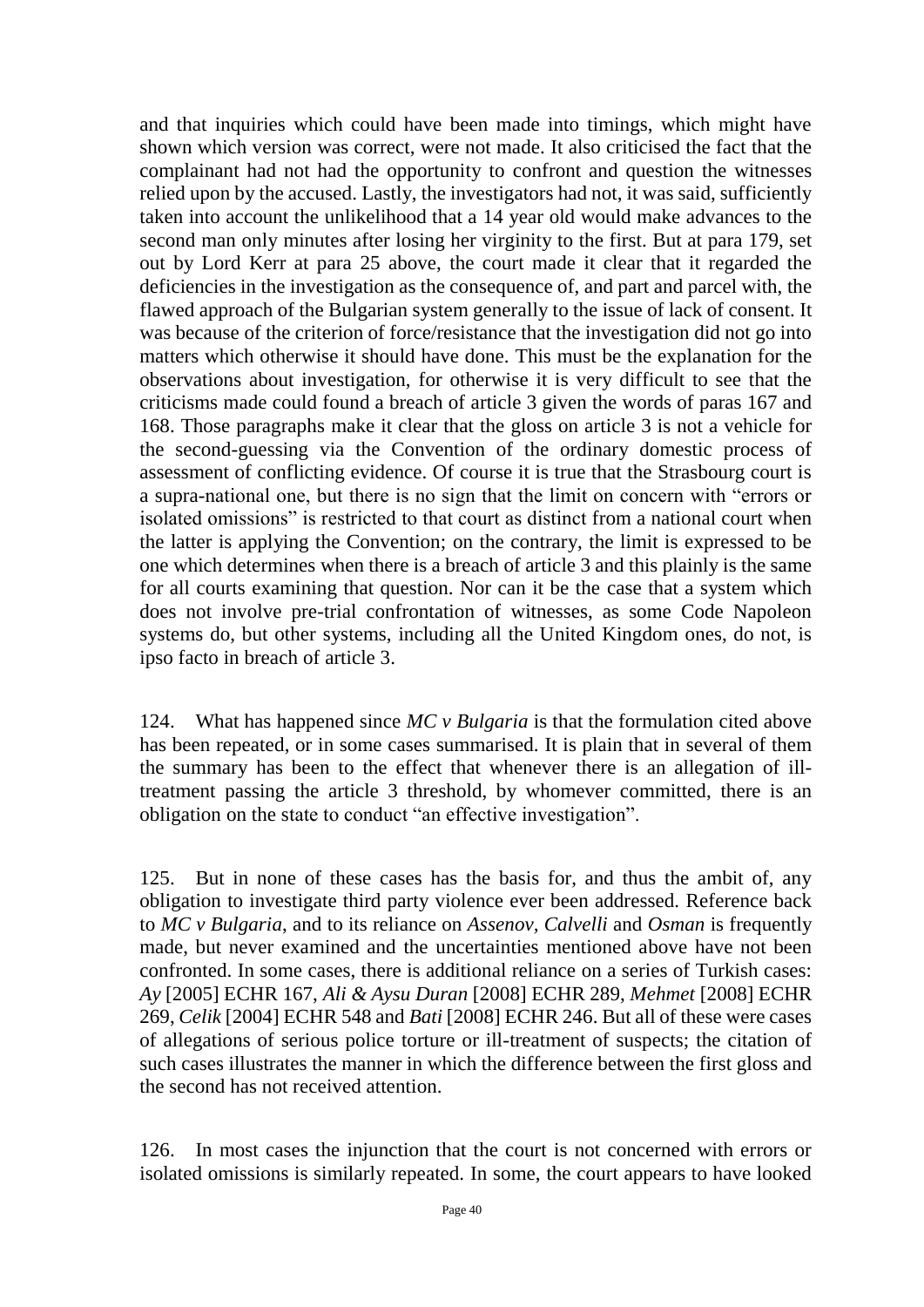and that inquiries which could have been made into timings, which might have shown which version was correct, were not made. It also criticised the fact that the complainant had not had the opportunity to confront and question the witnesses relied upon by the accused. Lastly, the investigators had not, it was said, sufficiently taken into account the unlikelihood that a 14 year old would make advances to the second man only minutes after losing her virginity to the first. But at para 179, set out by Lord Kerr at para 25 above, the court made it clear that it regarded the deficiencies in the investigation as the consequence of, and part and parcel with, the flawed approach of the Bulgarian system generally to the issue of lack of consent. It was because of the criterion of force/resistance that the investigation did not go into matters which otherwise it should have done. This must be the explanation for the observations about investigation, for otherwise it is very difficult to see that the criticisms made could found a breach of article 3 given the words of paras 167 and 168. Those paragraphs make it clear that the gloss on article 3 is not a vehicle for the second-guessing via the Convention of the ordinary domestic process of assessment of conflicting evidence. Of course it is true that the Strasbourg court is a supra-national one, but there is no sign that the limit on concern with "errors or isolated omissions" is restricted to that court as distinct from a national court when the latter is applying the Convention; on the contrary, the limit is expressed to be one which determines when there is a breach of article 3 and this plainly is the same for all courts examining that question. Nor can it be the case that a system which does not involve pre-trial confrontation of witnesses, as some Code Napoleon systems do, but other systems, including all the United Kingdom ones, do not, is ipso facto in breach of article 3.

124. What has happened since *MC v Bulgaria* is that the formulation cited above has been repeated, or in some cases summarised. It is plain that in several of them the summary has been to the effect that whenever there is an allegation of ill-treatment passing the article 3 threshold, by whomever committed, there is an obligation on the state to conduct "an effective investigation".

125. But in none of these cases has the basis for, and thus the ambit of, any obligation to investigate third party violence ever been addressed. Reference back to *MC v Bulgaria*, and to its reliance on *Assenov*, *Calvelli* and *Osman* is frequently made, but never examined and the uncertainties mentioned above have not been confronted. In some cases, there is additional reliance on a series of Turkish cases: *Ay* [2005] ECHR 167, *Ali & Aysu Duran* [2008] ECHR 289, *Mehmet* [2008] ECHR 269, *Celik* [2004] ECHR 548 and *Bati* [2008] ECHR 246. But all of these were cases of allegations of serious police torture or ill-treatment of suspects; the citation of such cases illustrates the manner in which the difference between the first gloss and the second has not received attention.

126. In most cases the injunction that the court is not concerned with errors or isolated omissions is similarly repeated. In some, the court appears to have looked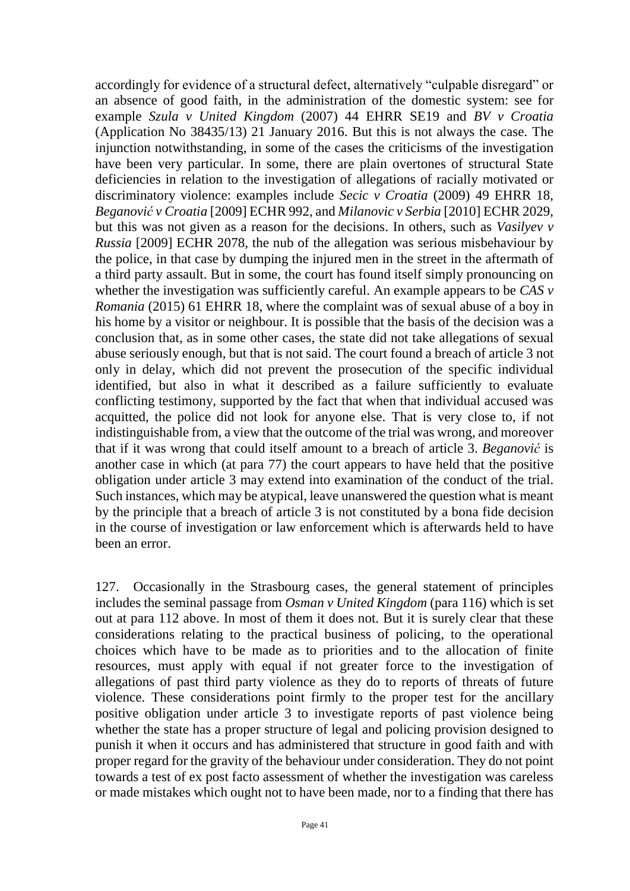accordingly for evidence of a structural defect, alternatively "culpable disregard" or an absence of good faith, in the administration of the domestic system: see for example *Szula v United Kingdom* (2007) 44 EHRR SE19 and *BV v Croatia* (Application No 38435/13) 21 January 2016. But this is not always the case. The injunction notwithstanding, in some of the cases the criticisms of the investigation have been very particular. In some, there are plain overtones of structural State deficiencies in relation to the investigation of allegations of racially motivated or discriminatory violence: examples include *Secic v Croatia* (2009) 49 EHRR 18, *Beganović v Croatia* [2009] ECHR 992, and *Milanovic v Serbia* [2010] ECHR 2029, but this was not given as a reason for the decisions. In others, such as *Vasilyev v Russia* [2009] ECHR 2078, the nub of the allegation was serious misbehaviour by the police, in that case by dumping the injured men in the street in the aftermath of a third party assault. But in some, the court has found itself simply pronouncing on whether the investigation was sufficiently careful. An example appears to be *CAS v Romania* (2015) 61 EHRR 18, where the complaint was of sexual abuse of a boy in his home by a visitor or neighbour. It is possible that the basis of the decision was a conclusion that, as in some other cases, the state did not take allegations of sexual abuse seriously enough, but that is not said. The court found a breach of article 3 not only in delay, which did not prevent the prosecution of the specific individual identified, but also in what it described as a failure sufficiently to evaluate conflicting testimony, supported by the fact that when that individual accused was acquitted, the police did not look for anyone else. That is very close to, if not indistinguishable from, a view that the outcome of the trial was wrong, and moreover that if it was wrong that could itself amount to a breach of article 3. *Beganović* is another case in which (at para 77) the court appears to have held that the positive obligation under article 3 may extend into examination of the conduct of the trial. Such instances, which may be atypical, leave unanswered the question what is meant by the principle that a breach of article 3 is not constituted by a bona fide decision in the course of investigation or law enforcement which is afterwards held to have been an error.

127. Occasionally in the Strasbourg cases, the general statement of principles includes the seminal passage from *Osman v United Kingdom* (para 116) which is set out at para 112 above. In most of them it does not. But it is surely clear that these considerations relating to the practical business of policing, to the operational choices which have to be made as to priorities and to the allocation of finite resources, must apply with equal if not greater force to the investigation of allegations of past third party violence as they do to reports of threats of future violence. These considerations point firmly to the proper test for the ancillary positive obligation under article 3 to investigate reports of past violence being whether the state has a proper structure of legal and policing provision designed to punish it when it occurs and has administered that structure in good faith and with proper regard for the gravity of the behaviour under consideration. They do not point towards a test of ex post facto assessment of whether the investigation was careless or made mistakes which ought not to have been made, nor to a finding that there has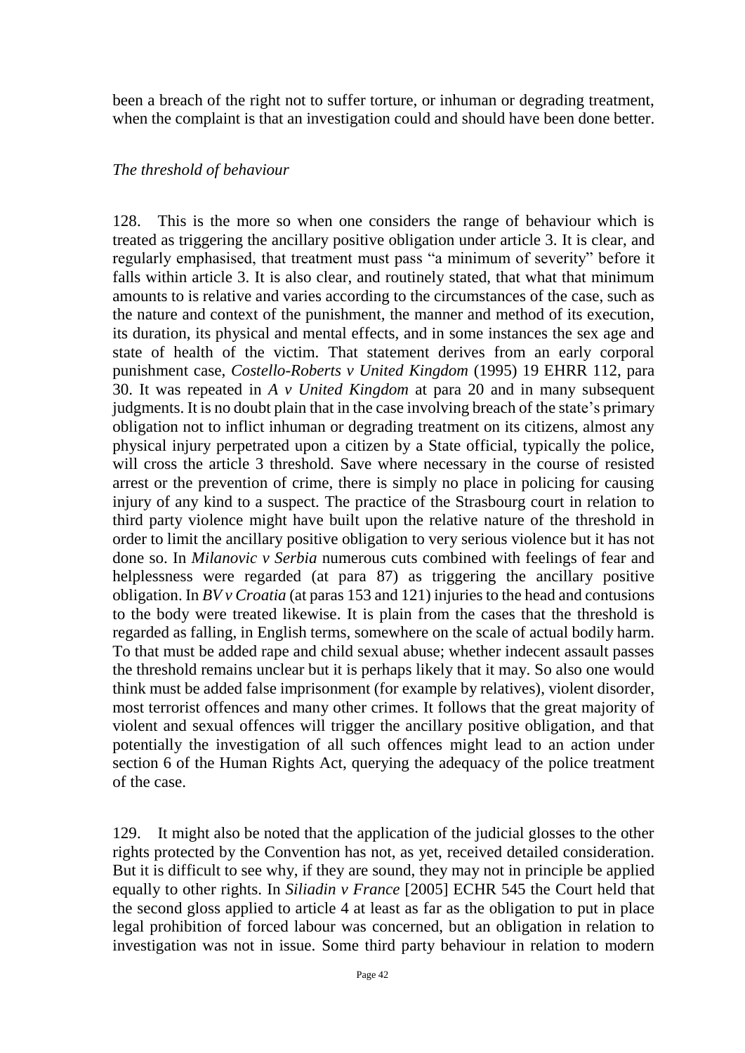been a breach of the right not to suffer torture, or inhuman or degrading treatment, when the complaint is that an investigation could and should have been done better.

*The threshold of behaviour*

128. This is the more so when one considers the range of behaviour which is treated as triggering the ancillary positive obligation under article 3. It is clear, and regularly emphasised, that treatment must pass "a minimum of severity" before it falls within article 3. It is also clear, and routinely stated, that what that minimum amounts to is relative and varies according to the circumstances of the case, such as the nature and context of the punishment, the manner and method of its execution, its duration, its physical and mental effects, and in some instances the sex age and state of health of the victim. That statement derives from an early corporal punishment case, *Costello-Roberts v United Kingdom* (1995) 19 EHRR 112, para 30. It was repeated in *A v United Kingdom* at para 20 and in many subsequent judgments. It is no doubt plain that in the case involving breach of the state's primary obligation not to inflict inhuman or degrading treatment on its citizens, almost any physical injury perpetrated upon a citizen by a State official, typically the police, will cross the article 3 threshold. Save where necessary in the course of resisted arrest or the prevention of crime, there is simply no place in policing for causing injury of any kind to a suspect. The practice of the Strasbourg court in relation to third party violence might have built upon the relative nature of the threshold in order to limit the ancillary positive obligation to very serious violence but it has not done so. In *Milanovic v Serbia* numerous cuts combined with feelings of fear and helplessness were regarded (at para 87) as triggering the ancillary positive obligation. In *BV v Croatia* (at paras 153 and 121) injuries to the head and contusions to the body were treated likewise. It is plain from the cases that the threshold is regarded as falling, in English terms, somewhere on the scale of actual bodily harm. To that must be added rape and child sexual abuse; whether indecent assault passes the threshold remains unclear but it is perhaps likely that it may. So also one would think must be added false imprisonment (for example by relatives), violent disorder, most terrorist offences and many other crimes. It follows that the great majority of violent and sexual offences will trigger the ancillary positive obligation, and that potentially the investigation of all such offences might lead to an action under section 6 of the Human Rights Act, querying the adequacy of the police treatment of the case.

129. It might also be noted that the application of the judicial glosses to the other rights protected by the Convention has not, as yet, received detailed consideration. But it is difficult to see why, if they are sound, they may not in principle be applied equally to other rights. In *Siliadin v France* [2005] ECHR 545 the Court held that the second gloss applied to article 4 at least as far as the obligation to put in place legal prohibition of forced labour was concerned, but an obligation in relation to investigation was not in issue. Some third party behaviour in relation to modern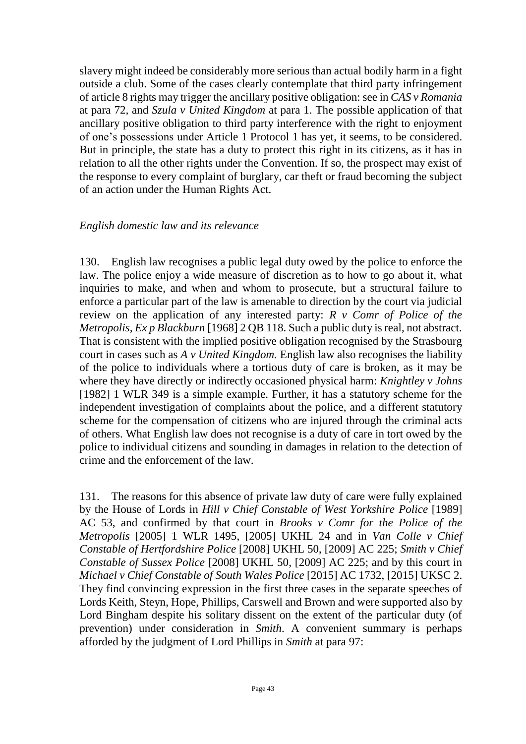slavery might indeed be considerably more serious than actual bodily harm in a fight outside a club. Some of the cases clearly contemplate that third party infringement of article 8 rights may trigger the ancillary positive obligation: see in *CAS v Romania* at para 72, and *Szula v United Kingdom* at para 1. The possible application of that ancillary positive obligation to third party interference with the right to enjoyment of one's possessions under Article 1 Protocol 1 has yet, it seems, to be considered. But in principle, the state has a duty to protect this right in its citizens, as it has in relation to all the other rights under the Convention. If so, the prospect may exist of the response to every complaint of burglary, car theft or fraud becoming the subject of an action under the Human Rights Act.

*English domestic law and its relevance*

130. English law recognises a public legal duty owed by the police to enforce the law. The police enjoy a wide measure of discretion as to how to go about it, what inquiries to make, and when and whom to prosecute, but a structural failure to enforce a particular part of the law is amenable to direction by the court via judicial review on the application of any interested party: *R v Comr of Police of the Metropolis, Ex p Blackburn* [1968] 2 QB 118. Such a public duty is real, not abstract. That is consistent with the implied positive obligation recognised by the Strasbourg court in cases such as *A v United Kingdom.* English law also recognises the liability of the police to individuals where a tortious duty of care is broken, as it may be where they have directly or indirectly occasioned physical harm: *Knightley v Johns* [1982] 1 WLR 349 is a simple example. Further, it has a statutory scheme for the independent investigation of complaints about the police, and a different statutory scheme for the compensation of citizens who are injured through the criminal acts of others. What English law does not recognise is a duty of care in tort owed by the police to individual citizens and sounding in damages in relation to the detection of crime and the enforcement of the law.

131. The reasons for this absence of private law duty of care were fully explained by the House of Lords in *Hill v Chief Constable of West Yorkshire Police* [1989] AC 53, and confirmed by that court in *Brooks v Comr for the Police of the Metropolis* [2005] 1 WLR 1495, [2005] UKHL 24 and in *Van Colle v Chief Constable of Hertfordshire Police* [2008] UKHL 50, [2009] AC 225; *Smith v Chief Constable of Sussex Police* [2008] UKHL 50, [2009] AC 225; and by this court in *Michael v Chief Constable of South Wales Police* [2015] AC 1732, [2015] UKSC 2. They find convincing expression in the first three cases in the separate speeches of Lords Keith, Steyn, Hope, Phillips, Carswell and Brown and were supported also by Lord Bingham despite his solitary dissent on the extent of the particular duty (of prevention) under consideration in *Smith*. A convenient summary is perhaps afforded by the judgment of Lord Phillips in *Smith* at para 97: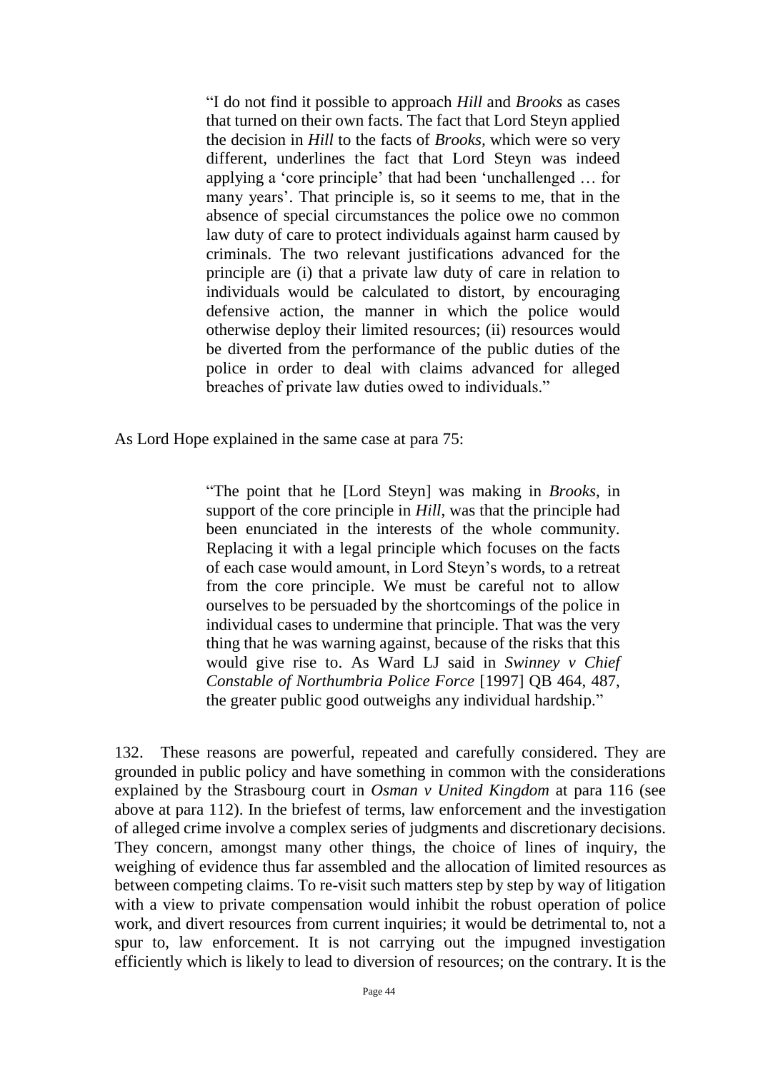> "I do not find it possible to approach *Hill* and *Brooks* as cases that turned on their own facts. The fact that Lord Steyn applied the decision in *Hill* to the facts of *Brooks*, which were so very different, underlines the fact that Lord Steyn was indeed applying a 'core principle' that had been 'unchallenged … for many years'. That principle is, so it seems to me, that in the absence of special circumstances the police owe no common law duty of care to protect individuals against harm caused by criminals. The two relevant justifications advanced for the principle are (i) that a private law duty of care in relation to individuals would be calculated to distort, by encouraging defensive action, the manner in which the police would otherwise deploy their limited resources; (ii) resources would be diverted from the performance of the public duties of the police in order to deal with claims advanced for alleged breaches of private law duties owed to individuals."

As Lord Hope explained in the same case at para 75:

> "The point that he [Lord Steyn] was making in *Brooks*, in support of the core principle in *Hill*, was that the principle had been enunciated in the interests of the whole community. Replacing it with a legal principle which focuses on the facts of each case would amount, in Lord Steyn's words, to a retreat from the core principle. We must be careful not to allow ourselves to be persuaded by the shortcomings of the police in individual cases to undermine that principle. That was the very thing that he was warning against, because of the risks that this would give rise to. As Ward LJ said in *Swinney v Chief Constable of Northumbria Police Force* [1997] QB 464, 487, the greater public good outweighs any individual hardship."

132. These reasons are powerful, repeated and carefully considered. They are grounded in public policy and have something in common with the considerations explained by the Strasbourg court in *Osman v United Kingdom* at para 116 (see above at para 112). In the briefest of terms, law enforcement and the investigation of alleged crime involve a complex series of judgments and discretionary decisions. They concern, amongst many other things, the choice of lines of inquiry, the weighing of evidence thus far assembled and the allocation of limited resources as between competing claims. To re-visit such matters step by step by way of litigation with a view to private compensation would inhibit the robust operation of police work, and divert resources from current inquiries; it would be detrimental to, not a spur to, law enforcement. It is not carrying out the impugned investigation efficiently which is likely to lead to diversion of resources; on the contrary. It is the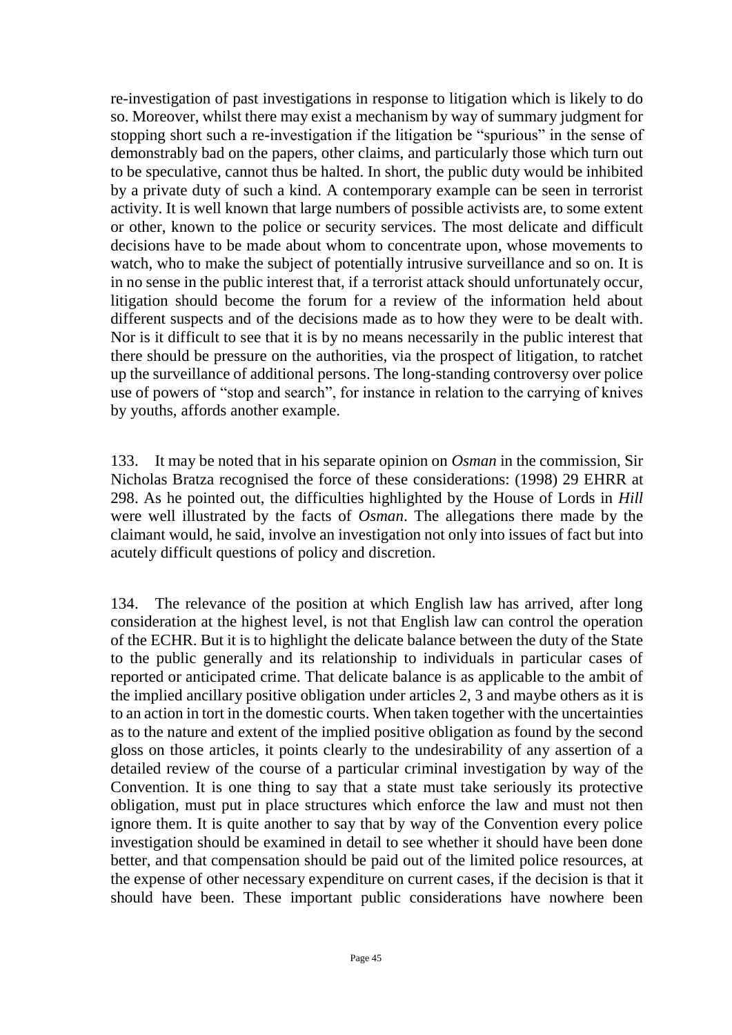re-investigation of past investigations in response to litigation which is likely to do so. Moreover, whilst there may exist a mechanism by way of summary judgment for stopping short such a re-investigation if the litigation be "spurious" in the sense of demonstrably bad on the papers, other claims, and particularly those which turn out to be speculative, cannot thus be halted. In short, the public duty would be inhibited by a private duty of such a kind. A contemporary example can be seen in terrorist activity. It is well known that large numbers of possible activists are, to some extent or other, known to the police or security services. The most delicate and difficult decisions have to be made about whom to concentrate upon, whose movements to watch, who to make the subject of potentially intrusive surveillance and so on. It is in no sense in the public interest that, if a terrorist attack should unfortunately occur, litigation should become the forum for a review of the information held about different suspects and of the decisions made as to how they were to be dealt with. Nor is it difficult to see that it is by no means necessarily in the public interest that there should be pressure on the authorities, via the prospect of litigation, to ratchet up the surveillance of additional persons. The long-standing controversy over police use of powers of "stop and search", for instance in relation to the carrying of knives by youths, affords another example.

133. It may be noted that in his separate opinion on *Osman* in the commission, Sir Nicholas Bratza recognised the force of these considerations: (1998) 29 EHRR at 298. As he pointed out, the difficulties highlighted by the House of Lords in *Hill* were well illustrated by the facts of *Osman*. The allegations there made by the claimant would, he said, involve an investigation not only into issues of fact but into acutely difficult questions of policy and discretion.

134. The relevance of the position at which English law has arrived, after long consideration at the highest level, is not that English law can control the operation of the ECHR. But it is to highlight the delicate balance between the duty of the State to the public generally and its relationship to individuals in particular cases of reported or anticipated crime. That delicate balance is as applicable to the ambit of the implied ancillary positive obligation under articles 2, 3 and maybe others as it is to an action in tort in the domestic courts. When taken together with the uncertainties as to the nature and extent of the implied positive obligation as found by the second gloss on those articles, it points clearly to the undesirability of any assertion of a detailed review of the course of a particular criminal investigation by way of the Convention. It is one thing to say that a state must take seriously its protective obligation, must put in place structures which enforce the law and must not then ignore them. It is quite another to say that by way of the Convention every police investigation should be examined in detail to see whether it should have been done better, and that compensation should be paid out of the limited police resources, at the expense of other necessary expenditure on current cases, if the decision is that it should have been. These important public considerations have nowhere been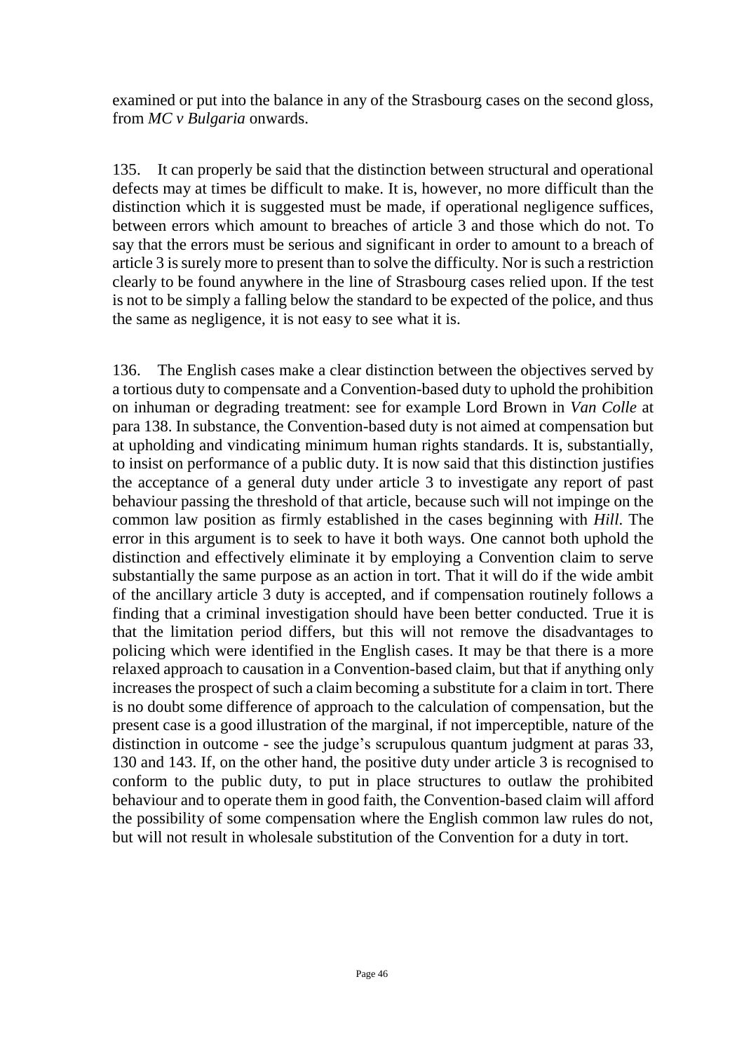examined or put into the balance in any of the Strasbourg cases on the second gloss, from *MC v Bulgaria* onwards.

135. It can properly be said that the distinction between structural and operational defects may at times be difficult to make. It is, however, no more difficult than the distinction which it is suggested must be made, if operational negligence suffices, between errors which amount to breaches of article 3 and those which do not. To say that the errors must be serious and significant in order to amount to a breach of article 3 is surely more to present than to solve the difficulty. Nor is such a restriction clearly to be found anywhere in the line of Strasbourg cases relied upon. If the test is not to be simply a falling below the standard to be expected of the police, and thus the same as negligence, it is not easy to see what it is.

136. The English cases make a clear distinction between the objectives served by a tortious duty to compensate and a Convention-based duty to uphold the prohibition on inhuman or degrading treatment: see for example Lord Brown in *Van Colle* at para 138. In substance, the Convention-based duty is not aimed at compensation but at upholding and vindicating minimum human rights standards. It is, substantially, to insist on performance of a public duty. It is now said that this distinction justifies the acceptance of a general duty under article 3 to investigate any report of past behaviour passing the threshold of that article, because such will not impinge on the common law position as firmly established in the cases beginning with *Hill*. The error in this argument is to seek to have it both ways. One cannot both uphold the distinction and effectively eliminate it by employing a Convention claim to serve substantially the same purpose as an action in tort. That it will do if the wide ambit of the ancillary article 3 duty is accepted, and if compensation routinely follows a finding that a criminal investigation should have been better conducted. True it is that the limitation period differs, but this will not remove the disadvantages to policing which were identified in the English cases. It may be that there is a more relaxed approach to causation in a Convention-based claim, but that if anything only increases the prospect of such a claim becoming a substitute for a claim in tort. There is no doubt some difference of approach to the calculation of compensation, but the present case is a good illustration of the marginal, if not imperceptible, nature of the distinction in outcome - see the judge's scrupulous quantum judgment at paras 33, 130 and 143. If, on the other hand, the positive duty under article 3 is recognised to conform to the public duty, to put in place structures to outlaw the prohibited behaviour and to operate them in good faith, the Convention-based claim will afford the possibility of some compensation where the English common law rules do not, but will not result in wholesale substitution of the Convention for a duty in tort.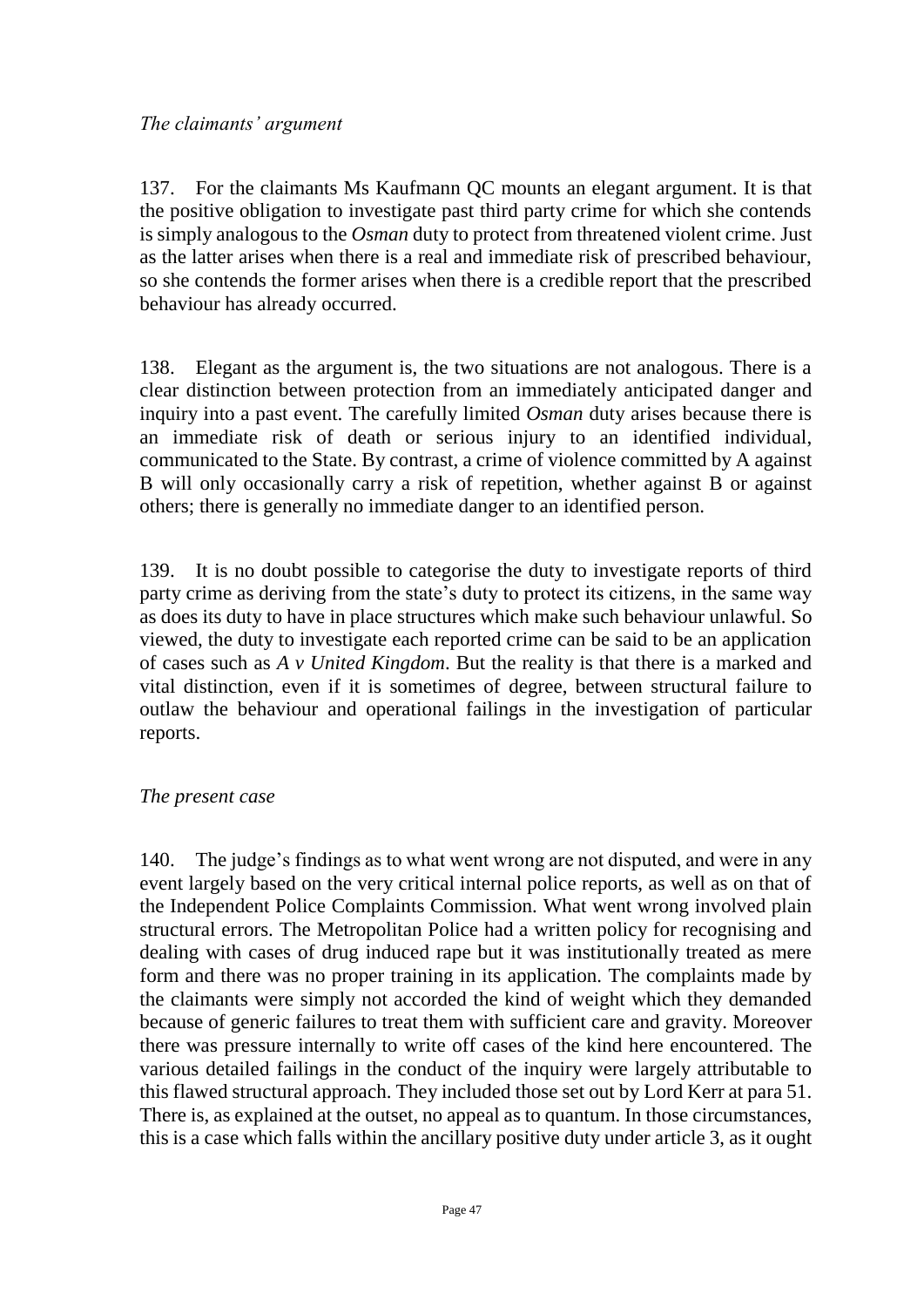*The claimants' argument*

137. For the claimants Ms Kaufmann QC mounts an elegant argument. It is that the positive obligation to investigate past third party crime for which she contends is simply analogous to the *Osman* duty to protect from threatened violent crime. Just as the latter arises when there is a real and immediate risk of prescribed behaviour, so she contends the former arises when there is a credible report that the prescribed behaviour has already occurred.

138. Elegant as the argument is, the two situations are not analogous. There is a clear distinction between protection from an immediately anticipated danger and inquiry into a past event. The carefully limited *Osman* duty arises because there is an immediate risk of death or serious injury to an identified individual, communicated to the State. By contrast, a crime of violence committed by A against B will only occasionally carry a risk of repetition, whether against B or against others; there is generally no immediate danger to an identified person.

139. It is no doubt possible to categorise the duty to investigate reports of third party crime as deriving from the state's duty to protect its citizens, in the same way as does its duty to have in place structures which make such behaviour unlawful. So viewed, the duty to investigate each reported crime can be said to be an application of cases such as *A v United Kingdom*. But the reality is that there is a marked and vital distinction, even if it is sometimes of degree, between structural failure to outlaw the behaviour and operational failings in the investigation of particular reports.

*The present case*

140. The judge's findings as to what went wrong are not disputed, and were in any event largely based on the very critical internal police reports, as well as on that of the Independent Police Complaints Commission. What went wrong involved plain structural errors. The Metropolitan Police had a written policy for recognising and dealing with cases of drug induced rape but it was institutionally treated as mere form and there was no proper training in its application. The complaints made by the claimants were simply not accorded the kind of weight which they demanded because of generic failures to treat them with sufficient care and gravity. Moreover there was pressure internally to write off cases of the kind here encountered. The various detailed failings in the conduct of the inquiry were largely attributable to this flawed structural approach. They included those set out by Lord Kerr at para 51. There is, as explained at the outset, no appeal as to quantum. In those circumstances, this is a case which falls within the ancillary positive duty under article 3, as it ought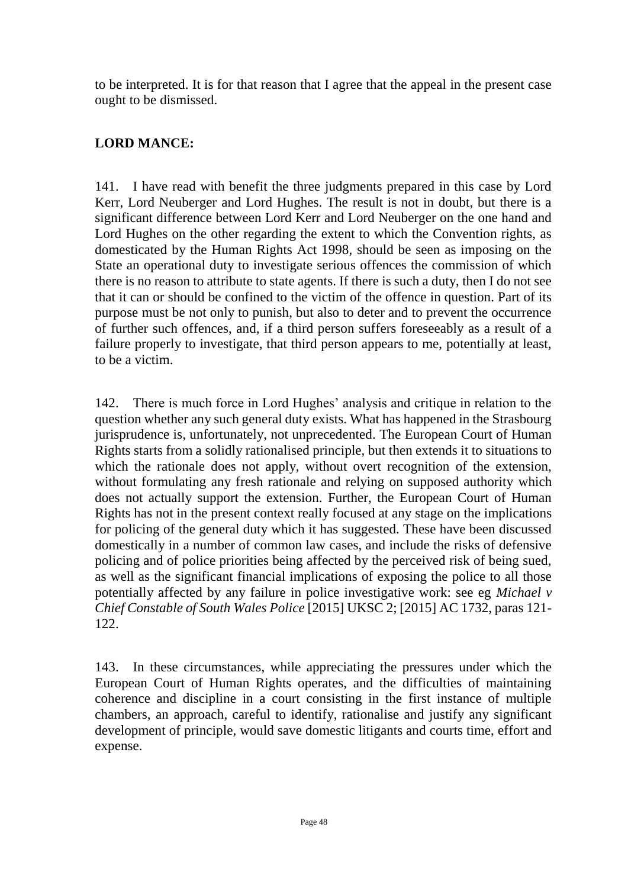to be interpreted. It is for that reason that I agree that the appeal in the present case ought to be dismissed.

## LORD MANCE:

141. I have read with benefit the three judgments prepared in this case by Lord Kerr, Lord Neuberger and Lord Hughes. The result is not in doubt, but there is a significant difference between Lord Kerr and Lord Neuberger on the one hand and Lord Hughes on the other regarding the extent to which the Convention rights, as domesticated by the Human Rights Act 1998, should be seen as imposing on the State an operational duty to investigate serious offences the commission of which there is no reason to attribute to state agents. If there is such a duty, then I do not see that it can or should be confined to the victim of the offence in question. Part of its purpose must be not only to punish, but also to deter and to prevent the occurrence of further such offences, and, if a third person suffers foreseeably as a result of a failure properly to investigate, that third person appears to me, potentially at least, to be a victim.

142. There is much force in Lord Hughes' analysis and critique in relation to the question whether any such general duty exists. What has happened in the Strasbourg jurisprudence is, unfortunately, not unprecedented. The European Court of Human Rights starts from a solidly rationalised principle, but then extends it to situations to which the rationale does not apply, without overt recognition of the extension, without formulating any fresh rationale and relying on supposed authority which does not actually support the extension. Further, the European Court of Human Rights has not in the present context really focused at any stage on the implications for policing of the general duty which it has suggested. These have been discussed domestically in a number of common law cases, and include the risks of defensive policing and of police priorities being affected by the perceived risk of being sued, as well as the significant financial implications of exposing the police to all those potentially affected by any failure in police investigative work: see eg *Michael v Chief Constable of South Wales Police* [2015] UKSC 2; [2015] AC 1732, paras 121-122.

143. In these circumstances, while appreciating the pressures under which the European Court of Human Rights operates, and the difficulties of maintaining coherence and discipline in a court consisting in the first instance of multiple chambers, an approach, careful to identify, rationalise and justify any significant development of principle, would save domestic litigants and courts time, effort and expense.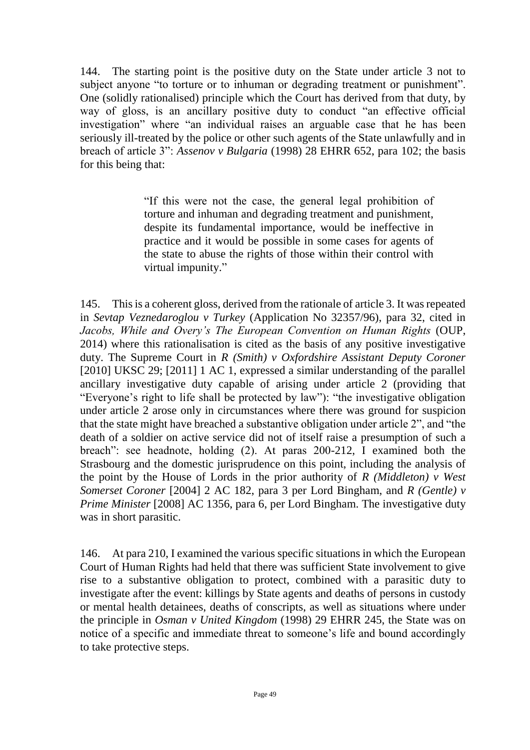144. The starting point is the positive duty on the State under article 3 not to subject anyone "to torture or to inhuman or degrading treatment or punishment". One (solidly rationalised) principle which the Court has derived from that duty, by way of gloss, is an ancillary positive duty to conduct "an effective official investigation" where "an individual raises an arguable case that he has been seriously ill-treated by the police or other such agents of the State unlawfully and in breach of article 3": *Assenov v Bulgaria* (1998) 28 EHRR 652, para 102; the basis for this being that:

> "If this were not the case, the general legal prohibition of torture and inhuman and degrading treatment and punishment, despite its fundamental importance, would be ineffective in practice and it would be possible in some cases for agents of the state to abuse the rights of those within their control with virtual impunity."

145. This is a coherent gloss, derived from the rationale of article 3. It was repeated in *Sevtap Veznedaroglou v Turkey* (Application No 32357/96), para 32, cited in *Jacobs, While and Overy's The European Convention on Human Rights* (OUP, 2014) where this rationalisation is cited as the basis of any positive investigative duty. The Supreme Court in *R (Smith) v Oxfordshire Assistant Deputy Coroner* [2010] UKSC 29; [2011] 1 AC 1, expressed a similar understanding of the parallel ancillary investigative duty capable of arising under article 2 (providing that "Everyone's right to life shall be protected by law"): "the investigative obligation under article 2 arose only in circumstances where there was ground for suspicion that the state might have breached a substantive obligation under article 2", and "the death of a soldier on active service did not of itself raise a presumption of such a breach": see headnote, holding (2). At paras 200-212, I examined both the Strasbourg and the domestic jurisprudence on this point, including the analysis of the point by the House of Lords in the prior authority of *R (Middleton) v West Somerset Coroner* [2004] 2 AC 182, para 3 per Lord Bingham, and *R (Gentle) v Prime Minister* [2008] AC 1356, para 6, per Lord Bingham. The investigative duty was in short parasitic.

146. At para 210, I examined the various specific situations in which the European Court of Human Rights had held that there was sufficient State involvement to give rise to a substantive obligation to protect, combined with a parasitic duty to investigate after the event: killings by State agents and deaths of persons in custody or mental health detainees, deaths of conscripts, as well as situations where under the principle in *Osman v United Kingdom* (1998) 29 EHRR 245, the State was on notice of a specific and immediate threat to someone's life and bound accordingly to take protective steps.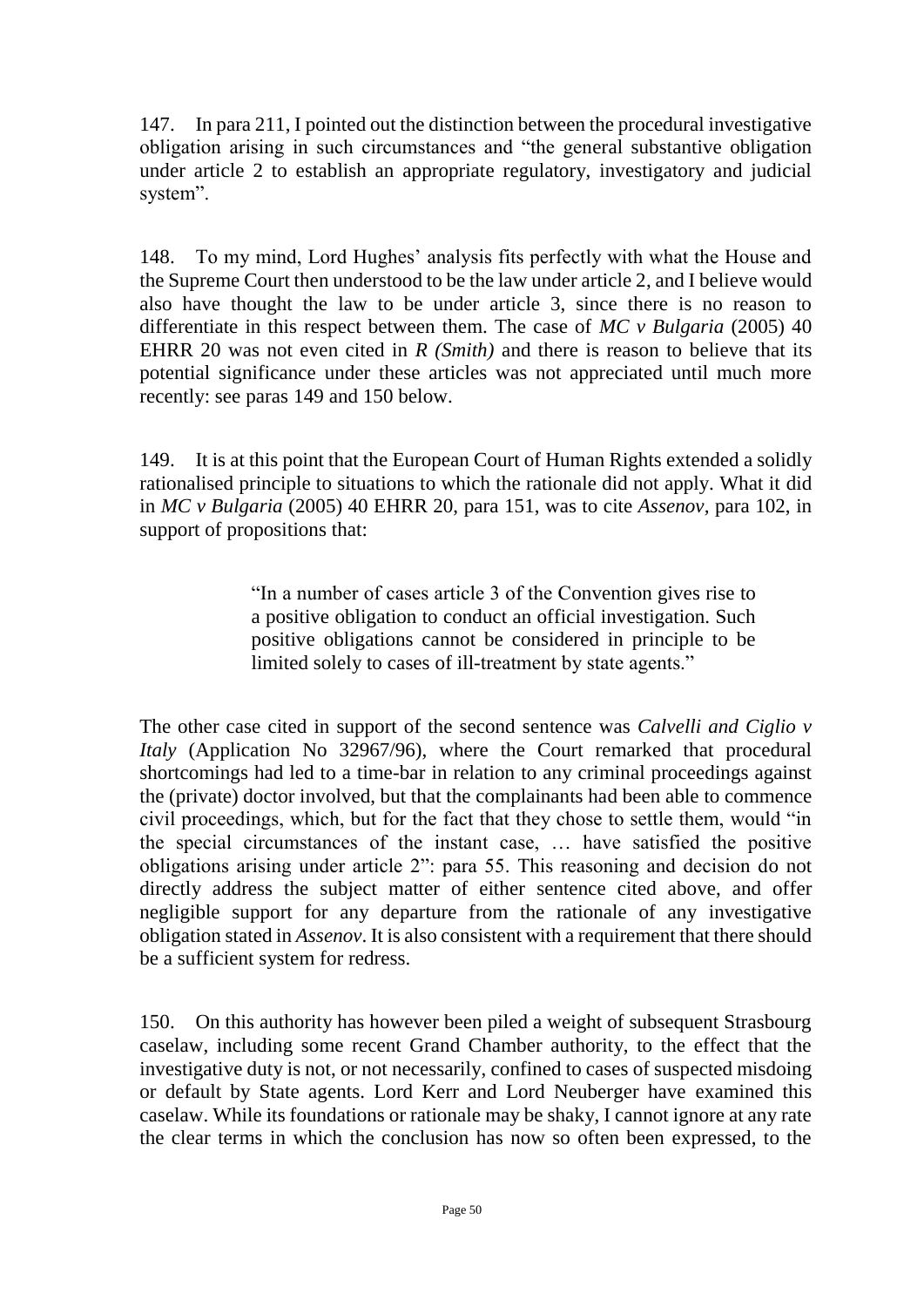147. In para 211, I pointed out the distinction between the procedural investigative obligation arising in such circumstances and "the general substantive obligation under article 2 to establish an appropriate regulatory, investigatory and judicial system".

148. To my mind, Lord Hughes' analysis fits perfectly with what the House and the Supreme Court then understood to be the law under article 2, and I believe would also have thought the law to be under article 3, since there is no reason to differentiate in this respect between them. The case of *MC v Bulgaria* (2005) 40 EHRR 20 was not even cited in *R (Smith)* and there is reason to believe that its potential significance under these articles was not appreciated until much more recently: see paras 149 and 150 below.

149. It is at this point that the European Court of Human Rights extended a solidly rationalised principle to situations to which the rationale did not apply. What it did in *MC v Bulgaria* (2005) 40 EHRR 20, para 151, was to cite *Assenov*, para 102, in support of propositions that:

> "In a number of cases article 3 of the Convention gives rise to a positive obligation to conduct an official investigation. Such positive obligations cannot be considered in principle to be limited solely to cases of ill-treatment by state agents."

The other case cited in support of the second sentence was *Calvelli and Ciglio v Italy* (Application No 32967/96), where the Court remarked that procedural shortcomings had led to a time-bar in relation to any criminal proceedings against the (private) doctor involved, but that the complainants had been able to commence civil proceedings, which, but for the fact that they chose to settle them, would "in the special circumstances of the instant case, … have satisfied the positive obligations arising under article 2": para 55. This reasoning and decision do not directly address the subject matter of either sentence cited above, and offer negligible support for any departure from the rationale of any investigative obligation stated in *Assenov*. It is also consistent with a requirement that there should be a sufficient system for redress.

150. On this authority has however been piled a weight of subsequent Strasbourg caselaw, including some recent Grand Chamber authority, to the effect that the investigative duty is not, or not necessarily, confined to cases of suspected misdoing or default by State agents. Lord Kerr and Lord Neuberger have examined this caselaw. While its foundations or rationale may be shaky, I cannot ignore at any rate the clear terms in which the conclusion has now so often been expressed, to the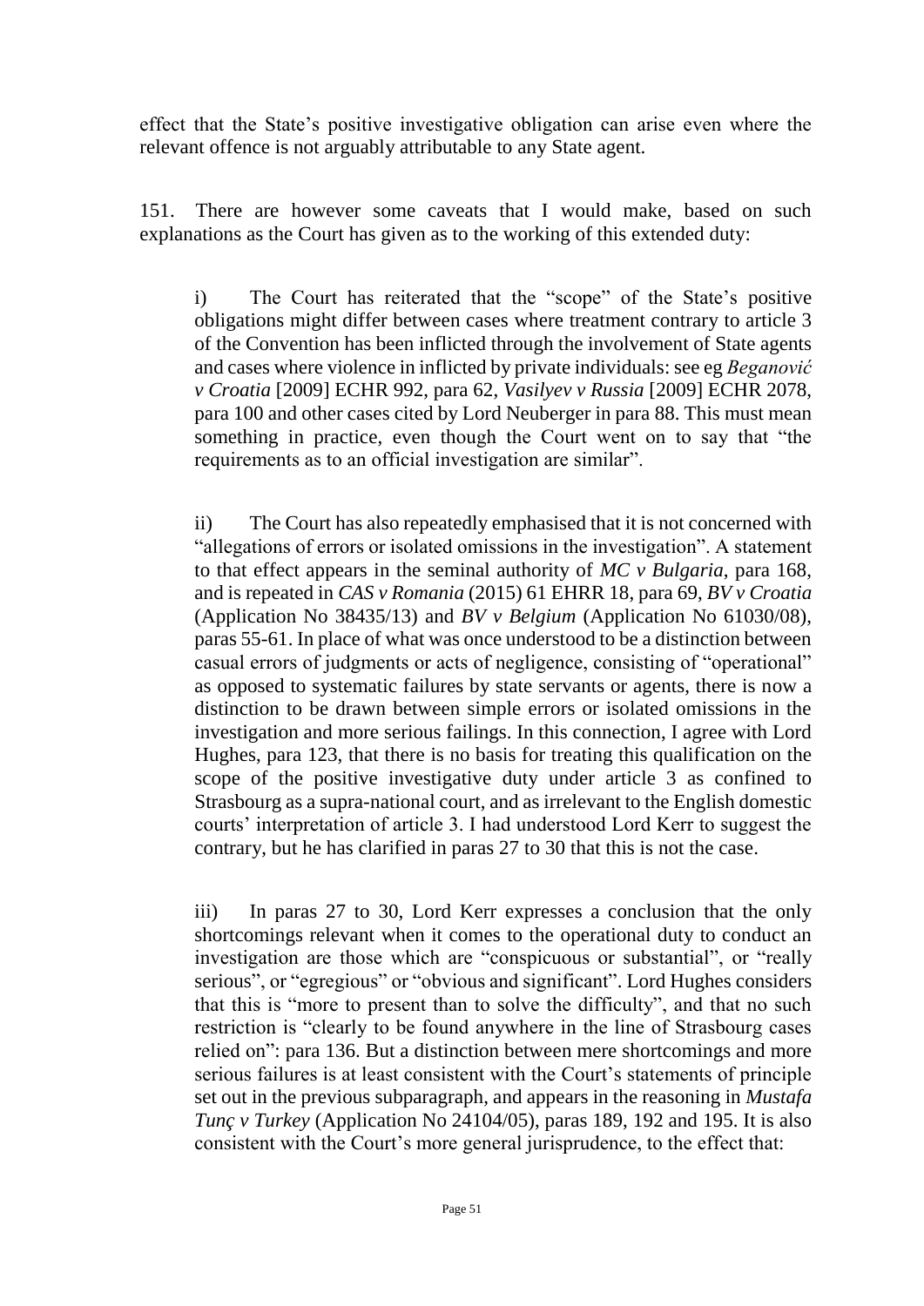effect that the State's positive investigative obligation can arise even where the relevant offence is not arguably attributable to any State agent.

151. There are however some caveats that I would make, based on such explanations as the Court has given as to the working of this extended duty:

i) The Court has reiterated that the "scope" of the State's positive obligations might differ between cases where treatment contrary to article 3 of the Convention has been inflicted through the involvement of State agents and cases where violence in inflicted by private individuals: see eg *Beganović v Croatia* [2009] ECHR 992, para 62, *Vasilyev v Russia* [2009] ECHR 2078, para 100 and other cases cited by Lord Neuberger in para 88. This must mean something in practice, even though the Court went on to say that "the requirements as to an official investigation are similar".

ii) The Court has also repeatedly emphasised that it is not concerned with "allegations of errors or isolated omissions in the investigation". A statement to that effect appears in the seminal authority of *MC v Bulgaria*, para 168, and is repeated in *CAS v Romania* (2015) 61 EHRR 18, para 69, *BV v Croatia* (Application No 38435/13) and *BV v Belgium* (Application No 61030/08), paras 55-61. In place of what was once understood to be a distinction between casual errors of judgments or acts of negligence, consisting of "operational" as opposed to systematic failures by state servants or agents, there is now a distinction to be drawn between simple errors or isolated omissions in the investigation and more serious failings. In this connection, I agree with Lord Hughes, para 123, that there is no basis for treating this qualification on the scope of the positive investigative duty under article 3 as confined to Strasbourg as a supra-national court, and as irrelevant to the English domestic courts' interpretation of article 3. I had understood Lord Kerr to suggest the contrary, but he has clarified in paras 27 to 30 that this is not the case.

iii) In paras 27 to 30, Lord Kerr expresses a conclusion that the only shortcomings relevant when it comes to the operational duty to conduct an investigation are those which are "conspicuous or substantial", or "really serious", or "egregious" or "obvious and significant". Lord Hughes considers that this is "more to present than to solve the difficulty", and that no such restriction is "clearly to be found anywhere in the line of Strasbourg cases relied on": para 136. But a distinction between mere shortcomings and more serious failures is at least consistent with the Court's statements of principle set out in the previous subparagraph, and appears in the reasoning in *Mustafa Tunç v Turkey* (Application No 24104/05), paras 189, 192 and 195. It is also consistent with the Court's more general jurisprudence, to the effect that: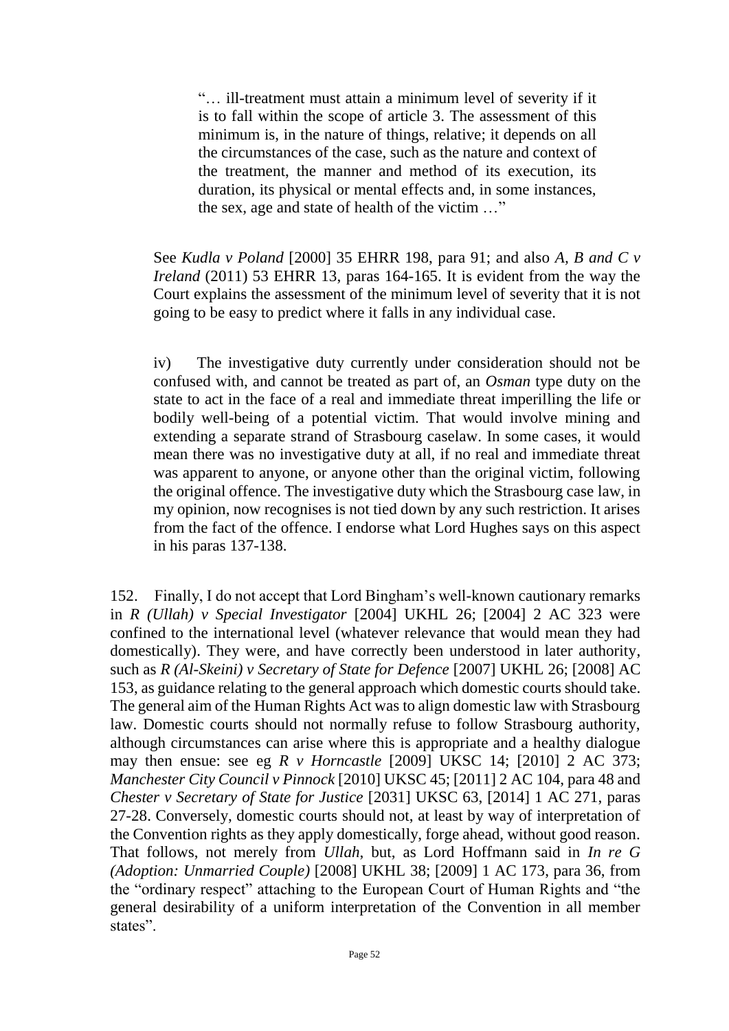> "… ill-treatment must attain a minimum level of severity if it is to fall within the scope of article 3. The assessment of this minimum is, in the nature of things, relative; it depends on all the circumstances of the case, such as the nature and context of the treatment, the manner and method of its execution, its duration, its physical or mental effects and, in some instances, the sex, age and state of health of the victim …"

See *Kudla v Poland* [2000] 35 EHRR 198, para 91; and also *A, B and C v Ireland* (2011) 53 EHRR 13, paras 164-165. It is evident from the way the Court explains the assessment of the minimum level of severity that it is not going to be easy to predict where it falls in any individual case.

iv) The investigative duty currently under consideration should not be confused with, and cannot be treated as part of, an *Osman* type duty on the state to act in the face of a real and immediate threat imperilling the life or bodily well-being of a potential victim. That would involve mining and extending a separate strand of Strasbourg caselaw. In some cases, it would mean there was no investigative duty at all, if no real and immediate threat was apparent to anyone, or anyone other than the original victim, following the original offence. The investigative duty which the Strasbourg case law, in my opinion, now recognises is not tied down by any such restriction. It arises from the fact of the offence. I endorse what Lord Hughes says on this aspect in his paras 137-138.

152. Finally, I do not accept that Lord Bingham's well-known cautionary remarks in *R (Ullah) v Special Investigator* [2004] UKHL 26; [2004] 2 AC 323 were confined to the international level (whatever relevance that would mean they had domestically). They were, and have correctly been understood in later authority, such as *R (Al-Skeini) v Secretary of State for Defence* [2007] UKHL 26; [2008] AC 153, as guidance relating to the general approach which domestic courts should take. The general aim of the Human Rights Act was to align domestic law with Strasbourg law. Domestic courts should not normally refuse to follow Strasbourg authority, although circumstances can arise where this is appropriate and a healthy dialogue may then ensue: see eg *R v Horncastle* [2009] UKSC 14; [2010] 2 AC 373; *Manchester City Council v Pinnock* [2010] UKSC 45; [2011] 2 AC 104, para 48 and *Chester v Secretary of State for Justice* [2031] UKSC 63, [2014] 1 AC 271, paras 27-28. Conversely, domestic courts should not, at least by way of interpretation of the Convention rights as they apply domestically, forge ahead, without good reason. That follows, not merely from *Ullah*, but, as Lord Hoffmann said in *In re G (Adoption: Unmarried Couple)* [2008] UKHL 38; [2009] 1 AC 173, para 36, from the "ordinary respect" attaching to the European Court of Human Rights and "the general desirability of a uniform interpretation of the Convention in all member states".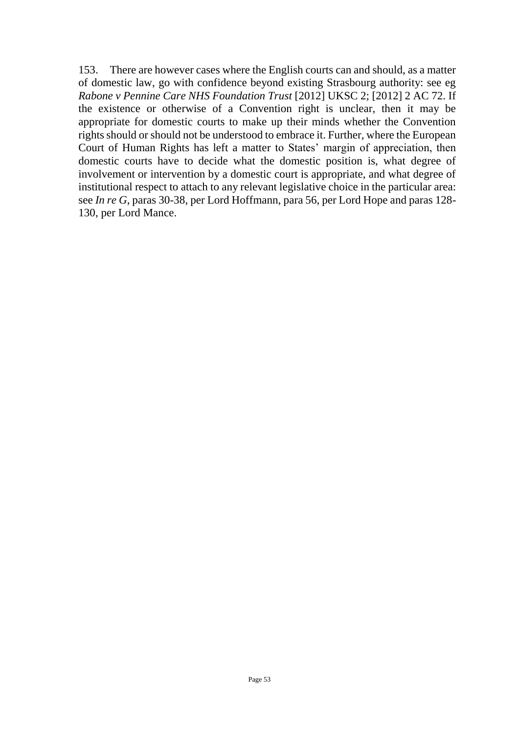153. There are however cases where the English courts can and should, as a matter of domestic law, go with confidence beyond existing Strasbourg authority: see eg *Rabone v Pennine Care NHS Foundation Trust* [2012] UKSC 2; [2012] 2 AC 72. If the existence or otherwise of a Convention right is unclear, then it may be appropriate for domestic courts to make up their minds whether the Convention rights should or should not be understood to embrace it. Further, where the European Court of Human Rights has left a matter to States' margin of appreciation, then domestic courts have to decide what the domestic position is, what degree of involvement or intervention by a domestic court is appropriate, and what degree of institutional respect to attach to any relevant legislative choice in the particular area: see *In re G*, paras 30-38, per Lord Hoffmann, para 56, per Lord Hope and paras 128-130, per Lord Mance.